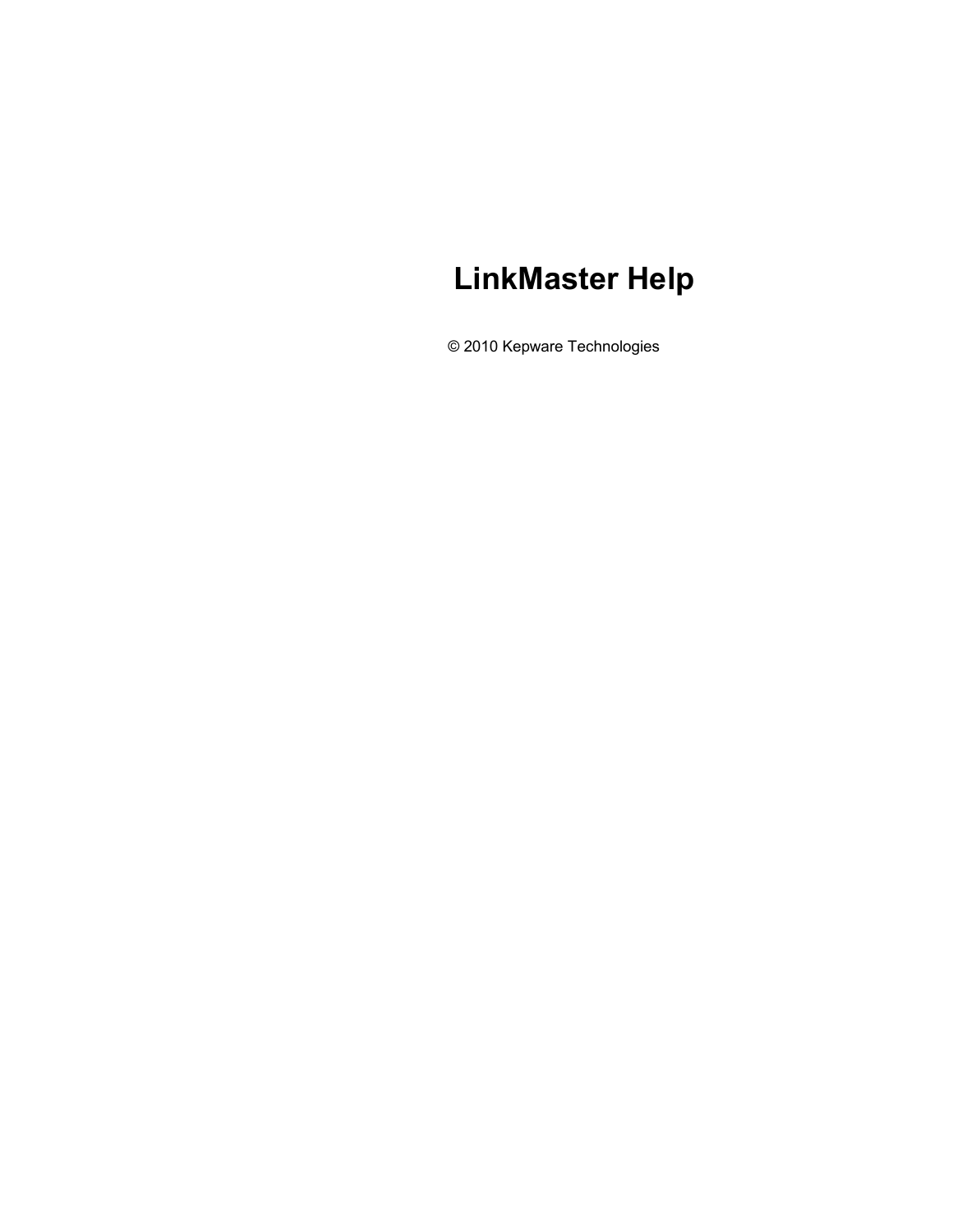# LinkMaster Help

© 2010 Kepware Technologies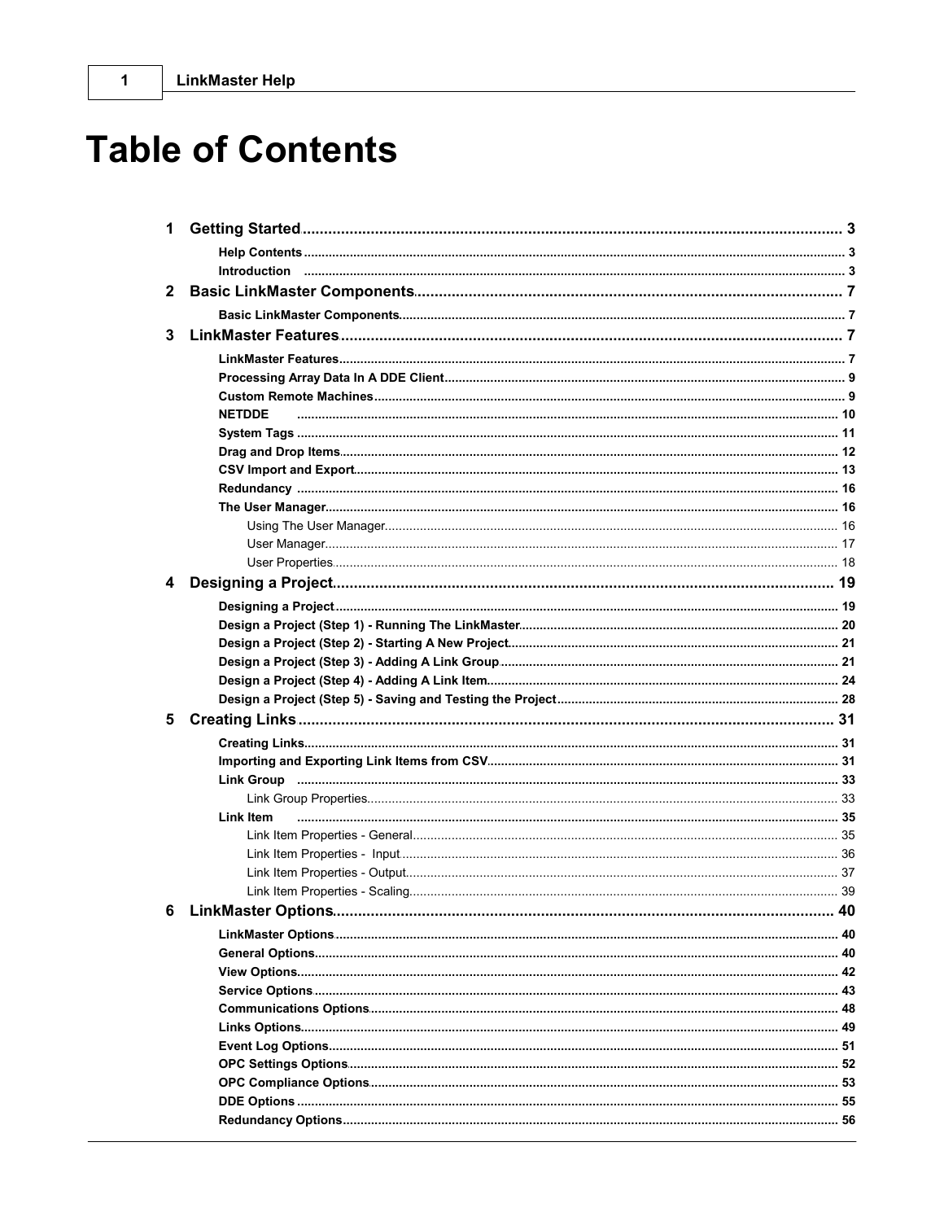# Table of Contents

**1 Getting Started** ... 3

- **Help Contents** ... 3
- **Introduction** ... 3

**2 Basic LinkMaster Components** ... 7

- **Basic LinkMaster Components** ... 7

**3 LinkMaster Features** ... 7

- **LinkMaster Features** ... 7
- **Processing Array Data In A DDE Client** ... 9
- **Custom Remote Machines** ... 9
- **NETDDE** ... 10
- **System Tags** ... 11
- **Drag and Drop Items** ... 12
- **CSV Import and Export** ... 13
- **Redundancy** ... 16
- **The User Manager** ... 16
  - Using The User Manager ... 16
  - User Manager ... 17
  - User Properties ... 18

**4 Designing a Project** ... 19

- **Designing a Project** ... 19
- **Design a Project (Step 1) - Running The LinkMaster** ... 20
- **Design a Project (Step 2) - Starting A New Project** ... 21
- **Design a Project (Step 3) - Adding A Link Group** ... 21
- **Design a Project (Step 4) - Adding A Link Item** ... 24
- **Design a Project (Step 5) - Saving and Testing the Project** ... 28

**5 Creating Links** ... 31

- **Creating Links** ... 31
- **Importing and Exporting Link Items from CSV** ... 31
- **Link Group** ... 33
  - Link Group Properties ... 33
- **Link Item** ... 35
  - Link Item Properties - General ... 35
  - Link Item Properties - Input ... 36
  - Link Item Properties - Output ... 37
  - Link Item Properties - Scaling ... 39

**6 LinkMaster Options** ... 40

- **LinkMaster Options** ... 40
- **General Options** ... 40
- **View Options** ... 42
- **Service Options** ... 43
- **Communications Options** ... 48
- **Links Options** ... 49
- **Event Log Options** ... 51
- **OPC Settings Options** ... 52
- **OPC Compliance Options** ... 53
- **DDE Options** ... 55
- **Redundancy Options** ... 56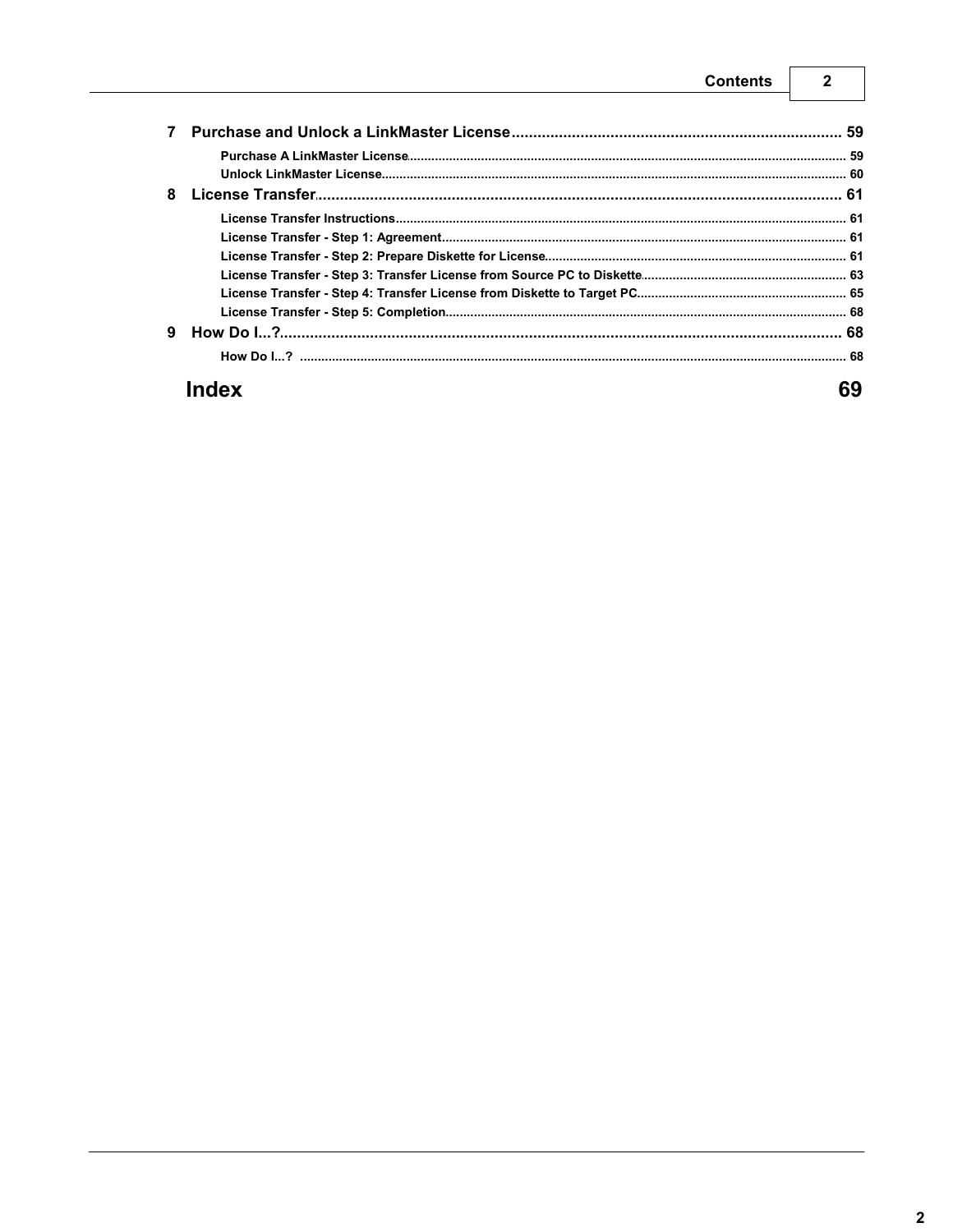**7 Purchase and Unlock a LinkMaster License** ........................................................................... 59

- Purchase A LinkMaster License ........................................................................................................................ 59
- Unlock LinkMaster License ................................................................................................................................ 60

**8 License Transfer** ........................................................................................................................... 61

- License Transfer Instructions ............................................................................................................................. 61
- License Transfer - Step 1: Agreement ................................................................................................................ 61
- License Transfer - Step 2: Prepare Diskette for License .................................................................................... 61
- License Transfer - Step 3: Transfer License from Source PC to Diskette ......................................................... 63
- License Transfer - Step 4: Transfer License from Diskette to Target PC .......................................................... 65
- License Transfer - Step 5: Completion ............................................................................................................... 68

**9 How Do I...?** .................................................................................................................................. 68

- How Do I...? ....................................................................................................................................................... 68

**Index** 69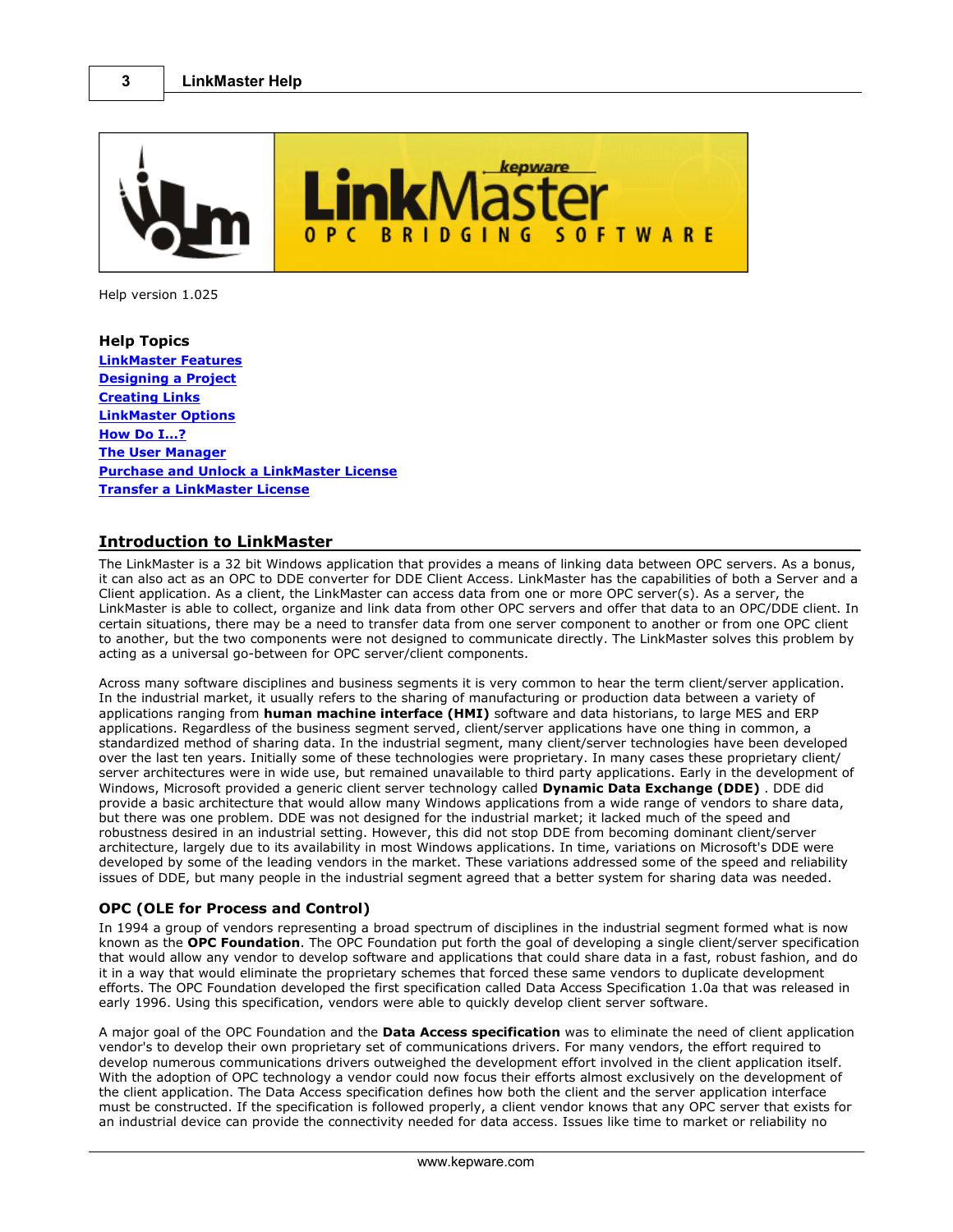Help version 1.025

**Help Topics**

[LinkMaster Features]()
[Designing a Project]()
[Creating Links]()
[LinkMaster Options]()
[How Do I...?]()
[The User Manager]()
[Purchase and Unlock a LinkMaster License]()
[Transfer a LinkMaster License]()

## Introduction to LinkMaster

The LinkMaster is a 32 bit Windows application that provides a means of linking data between OPC servers. As a bonus, it can also act as an OPC to DDE converter for DDE Client Access. LinkMaster has the capabilities of both a Server and a Client application. As a client, the LinkMaster can access data from one or more OPC server(s). As a server, the LinkMaster is able to collect, organize and link data from other OPC servers and offer that data to an OPC/DDE client. In certain situations, there may be a need to transfer data from one server component to another or from one OPC client to another, but the two components were not designed to communicate directly. The LinkMaster solves this problem by acting as a universal go-between for OPC server/client components.

Across many software disciplines and business segments it is very common to hear the term client/server application. In the industrial market, it usually refers to the sharing of manufacturing or production data between a variety of applications ranging from **human machine interface (HMI)** software and data historians, to large MES and ERP applications. Regardless of the business segment served, client/server applications have one thing in common, a standardized method of sharing data. In the industrial segment, many client/server technologies have been developed over the last ten years. Initially some of these technologies were proprietary. In many cases these proprietary client/server architectures were in wide use, but remained unavailable to third party applications. Early in the development of Windows, Microsoft provided a generic client server technology called **Dynamic Data Exchange (DDE)** . DDE did provide a basic architecture that would allow many Windows applications from a wide range of vendors to share data, but there was one problem. DDE was not designed for the industrial market; it lacked much of the speed and robustness desired in an industrial setting. However, this did not stop DDE from becoming dominant client/server architecture, largely due to its availability in most Windows applications. In time, variations on Microsoft's DDE were developed by some of the leading vendors in the market. These variations addressed some of the speed and reliability issues of DDE, but many people in the industrial segment agreed that a better system for sharing data was needed.

### OPC (OLE for Process and Control)

In 1994 a group of vendors representing a broad spectrum of disciplines in the industrial segment formed what is now known as the **OPC Foundation**. The OPC Foundation put forth the goal of developing a single client/server specification that would allow any vendor to develop software and applications that could share data in a fast, robust fashion, and do it in a way that would eliminate the proprietary schemes that forced these same vendors to duplicate development efforts. The OPC Foundation developed the first specification called Data Access Specification 1.0a that was released in early 1996. Using this specification, vendors were able to quickly develop client server software.

A major goal of the OPC Foundation and the **Data Access specification** was to eliminate the need of client application vendor's to develop their own proprietary set of communications drivers. For many vendors, the effort required to develop numerous communications drivers outweighed the development effort involved in the client application itself. With the adoption of OPC technology a vendor could now focus their efforts almost exclusively on the development of the client application. The Data Access specification defines how both the client and the server application interface must be constructed. If the specification is followed properly, a client vendor knows that any OPC server that exists for an industrial device can provide the connectivity needed for data access. Issues like time to market or reliability no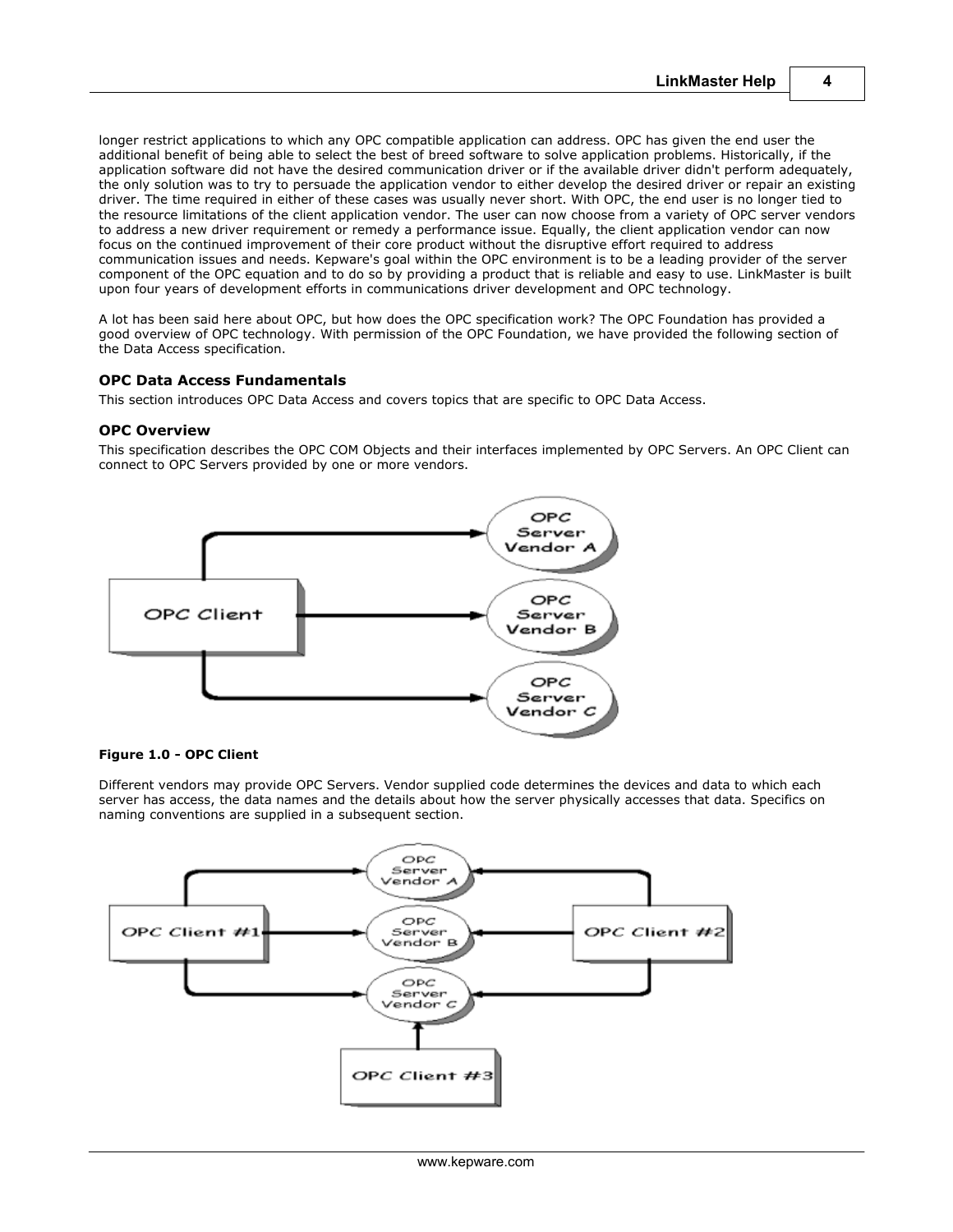longer restrict applications to which any OPC compatible application can address. OPC has given the end user the additional benefit of being able to select the best of breed software to solve application problems. Historically, if the application software did not have the desired communication driver or if the available driver didn't perform adequately, the only solution was to try to persuade the application vendor to either develop the desired driver or repair an existing driver. The time required in either of these cases was usually never short. With OPC, the end user is no longer tied to the resource limitations of the client application vendor. The user can now choose from a variety of OPC server vendors to address a new driver requirement or remedy a performance issue. Equally, the client application vendor can now focus on the continued improvement of their core product without the disruptive effort required to address communication issues and needs. Kepware's goal within the OPC environment is to be a leading provider of the server component of the OPC equation and to do so by providing a product that is reliable and easy to use. LinkMaster is built upon four years of development efforts in communications driver development and OPC technology.

A lot has been said here about OPC, but how does the OPC specification work? The OPC Foundation has provided a good overview of OPC technology. With permission of the OPC Foundation, we have provided the following section of the Data Access specification.

### OPC Data Access Fundamentals

This section introduces OPC Data Access and covers topics that are specific to OPC Data Access.

### OPC Overview

This specification describes the OPC COM Objects and their interfaces implemented by OPC Servers. An OPC Client can connect to OPC Servers provided by one or more vendors.

**Figure 1.0 - OPC Client**

Different vendors may provide OPC Servers. Vendor supplied code determines the devices and data to which each server has access, the data names and the details about how the server physically accesses that data. Specifics on naming conventions are supplied in a subsequent section.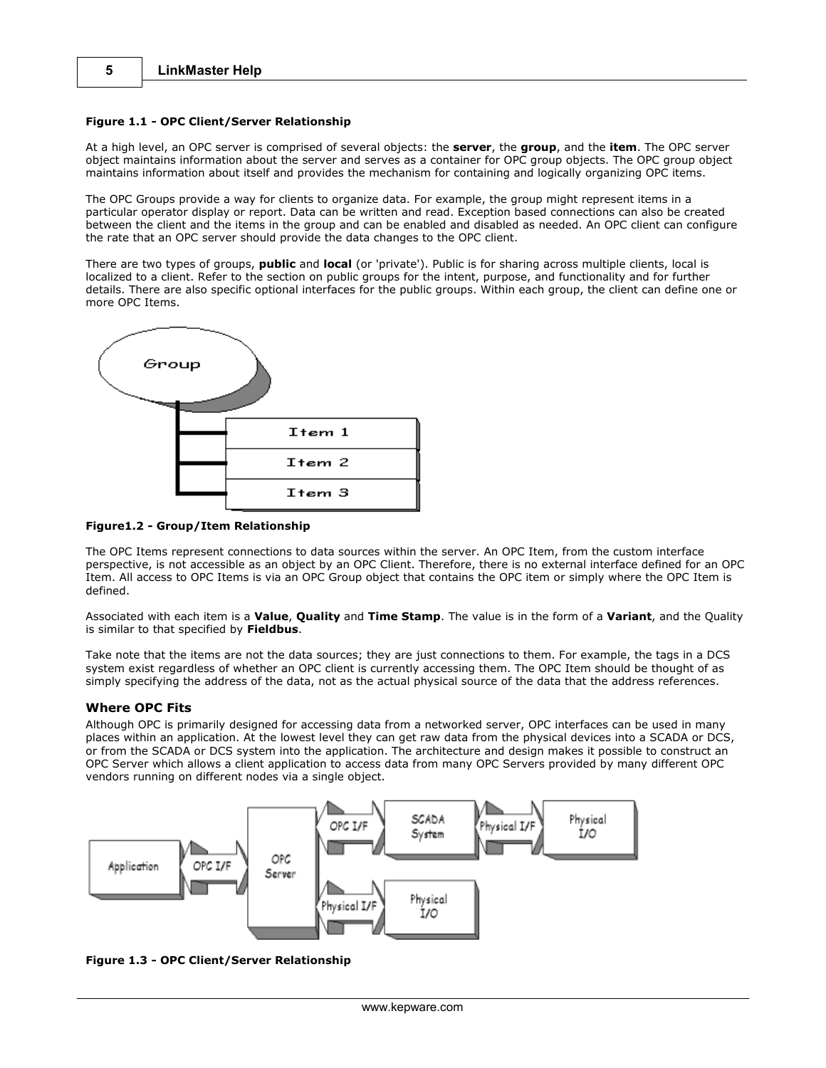**Figure 1.1 - OPC Client/Server Relationship**

At a high level, an OPC server is comprised of several objects: the **server**, the **group**, and the **item**. The OPC server object maintains information about the server and serves as a container for OPC group objects. The OPC group object maintains information about itself and provides the mechanism for containing and logically organizing OPC items.

The OPC Groups provide a way for clients to organize data. For example, the group might represent items in a particular operator display or report. Data can be written and read. Exception based connections can also be created between the client and the items in the group and can be enabled and disabled as needed. An OPC client can configure the rate that an OPC server should provide the data changes to the OPC client.

There are two types of groups, **public** and **local** (or 'private'). Public is for sharing across multiple clients, local is localized to a client. Refer to the section on public groups for the intent, purpose, and functionality and for further details. There are also specific optional interfaces for the public groups. Within each group, the client can define one or more OPC Items.

**Figure1.2 - Group/Item Relationship**

The OPC Items represent connections to data sources within the server. An OPC Item, from the custom interface perspective, is not accessible as an object by an OPC Client. Therefore, there is no external interface defined for an OPC Item. All access to OPC Items is via an OPC Group object that contains the OPC item or simply where the OPC Item is defined.

Associated with each item is a **Value**, **Quality** and **Time Stamp**. The value is in the form of a **Variant**, and the Quality is similar to that specified by **Fieldbus**.

Take note that the items are not the data sources; they are just connections to them. For example, the tags in a DCS system exist regardless of whether an OPC client is currently accessing them. The OPC Item should be thought of as simply specifying the address of the data, not as the actual physical source of the data that the address references.

### Where OPC Fits

Although OPC is primarily designed for accessing data from a networked server, OPC interfaces can be used in many places within an application. At the lowest level they can get raw data from the physical devices into a SCADA or DCS, or from the SCADA or DCS system into the application. The architecture and design makes it possible to construct an OPC Server which allows a client application to access data from many OPC Servers provided by many different OPC vendors running on different nodes via a single object.

**Figure 1.3 - OPC Client/Server Relationship**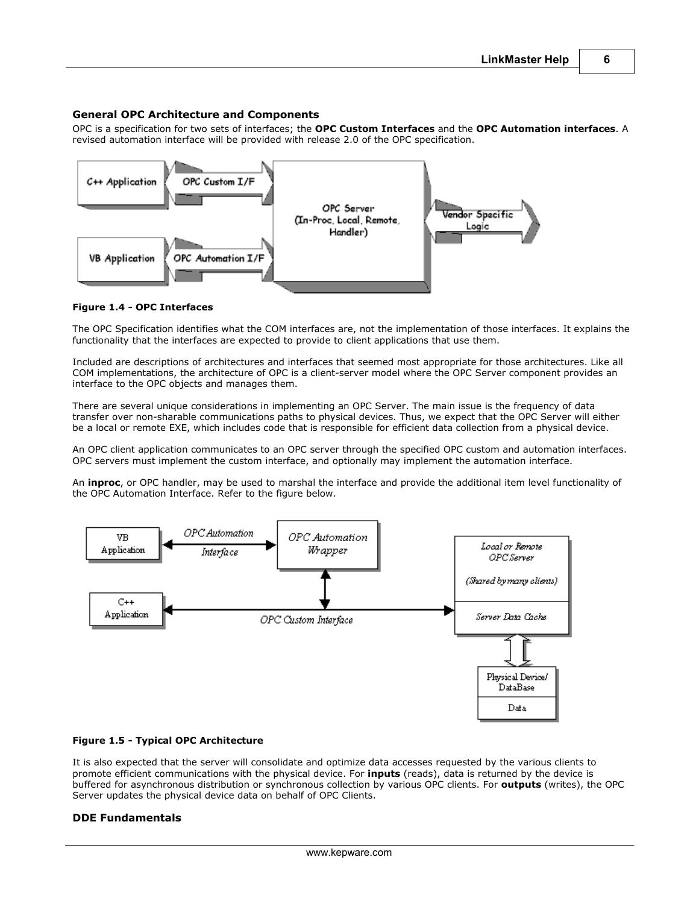### General OPC Architecture and Components

OPC is a specification for two sets of interfaces; the **OPC Custom Interfaces** and the **OPC Automation interfaces**. A revised automation interface will be provided with release 2.0 of the OPC specification.

**Figure 1.4 - OPC Interfaces**

The OPC Specification identifies what the COM interfaces are, not the implementation of those interfaces. It explains the functionality that the interfaces are expected to provide to client applications that use them.

Included are descriptions of architectures and interfaces that seemed most appropriate for those architectures. Like all COM implementations, the architecture of OPC is a client-server model where the OPC Server component provides an interface to the OPC objects and manages them.

There are several unique considerations in implementing an OPC Server. The main issue is the frequency of data transfer over non-sharable communications paths to physical devices. Thus, we expect that the OPC Server will either be a local or remote EXE, which includes code that is responsible for efficient data collection from a physical device.

An OPC client application communicates to an OPC server through the specified OPC custom and automation interfaces. OPC servers must implement the custom interface, and optionally may implement the automation interface.

An **inproc**, or OPC handler, may be used to marshal the interface and provide the additional item level functionality of the OPC Automation Interface. Refer to the figure below.

**Figure 1.5 - Typical OPC Architecture**

It is also expected that the server will consolidate and optimize data accesses requested by the various clients to promote efficient communications with the physical device. For **inputs** (reads), data is returned by the device is buffered for asynchronous distribution or synchronous collection by various OPC clients. For **outputs** (writes), the OPC Server updates the physical device data on behalf of OPC Clients.

### DDE Fundamentals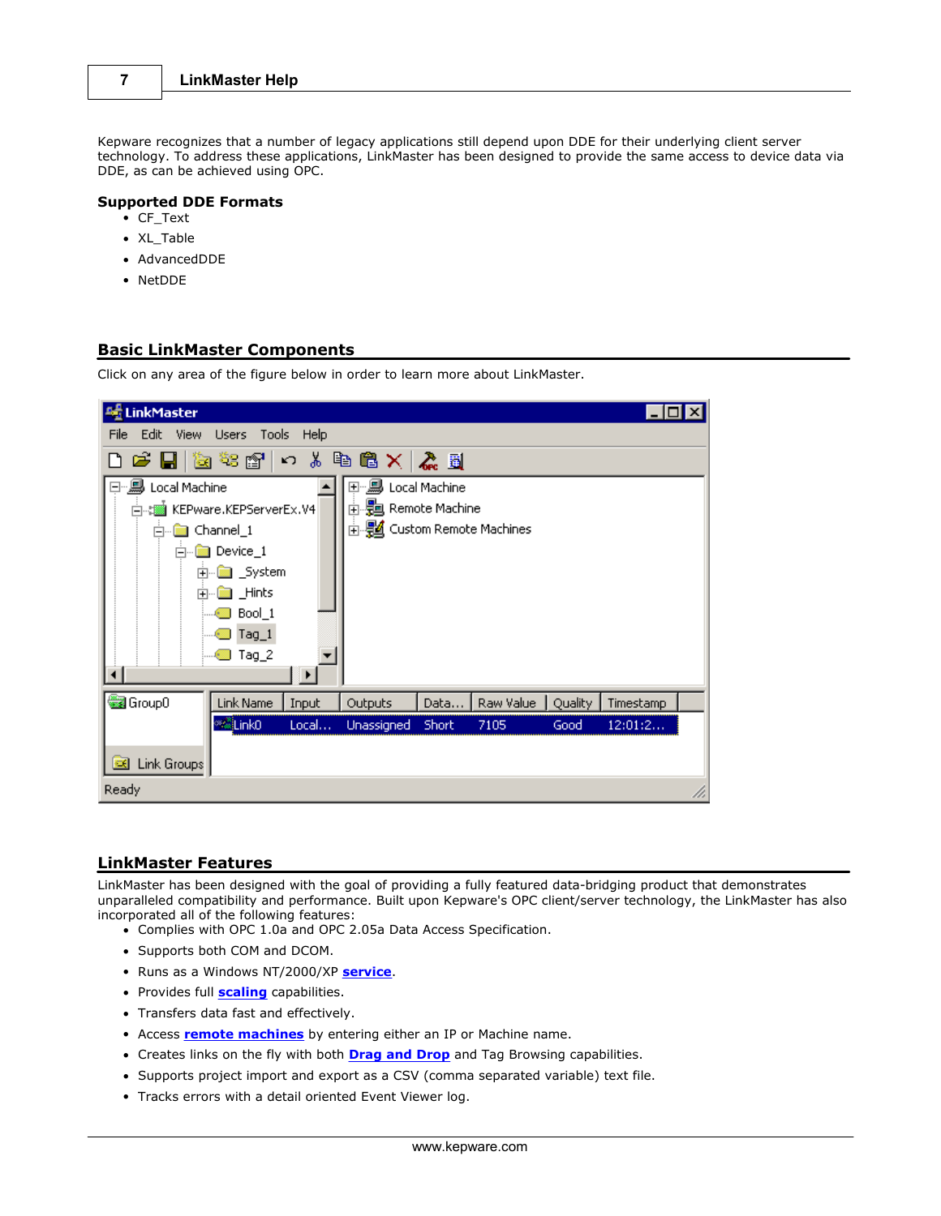Kepware recognizes that a number of legacy applications still depend upon DDE for their underlying client server technology. To address these applications, LinkMaster has been designed to provide the same access to device data via DDE, as can be achieved using OPC.

### Supported DDE Formats

- CF_Text
- XL_Table
- AdvancedDDE
- NetDDE

## Basic LinkMaster Components

Click on any area of the figure below in order to learn more about LinkMaster.

## LinkMaster Features

LinkMaster has been designed with the goal of providing a fully featured data-bridging product that demonstrates unparalleled compatibility and performance. Built upon Kepware's OPC client/server technology, the LinkMaster has also incorporated all of the following features:

- Complies with OPC 1.0a and OPC 2.05a Data Access Specification.
- Supports both COM and DCOM.
- Runs as a Windows NT/2000/XP **service**.
- Provides full **scaling** capabilities.
- Transfers data fast and effectively.
- Access **remote machines** by entering either an IP or Machine name.
- Creates links on the fly with both **Drag and Drop** and Tag Browsing capabilities.
- Supports project import and export as a CSV (comma separated variable) text file.
- Tracks errors with a detail oriented Event Viewer log.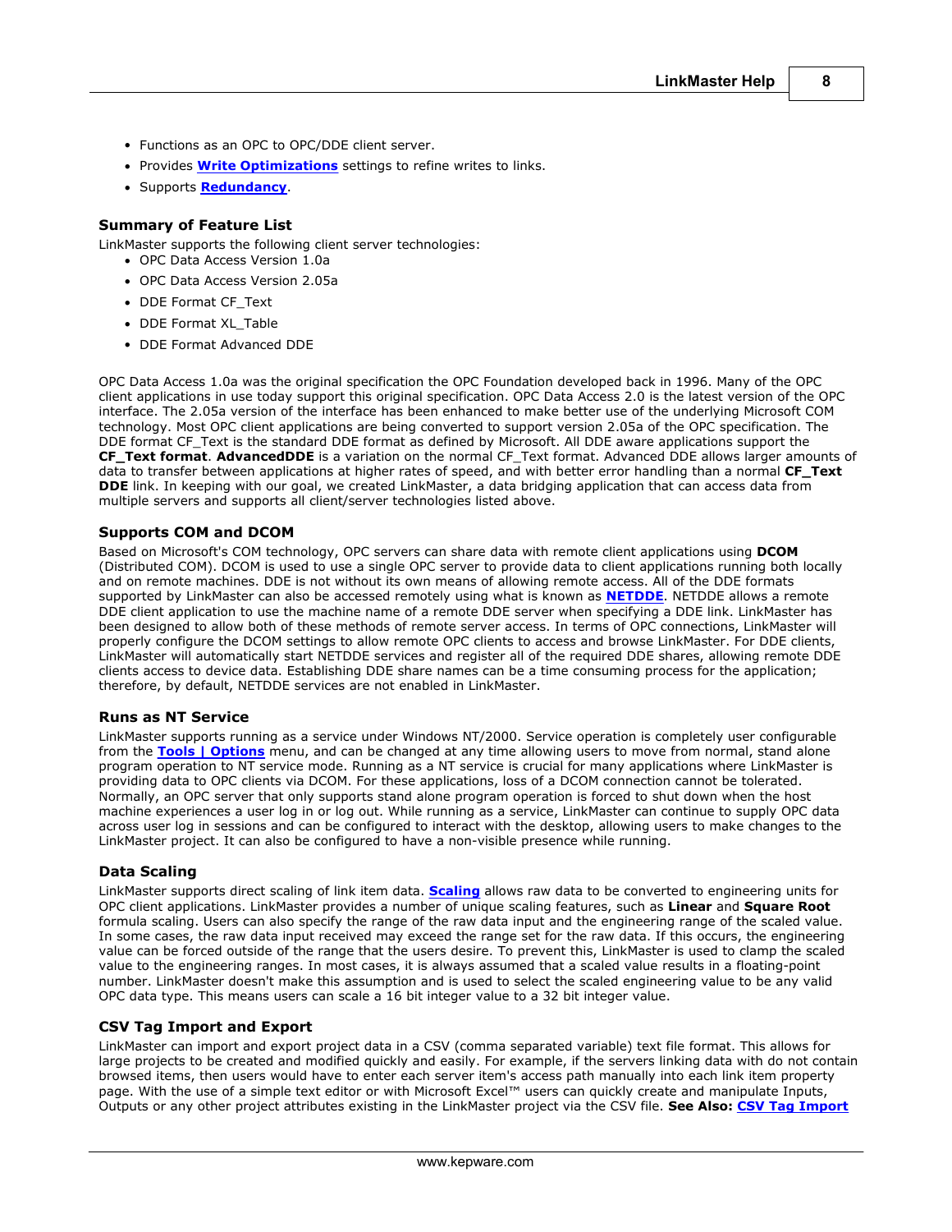- Functions as an OPC to OPC/DDE client server.
- Provides **Write Optimizations** settings to refine writes to links.
- Supports **Redundancy**.

### Summary of Feature List

LinkMaster supports the following client server technologies:

- OPC Data Access Version 1.0a
- OPC Data Access Version 2.05a
- DDE Format CF_Text
- DDE Format XL_Table
- DDE Format Advanced DDE

OPC Data Access 1.0a was the original specification the OPC Foundation developed back in 1996. Many of the OPC client applications in use today support this original specification. OPC Data Access 2.0 is the latest version of the OPC interface. The 2.05a version of the interface has been enhanced to make better use of the underlying Microsoft COM technology. Most OPC client applications are being converted to support version 2.05a of the OPC specification. The DDE format CF_Text is the standard DDE format as defined by Microsoft. All DDE aware applications support the **CF_Text format**. **AdvancedDDE** is a variation on the normal CF_Text format. Advanced DDE allows larger amounts of data to transfer between applications at higher rates of speed, and with better error handling than a normal **CF_Text DDE** link. In keeping with our goal, we created LinkMaster, a data bridging application that can access data from multiple servers and supports all client/server technologies listed above.

### Supports COM and DCOM

Based on Microsoft's COM technology, OPC servers can share data with remote client applications using **DCOM** (Distributed COM). DCOM is used to use a single OPC server to provide data to client applications running both locally and on remote machines. DDE is not without its own means of allowing remote access. All of the DDE formats supported by LinkMaster can also be accessed remotely using what is known as **NETDDE**. NETDDE allows a remote DDE client application to use the machine name of a remote DDE server when specifying a DDE link. LinkMaster has been designed to allow both of these methods of remote server access. In terms of OPC connections, LinkMaster will properly configure the DCOM settings to allow remote OPC clients to access and browse LinkMaster. For DDE clients, LinkMaster will automatically start NETDDE services and register all of the required DDE shares, allowing remote DDE clients access to device data. Establishing DDE share names can be a time consuming process for the application; therefore, by default, NETDDE services are not enabled in LinkMaster.

### Runs as NT Service

LinkMaster supports running as a service under Windows NT/2000. Service operation is completely user configurable from the **Tools | Options** menu, and can be changed at any time allowing users to move from normal, stand alone program operation to NT service mode. Running as a NT service is crucial for many applications where LinkMaster is providing data to OPC clients via DCOM. For these applications, loss of a DCOM connection cannot be tolerated. Normally, an OPC server that only supports stand alone program operation is forced to shut down when the host machine experiences a user log in or log out. While running as a service, LinkMaster can continue to supply OPC data across user log in sessions and can be configured to interact with the desktop, allowing users to make changes to the LinkMaster project. It can also be configured to have a non-visible presence while running.

### Data Scaling

LinkMaster supports direct scaling of link item data. **Scaling** allows raw data to be converted to engineering units for OPC client applications. LinkMaster provides a number of unique scaling features, such as **Linear** and **Square Root** formula scaling. Users can also specify the range of the raw data input and the engineering range of the scaled value. In some cases, the raw data input received may exceed the range set for the raw data. If this occurs, the engineering value can be forced outside of the range that the users desire. To prevent this, LinkMaster is used to clamp the scaled value to the engineering ranges. In most cases, it is always assumed that a scaled value results in a floating-point number. LinkMaster doesn't make this assumption and is used to select the scaled engineering value to be any valid OPC data type. This means users can scale a 16 bit integer value to a 32 bit integer value.

### CSV Tag Import and Export

LinkMaster can import and export project data in a CSV (comma separated variable) text file format. This allows for large projects to be created and modified quickly and easily. For example, if the servers linking data with do not contain browsed items, then users would have to enter each server item's access path manually into each link item property page. With the use of a simple text editor or with Microsoft Excel™ users can quickly create and manipulate Inputs, Outputs or any other project attributes existing in the LinkMaster project via the CSV file. **See Also: CSV Tag Import**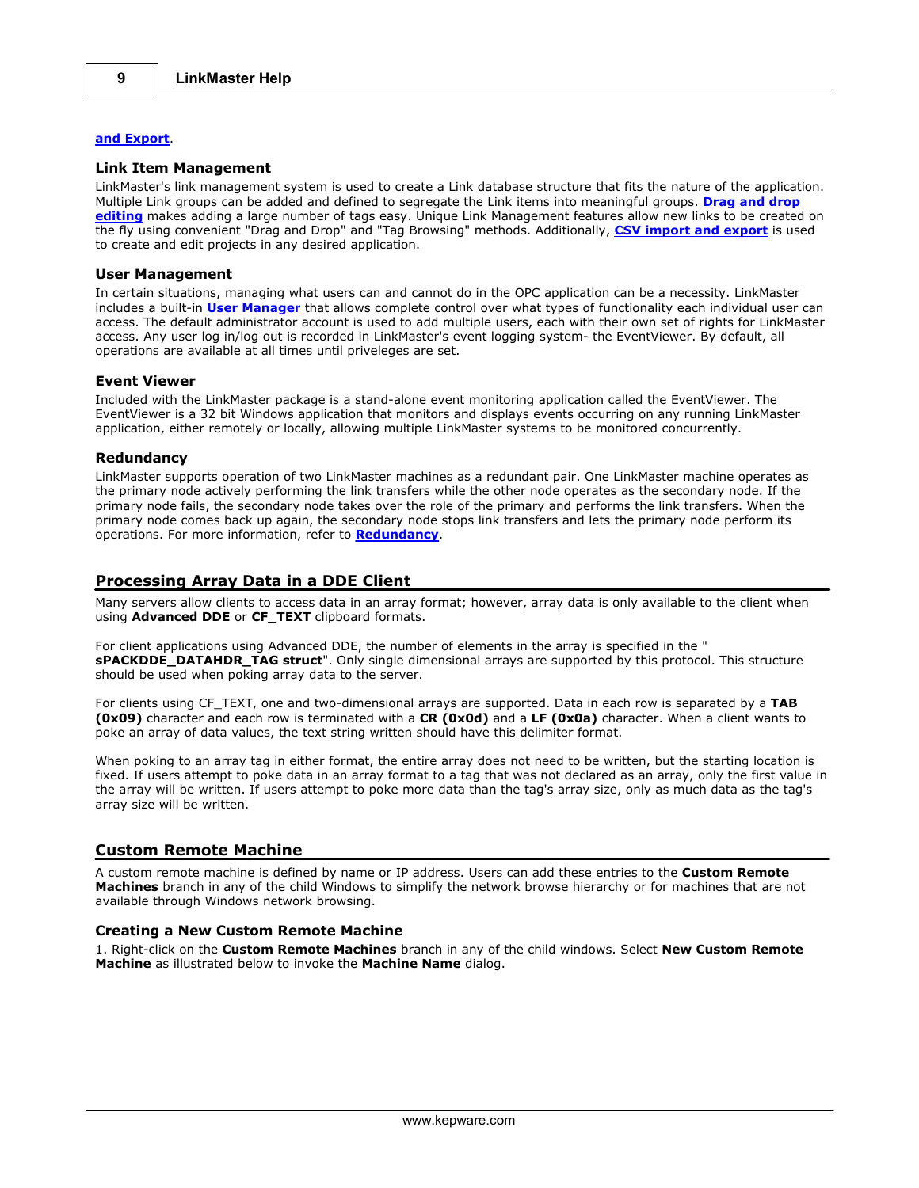and Export.

### Link Item Management

LinkMaster's link management system is used to create a Link database structure that fits the nature of the application. Multiple Link groups can be added and defined to segregate the Link items into meaningful groups. **Drag and drop editing** makes adding a large number of tags easy. Unique Link Management features allow new links to be created on the fly using convenient "Drag and Drop" and "Tag Browsing" methods. Additionally, **CSV import and export** is used to create and edit projects in any desired application.

### User Management

In certain situations, managing what users can and cannot do in the OPC application can be a necessity. LinkMaster includes a built-in **User Manager** that allows complete control over what types of functionality each individual user can access. The default administrator account is used to add multiple users, each with their own set of rights for LinkMaster access. Any user log in/log out is recorded in LinkMaster's event logging system- the EventViewer. By default, all operations are available at all times until priveleges are set.

### Event Viewer

Included with the LinkMaster package is a stand-alone event monitoring application called the EventViewer. The EventViewer is a 32 bit Windows application that monitors and displays events occurring on any running LinkMaster application, either remotely or locally, allowing multiple LinkMaster systems to be monitored concurrently.

### Redundancy

LinkMaster supports operation of two LinkMaster machines as a redundant pair. One LinkMaster machine operates as the primary node actively performing the link transfers while the other node operates as the secondary node. If the primary node fails, the secondary node takes over the role of the primary and performs the link transfers. When the primary node comes back up again, the secondary node stops link transfers and lets the primary node perform its operations. For more information, refer to **Redundancy**.

## Processing Array Data in a DDE Client

Many servers allow clients to access data in an array format; however, array data is only available to the client when using **Advanced DDE** or **CF_TEXT** clipboard formats.

For client applications using Advanced DDE, the number of elements in the array is specified in the "**sPACKDDE_DATAHDR_TAG struct**". Only single dimensional arrays are supported by this protocol. This structure should be used when poking array data to the server.

For clients using CF_TEXT, one and two-dimensional arrays are supported. Data in each row is separated by a **TAB (0x09)** character and each row is terminated with a **CR (0x0d)** and a **LF (0x0a)** character. When a client wants to poke an array of data values, the text string written should have this delimiter format.

When poking to an array tag in either format, the entire array does not need to be written, but the starting location is fixed. If users attempt to poke data in an array format to a tag that was not declared as an array, only the first value in the array will be written. If users attempt to poke more data than the tag's array size, only as much data as the tag's array size will be written.

## Custom Remote Machine

A custom remote machine is defined by name or IP address. Users can add these entries to the **Custom Remote Machines** branch in any of the child Windows to simplify the network browse hierarchy or for machines that are not available through Windows network browsing.

### Creating a New Custom Remote Machine

1. Right-click on the **Custom Remote Machines** branch in any of the child windows. Select **New Custom Remote Machine** as illustrated below to invoke the **Machine Name** dialog.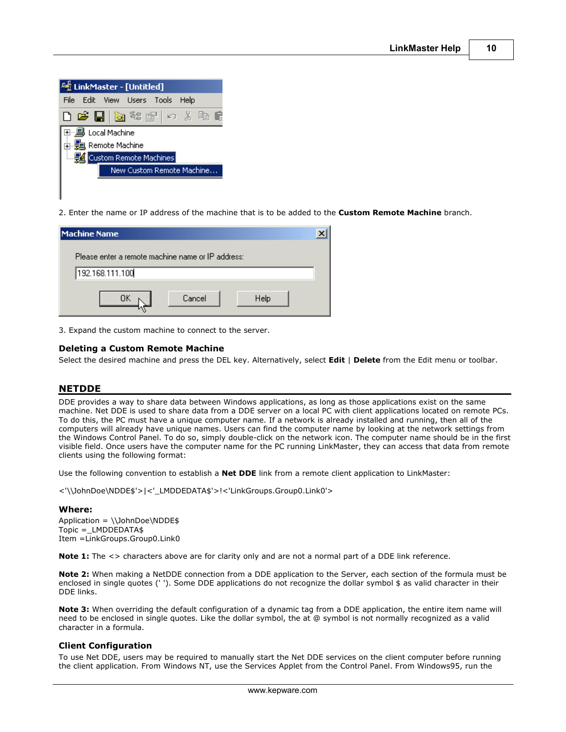2. Enter the name or IP address of the machine that is to be added to the **Custom Remote Machine** branch.

3. Expand the custom machine to connect to the server.

### Deleting a Custom Remote Machine

Select the desired machine and press the DEL key. Alternatively, select **Edit** | **Delete** from the Edit menu or toolbar.

## NETDDE

DDE provides a way to share data between Windows applications, as long as those applications exist on the same machine. Net DDE is used to share data from a DDE server on a local PC with client applications located on remote PCs. To do this, the PC must have a unique computer name. If a network is already installed and running, then all of the computers will already have unique names. Users can find the computer name by looking at the network settings from the Windows Control Panel. To do so, simply double-click on the network icon. The computer name should be in the first visible field. Once users have the computer name for the PC running LinkMaster, they can access that data from remote clients using the following format:

Use the following convention to establish a **Net DDE** link from a remote client application to LinkMaster:

<'\\JohnDoe\NDDE$'>|<'_LMDDEDATA$'>!<'LinkGroups.Group0.Link0'>

### Where:

Application = \\JohnDoe\NDDE$
Topic =_LMDDEDATA$
Item =LinkGroups.Group0.Link0

**Note 1:** The <> characters above are for clarity only and are not a normal part of a DDE link reference.

**Note 2:** When making a NetDDE connection from a DDE application to the Server, each section of the formula must be enclosed in single quotes (' '). Some DDE applications do not recognize the dollar symbol $ as valid character in their DDE links.

**Note 3:** When overriding the default configuration of a dynamic tag from a DDE application, the entire item name will need to be enclosed in single quotes. Like the dollar symbol, the at @ symbol is not normally recognized as a valid character in a formula.

### Client Configuration

To use Net DDE, users may be required to manually start the Net DDE services on the client computer before running the client application. From Windows NT, use the Services Applet from the Control Panel. From Windows95, run the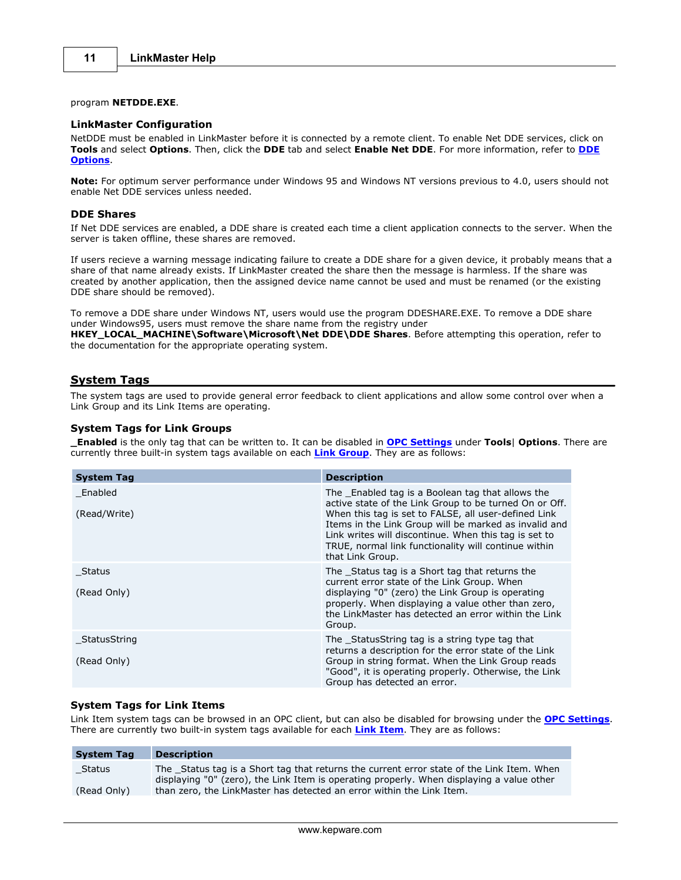program **NETDDE.EXE**.

### LinkMaster Configuration

NetDDE must be enabled in LinkMaster before it is connected by a remote client. To enable Net DDE services, click on **Tools** and select **Options**. Then, click the **DDE** tab and select **Enable Net DDE**. For more information, refer to **DDE Options**.

**Note:** For optimum server performance under Windows 95 and Windows NT versions previous to 4.0, users should not enable Net DDE services unless needed.

### DDE Shares

If Net DDE services are enabled, a DDE share is created each time a client application connects to the server. When the server is taken offline, these shares are removed.

If users recieve a warning message indicating failure to create a DDE share for a given device, it probably means that a share of that name already exists. If LinkMaster created the share then the message is harmless. If the share was created by another application, then the assigned device name cannot be used and must be renamed (or the existing DDE share should be removed).

To remove a DDE share under Windows NT, users would use the program DDESHARE.EXE. To remove a DDE share under Windows95, users must remove the share name from the registry under **HKEY_LOCAL_MACHINE\Software\Microsoft\Net DDE\DDE Shares**. Before attempting this operation, refer to the documentation for the appropriate operating system.

## System Tags

The system tags are used to provide general error feedback to client applications and allow some control over when a Link Group and its Link Items are operating.

### System Tags for Link Groups

**_Enabled** is the only tag that can be written to. It can be disabled in **OPC Settings** under **Tools**| **Options**. There are currently three built-in system tags available on each **Link Group**. They are as follows:

| System Tag | Description |
|---|---|
| _Enabled<br><br>(Read/Write) | The _Enabled tag is a Boolean tag that allows the active state of the Link Group to be turned On or Off. When this tag is set to FALSE, all user-defined Link Items in the Link Group will be marked as invalid and Link writes will discontinue. When this tag is set to TRUE, normal link functionality will continue within that Link Group. |
| _Status<br><br>(Read Only) | The _Status tag is a Short tag that returns the current error state of the Link Group. When displaying "0" (zero) the Link Group is operating properly. When displaying a value other than zero, the LinkMaster has detected an error within the Link Group. |
| _StatusString<br><br>(Read Only) | The _StatusString tag is a string type tag that returns a description for the error state of the Link Group in string format. When the Link Group reads "Good", it is operating properly. Otherwise, the Link Group has detected an error. |

### System Tags for Link Items

Link Item system tags can be browsed in an OPC client, but can also be disabled for browsing under the **OPC Settings**. There are currently two built-in system tags available for each **Link Item**. They are as follows:

| System Tag | Description |
|---|---|
| _Status<br><br>(Read Only) | The _Status tag is a Short tag that returns the current error state of the Link Item. When displaying "0" (zero), the Link Item is operating properly. When displaying a value other than zero, the LinkMaster has detected an error within the Link Item. |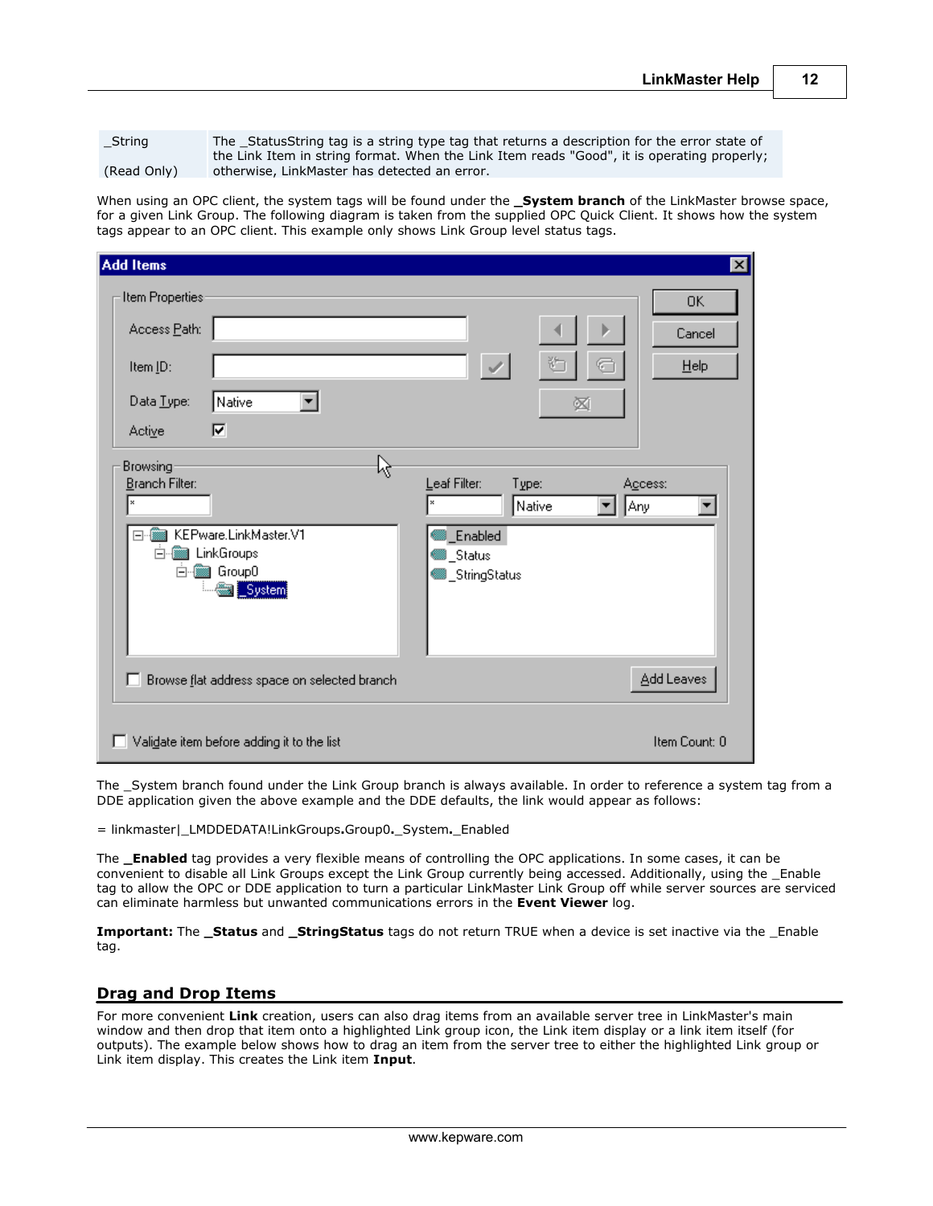| _String<br>(Read Only) | The _StatusString tag is a string type tag that returns a description for the error state of the Link Item in string format. When the Link Item reads "Good", it is operating properly; otherwise, LinkMaster has detected an error. |
|---|---|

When using an OPC client, the system tags will be found under the **_System branch** of the LinkMaster browse space, for a given Link Group. The following diagram is taken from the supplied OPC Quick Client. It shows how the system tags appear to an OPC client. This example only shows Link Group level status tags.

The _System branch found under the Link Group branch is always available. In order to reference a system tag from a DDE application given the above example and the DDE defaults, the link would appear as follows:

= linkmaster|_LMDDEDATA!LinkGroups**.**Group0**.**_System**.**_Enabled

The **_Enabled** tag provides a very flexible means of controlling the OPC applications. In some cases, it can be convenient to disable all Link Groups except the Link Group currently being accessed. Additionally, using the _Enable tag to allow the OPC or DDE application to turn a particular LinkMaster Link Group off while server sources are serviced can eliminate harmless but unwanted communications errors in the **Event Viewer** log.

**Important:** The **_Status** and **_StringStatus** tags do not return TRUE when a device is set inactive via the _Enable tag.

## Drag and Drop Items

For more convenient **Link** creation, users can also drag items from an available server tree in LinkMaster's main window and then drop that item onto a highlighted Link group icon, the Link item display or a link item itself (for outputs). The example below shows how to drag an item from the server tree to either the highlighted Link group or Link item display. This creates the Link item **Input**.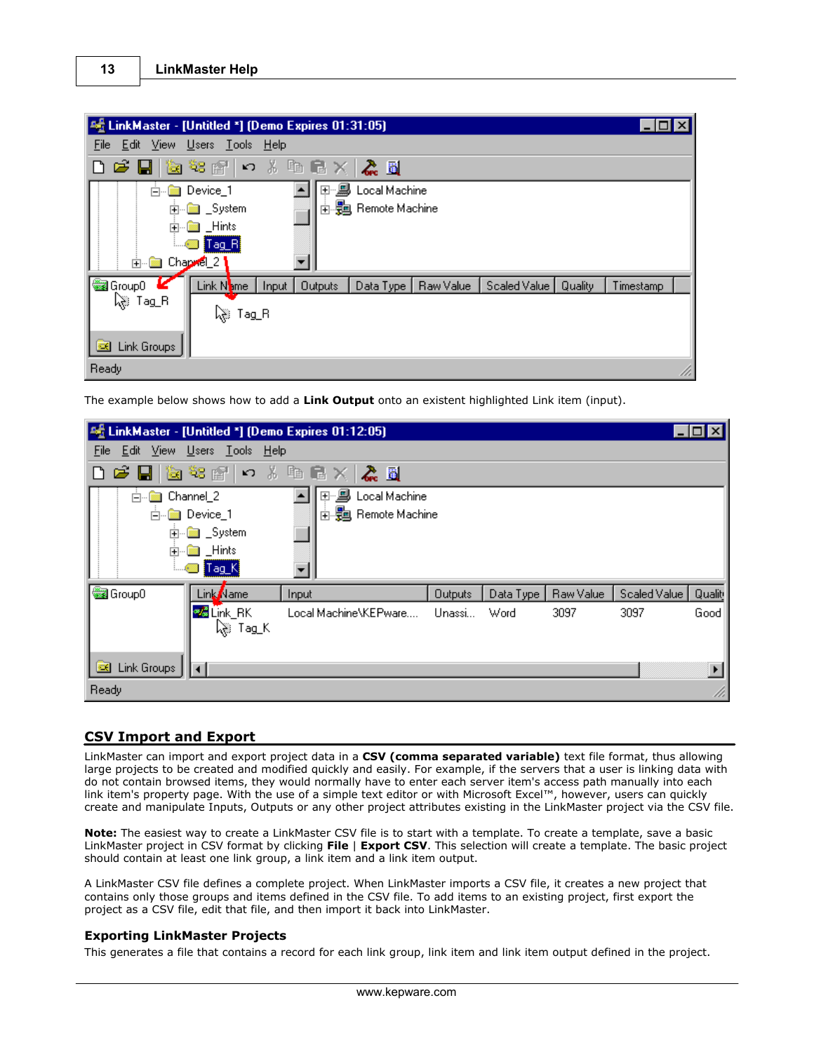The example below shows how to add a **Link Output** onto an existent highlighted Link item (input).

## CSV Import and Export

LinkMaster can import and export project data in a **CSV (comma separated variable)** text file format, thus allowing large projects to be created and modified quickly and easily. For example, if the servers that a user is linking data with do not contain browsed items, they would normally have to enter each server item's access path manually into each link item's property page. With the use of a simple text editor or with Microsoft Excel™, however, users can quickly create and manipulate Inputs, Outputs or any other project attributes existing in the LinkMaster project via the CSV file.

**Note:** The easiest way to create a LinkMaster CSV file is to start with a template. To create a template, save a basic LinkMaster project in CSV format by clicking **File** | **Export CSV**. This selection will create a template. The basic project should contain at least one link group, a link item and a link item output.

A LinkMaster CSV file defines a complete project. When LinkMaster imports a CSV file, it creates a new project that contains only those groups and items defined in the CSV file. To add items to an existing project, first export the project as a CSV file, edit that file, and then import it back into LinkMaster.

### Exporting LinkMaster Projects

This generates a file that contains a record for each link group, link item and link item output defined in the project.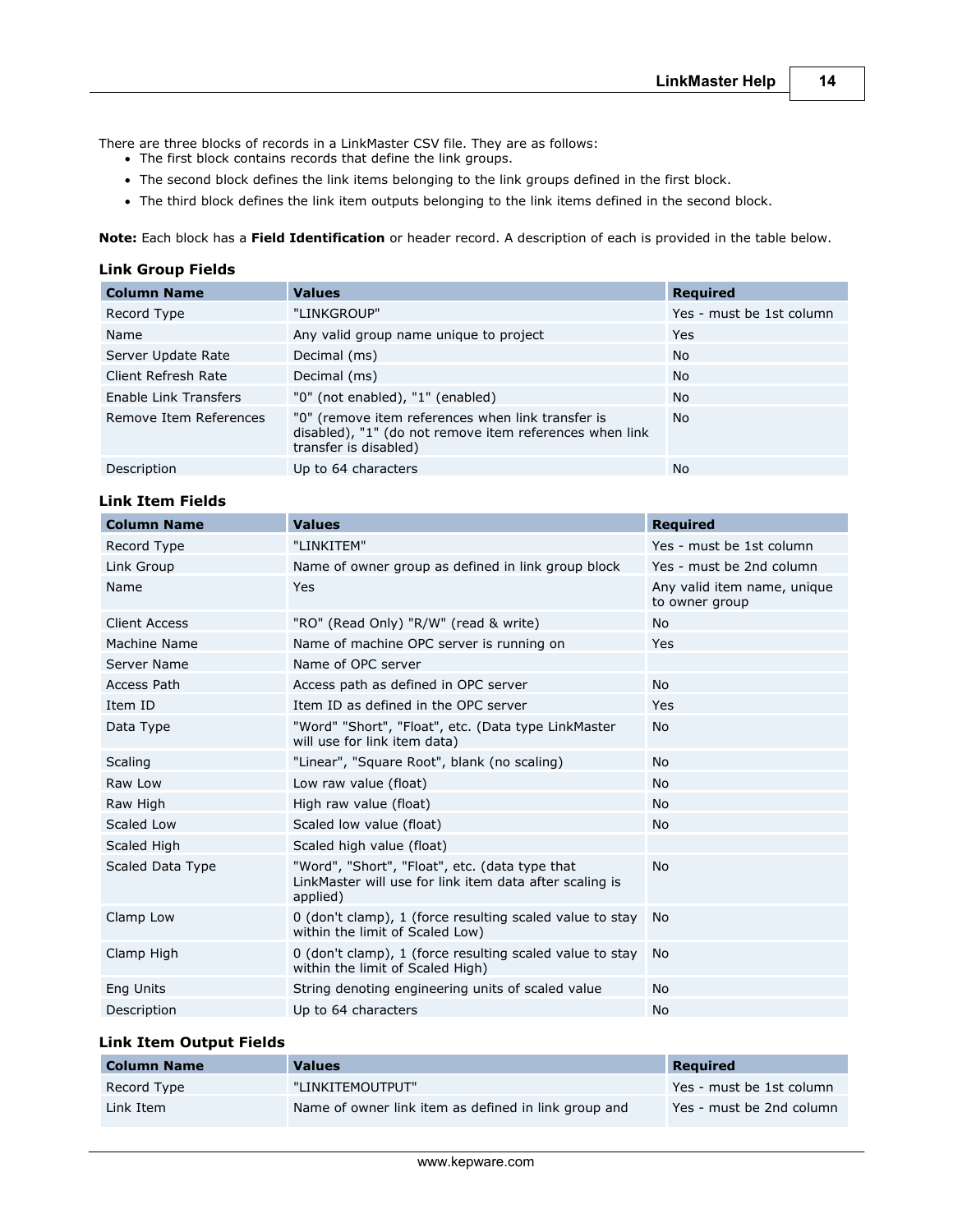There are three blocks of records in a LinkMaster CSV file. They are as follows:

- The first block contains records that define the link groups.
- The second block defines the link items belonging to the link groups defined in the first block.
- The third block defines the link item outputs belonging to the link items defined in the second block.

**Note:** Each block has a **Field Identification** or header record. A description of each is provided in the table below.

### Link Group Fields

| Column Name | Values | Required |
|---|---|---|
| Record Type | "LINKGROUP" | Yes - must be 1st column |
| Name | Any valid group name unique to project | Yes |
| Server Update Rate | Decimal (ms) | No |
| Client Refresh Rate | Decimal (ms) | No |
| Enable Link Transfers | "0" (not enabled), "1" (enabled) | No |
| Remove Item References | "0" (remove item references when link transfer is disabled), "1" (do not remove item references when link transfer is disabled) | No |
| Description | Up to 64 characters | No |

### Link Item Fields

| Column Name | Values | Required |
|---|---|---|
| Record Type | "LINKITEM" | Yes - must be 1st column |
| Link Group | Name of owner group as defined in link group block | Yes - must be 2nd column |
| Name | Yes | Any valid item name, unique to owner group |
| Client Access | "RO" (Read Only) "R/W" (read & write) | No |
| Machine Name | Name of machine OPC server is running on | Yes |
| Server Name | Name of OPC server | |
| Access Path | Access path as defined in OPC server | No |
| Item ID | Item ID as defined in the OPC server | Yes |
| Data Type | "Word" "Short", "Float", etc. (Data type LinkMaster will use for link item data) | No |
| Scaling | "Linear", "Square Root", blank (no scaling) | No |
| Raw Low | Low raw value (float) | No |
| Raw High | High raw value (float) | No |
| Scaled Low | Scaled low value (float) | No |
| Scaled High | Scaled high value (float) | |
| Scaled Data Type | "Word", "Short", "Float", etc. (data type that LinkMaster will use for link item data after scaling is applied) | No |
| Clamp Low | 0 (don't clamp), 1 (force resulting scaled value to stay within the limit of Scaled Low) | No |
| Clamp High | 0 (don't clamp), 1 (force resulting scaled value to stay within the limit of Scaled High) | No |
| Eng Units | String denoting engineering units of scaled value | No |
| Description | Up to 64 characters | No |

### Link Item Output Fields

| Column Name | Values | Required |
|---|---|---|
| Record Type | "LINKITEMOUTPUT" | Yes - must be 1st column |
| Link Item | Name of owner link item as defined in link group and | Yes - must be 2nd column |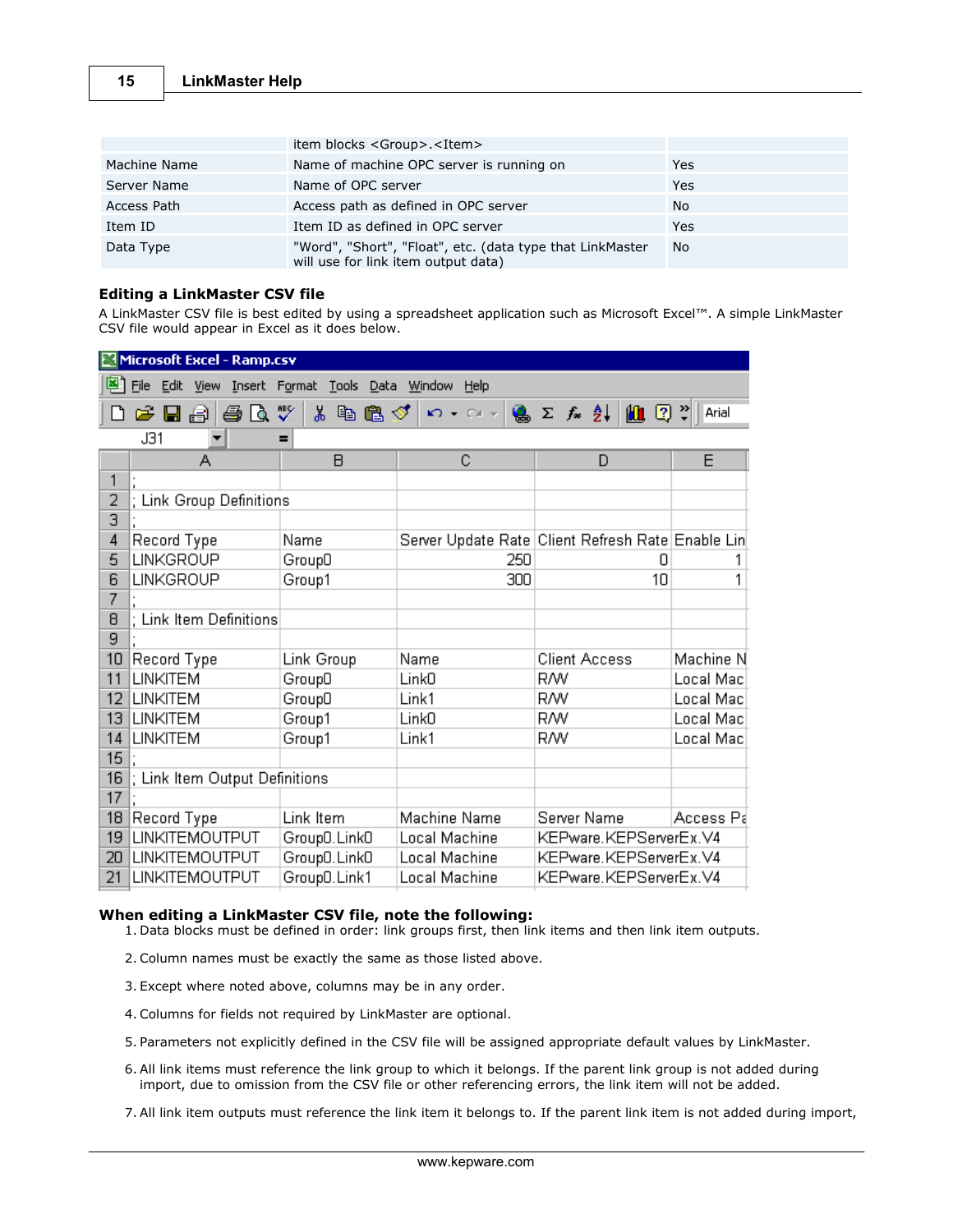|  | item blocks <Group>.<Item> |  |
|---|---|---|
| Machine Name | Name of machine OPC server is running on | Yes |
| Server Name | Name of OPC server | Yes |
| Access Path | Access path as defined in OPC server | No |
| Item ID | Item ID as defined in OPC server | Yes |
| Data Type | "Word", "Short", "Float", etc. (data type that LinkMaster will use for link item output data) | No |

### Editing a LinkMaster CSV file

A LinkMaster CSV file is best edited by using a spreadsheet application such as Microsoft Excel™. A simple LinkMaster CSV file would appear in Excel as it does below.

Microsoft Excel - Ramp.csv

|  | A | B | C | D | E |
|---|---|---|---|---|---|
| 1 | ; |  |  |  |  |
| 2 | ; Link Group Definitions |  |  |  |  |
| 3 | ; |  |  |  |  |
| 4 | Record Type | Name | Server Update Rate | Client Refresh Rate | Enable Lin |
| 5 | LINKGROUP | Group0 | 250 | 0 | 1 |
| 6 | LINKGROUP | Group1 | 300 | 10 | 1 |
| 7 | ; |  |  |  |  |
| 8 | ; Link Item Definitions |  |  |  |  |
| 9 | ; |  |  |  |  |
| 10 | Record Type | Link Group | Name | Client Access | Machine N |
| 11 | LINKITEM | Group0 | Link0 | R/W | Local Mac |
| 12 | LINKITEM | Group0 | Link1 | R/W | Local Mac |
| 13 | LINKITEM | Group1 | Link0 | R/W | Local Mac |
| 14 | LINKITEM | Group1 | Link1 | R/W | Local Mac |
| 15 | ; |  |  |  |  |
| 16 | ; Link Item Output Definitions |  |  |  |  |
| 17 | ; |  |  |  |  |
| 18 | Record Type | Link Item | Machine Name | Server Name | Access Pa |
| 19 | LINKITEMOUTPUT | Group0.Link0 | Local Machine | KEPware.KEPServerEx.V4 |  |
| 20 | LINKITEMOUTPUT | Group0.Link0 | Local Machine | KEPware.KEPServerEx.V4 |  |
| 21 | LINKITEMOUTPUT | Group0.Link1 | Local Machine | KEPware.KEPServerEx.V4 |  |

**When editing a LinkMaster CSV file, note the following:**

1. Data blocks must be defined in order: link groups first, then link items and then link item outputs.
2. Column names must be exactly the same as those listed above.
3. Except where noted above, columns may be in any order.
4. Columns for fields not required by LinkMaster are optional.
5. Parameters not explicitly defined in the CSV file will be assigned appropriate default values by LinkMaster.
6. All link items must reference the link group to which it belongs. If the parent link group is not added during import, due to omission from the CSV file or other referencing errors, the link item will not be added.
7. All link item outputs must reference the link item it belongs to. If the parent link item is not added during import,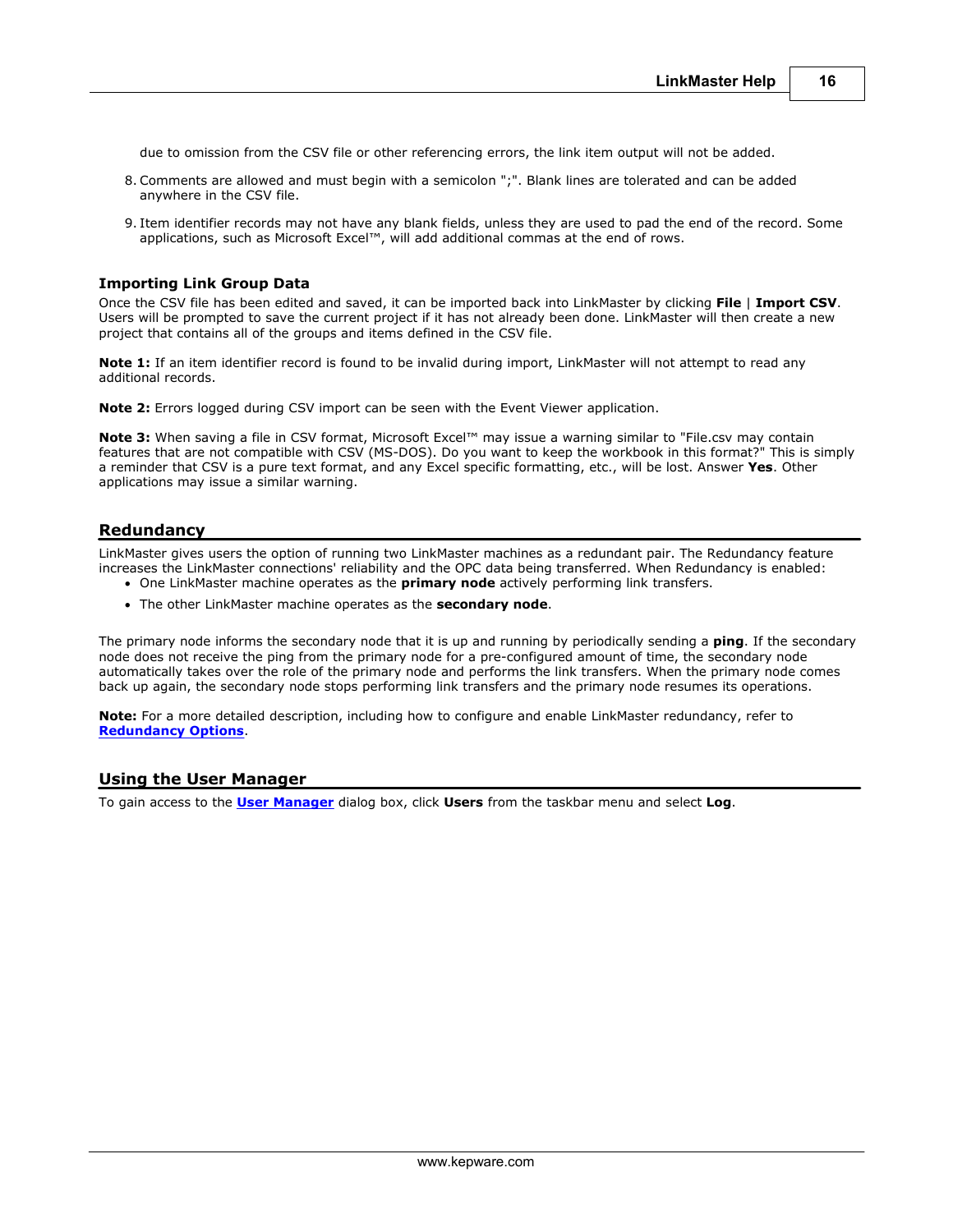due to omission from the CSV file or other referencing errors, the link item output will not be added.

8. Comments are allowed and must begin with a semicolon ";". Blank lines are tolerated and can be added anywhere in the CSV file.
9. Item identifier records may not have any blank fields, unless they are used to pad the end of the record. Some applications, such as Microsoft Excel™, will add additional commas at the end of rows.

### Importing Link Group Data

Once the CSV file has been edited and saved, it can be imported back into LinkMaster by clicking **File** | **Import CSV**. Users will be prompted to save the current project if it has not already been done. LinkMaster will then create a new project that contains all of the groups and items defined in the CSV file.

**Note 1:** If an item identifier record is found to be invalid during import, LinkMaster will not attempt to read any additional records.

**Note 2:** Errors logged during CSV import can be seen with the Event Viewer application.

**Note 3:** When saving a file in CSV format, Microsoft Excel™ may issue a warning similar to "File.csv may contain features that are not compatible with CSV (MS-DOS). Do you want to keep the workbook in this format?" This is simply a reminder that CSV is a pure text format, and any Excel specific formatting, etc., will be lost. Answer **Yes**. Other applications may issue a similar warning.

## Redundancy

LinkMaster gives users the option of running two LinkMaster machines as a redundant pair. The Redundancy feature increases the LinkMaster connections' reliability and the OPC data being transferred. When Redundancy is enabled:

- One LinkMaster machine operates as the **primary node** actively performing link transfers.
- The other LinkMaster machine operates as the **secondary node**.

The primary node informs the secondary node that it is up and running by periodically sending a **ping**. If the secondary node does not receive the ping from the primary node for a pre-configured amount of time, the secondary node automatically takes over the role of the primary node and performs the link transfers. When the primary node comes back up again, the secondary node stops performing link transfers and the primary node resumes its operations.

**Note:** For a more detailed description, including how to configure and enable LinkMaster redundancy, refer to **Redundancy Options**.

## Using the User Manager

To gain access to the **User Manager** dialog box, click **Users** from the taskbar menu and select **Log**.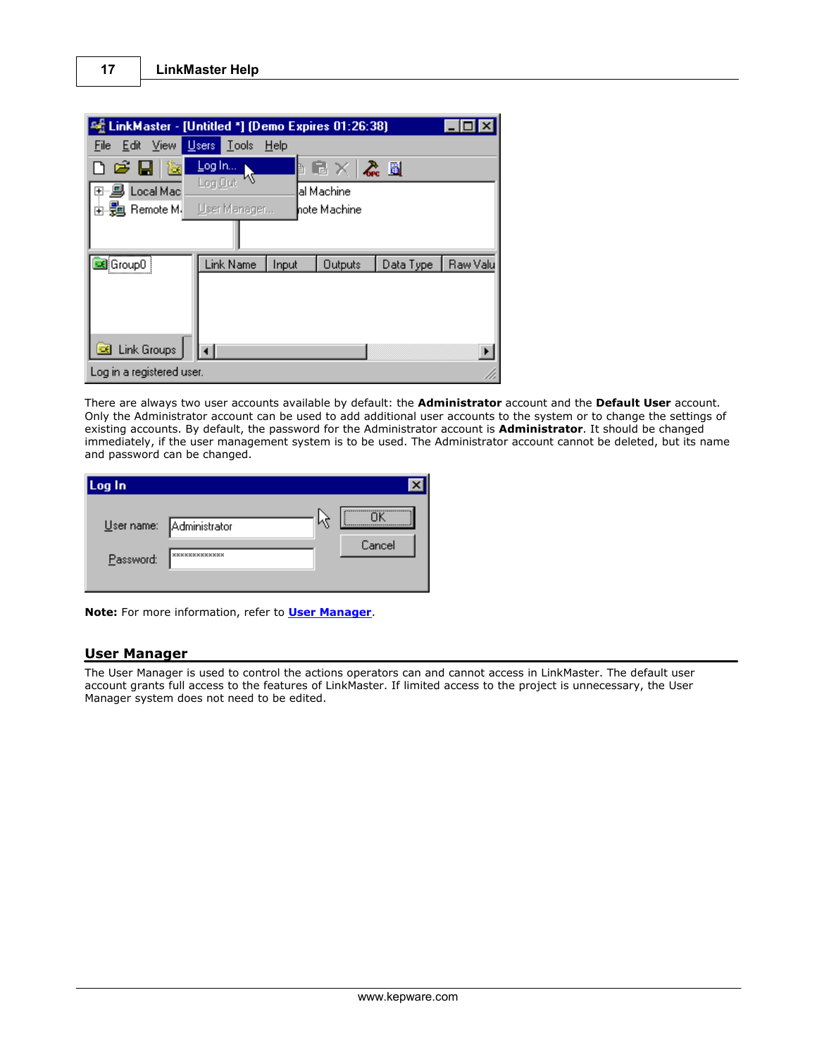There are always two user accounts available by default: the **Administrator** account and the **Default User** account. Only the Administrator account can be used to add additional user accounts to the system or to change the settings of existing accounts. By default, the password for the Administrator account is **Administrator**. It should be changed immediately, if the user management system is to be used. The Administrator account cannot be deleted, but its name and password can be changed.

**Note:** For more information, refer to **User Manager**.

## User Manager

The User Manager is used to control the actions operators can and cannot access in LinkMaster. The default user account grants full access to the features of LinkMaster. If limited access to the project is unnecessary, the User Manager system does not need to be edited.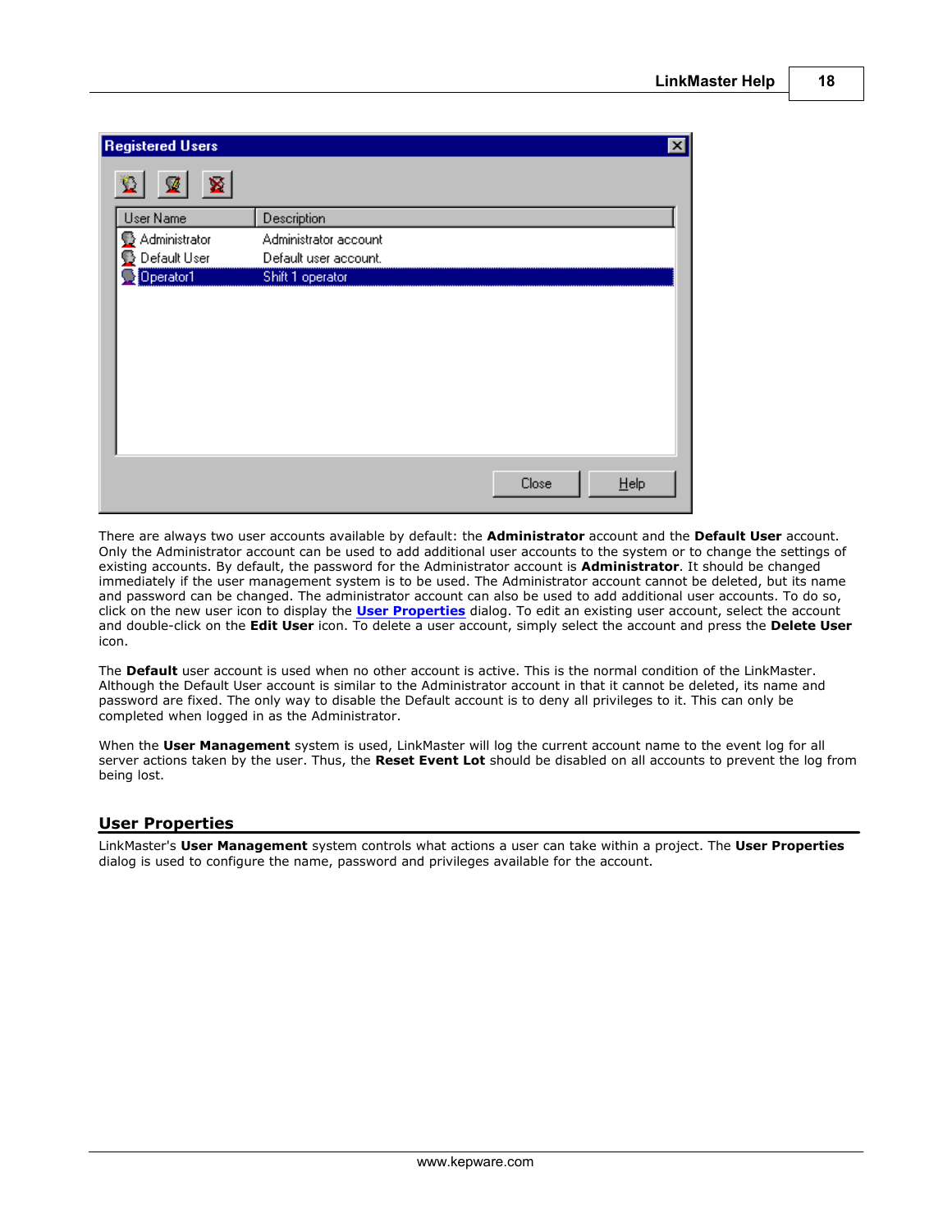There are always two user accounts available by default: the **Administrator** account and the **Default User** account. Only the Administrator account can be used to add additional user accounts to the system or to change the settings of existing accounts. By default, the password for the Administrator account is **Administrator**. It should be changed immediately if the user management system is to be used. The Administrator account cannot be deleted, but its name and password can be changed. The administrator account can also be used to add additional user accounts. To do so, click on the new user icon to display the **User Properties** dialog. To edit an existing user account, select the account and double-click on the **Edit User** icon. To delete a user account, simply select the account and press the **Delete User** icon.

The **Default** user account is used when no other account is active. This is the normal condition of the LinkMaster. Although the Default User account is similar to the Administrator account in that it cannot be deleted, its name and password are fixed. The only way to disable the Default account is to deny all privileges to it. This can only be completed when logged in as the Administrator.

When the **User Management** system is used, LinkMaster will log the current account name to the event log for all server actions taken by the user. Thus, the **Reset Event Lot** should be disabled on all accounts to prevent the log from being lost.

## User Properties

LinkMaster's **User Management** system controls what actions a user can take within a project. The **User Properties** dialog is used to configure the name, password and privileges available for the account.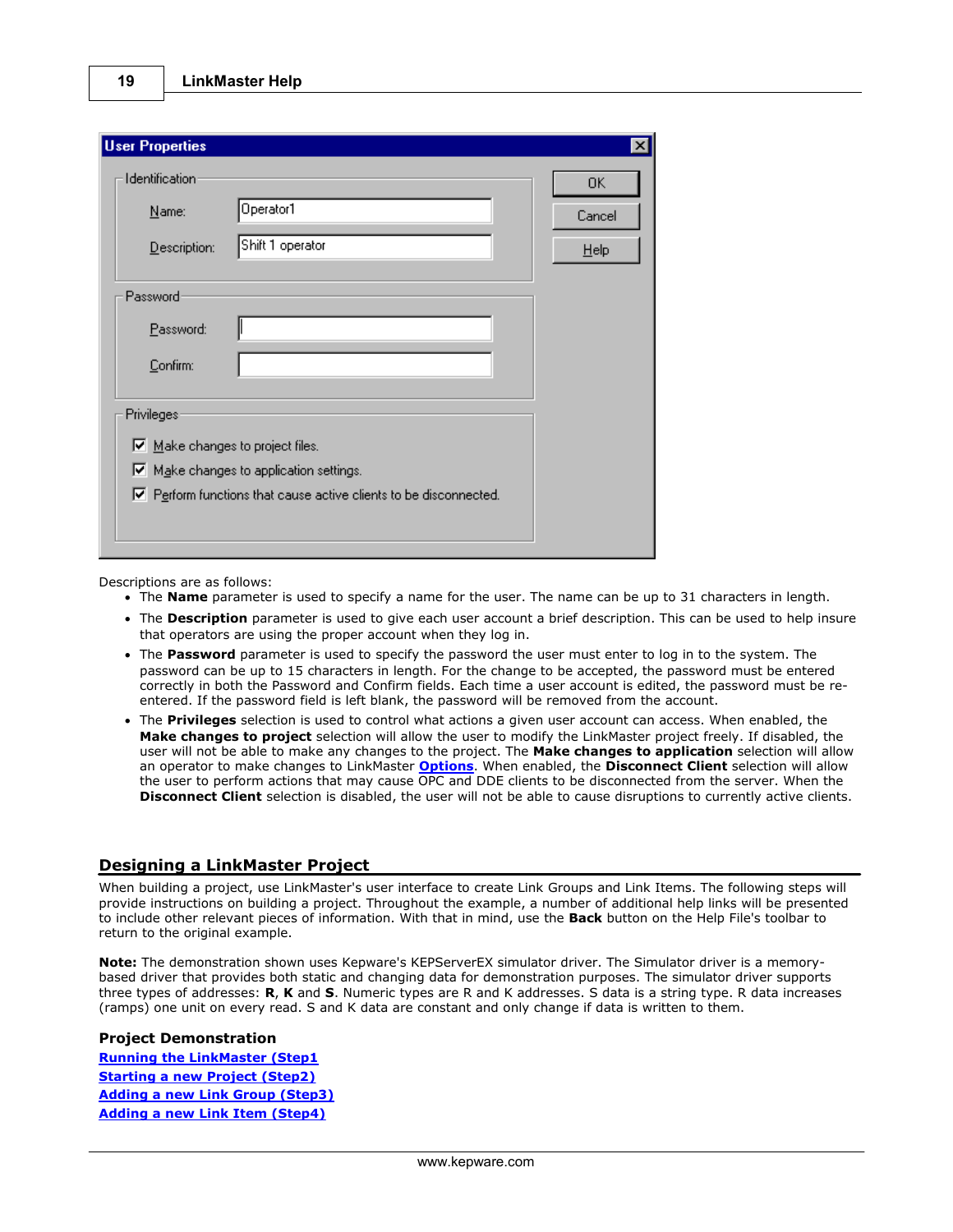Descriptions are as follows:

- The **Name** parameter is used to specify a name for the user. The name can be up to 31 characters in length.
- The **Description** parameter is used to give each user account a brief description. This can be used to help insure that operators are using the proper account when they log in.
- The **Password** parameter is used to specify the password the user must enter to log in to the system. The password can be up to 15 characters in length. For the change to be accepted, the password must be entered correctly in both the Password and Confirm fields. Each time a user account is edited, the password must be re-entered. If the password field is left blank, the password will be removed from the account.
- The **Privileges** selection is used to control what actions a given user account can access. When enabled, the **Make changes to project** selection will allow the user to modify the LinkMaster project freely. If disabled, the user will not be able to make any changes to the project. The **Make changes to application** selection will allow an operator to make changes to LinkMaster **Options**. When enabled, the **Disconnect Client** selection will allow the user to perform actions that may cause OPC and DDE clients to be disconnected from the server. When the **Disconnect Client** selection is disabled, the user will not be able to cause disruptions to currently active clients.

## Designing a LinkMaster Project

When building a project, use LinkMaster's user interface to create Link Groups and Link Items. The following steps will provide instructions on building a project. Throughout the example, a number of additional help links will be presented to include other relevant pieces of information. With that in mind, use the **Back** button on the Help File's toolbar to return to the original example.

**Note:** The demonstration shown uses Kepware's KEPServerEX simulator driver. The Simulator driver is a memory-based driver that provides both static and changing data for demonstration purposes. The simulator driver supports three types of addresses: **R**, **K** and **S**. Numeric types are R and K addresses. S data is a string type. R data increases (ramps) one unit on every read. S and K data are constant and only change if data is written to them.

### Project Demonstration

Running the LinkMaster (Step1
Starting a new Project (Step2)
Adding a new Link Group (Step3)
Adding a new Link Item (Step4)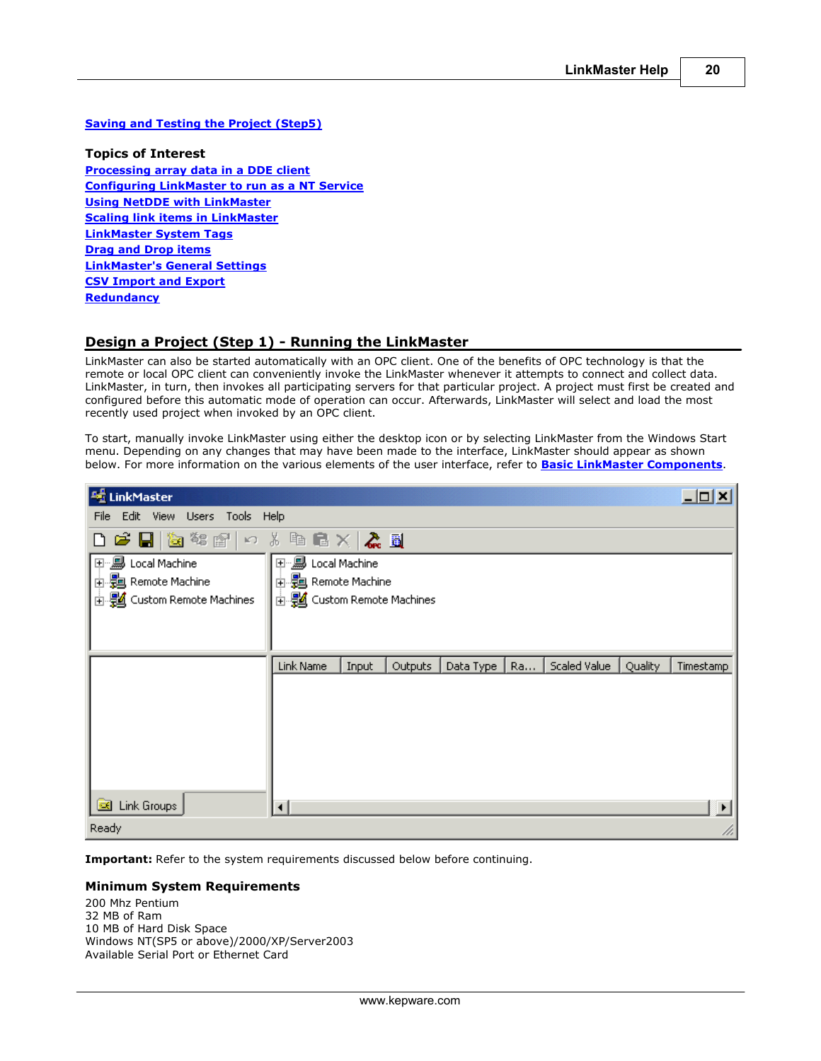[Saving and Testing the Project (Step5)](#)

**Topics of Interest**

[Processing array data in a DDE client](#)
[Configuring LinkMaster to run as a NT Service](#)
[Using NetDDE with LinkMaster](#)
[Scaling link items in LinkMaster](#)
[LinkMaster System Tags](#)
[Drag and Drop items](#)
[LinkMaster's General Settings](#)
[CSV Import and Export](#)
[Redundancy](#)

## Design a Project (Step 1) - Running the LinkMaster

LinkMaster can also be started automatically with an OPC client. One of the benefits of OPC technology is that the remote or local OPC client can conveniently invoke the LinkMaster whenever it attempts to connect and collect data. LinkMaster, in turn, then invokes all participating servers for that particular project. A project must first be created and configured before this automatic mode of operation can occur. Afterwards, LinkMaster will select and load the most recently used project when invoked by an OPC client.

To start, manually invoke LinkMaster using either the desktop icon or by selecting LinkMaster from the Windows Start menu. Depending on any changes that may have been made to the interface, LinkMaster should appear as shown below. For more information on the various elements of the user interface, refer to **[Basic LinkMaster Components](#)**.

**Important:** Refer to the system requirements discussed below before continuing.

### Minimum System Requirements

200 Mhz Pentium
32 MB of Ram
10 MB of Hard Disk Space
Windows NT(SP5 or above)/2000/XP/Server2003
Available Serial Port or Ethernet Card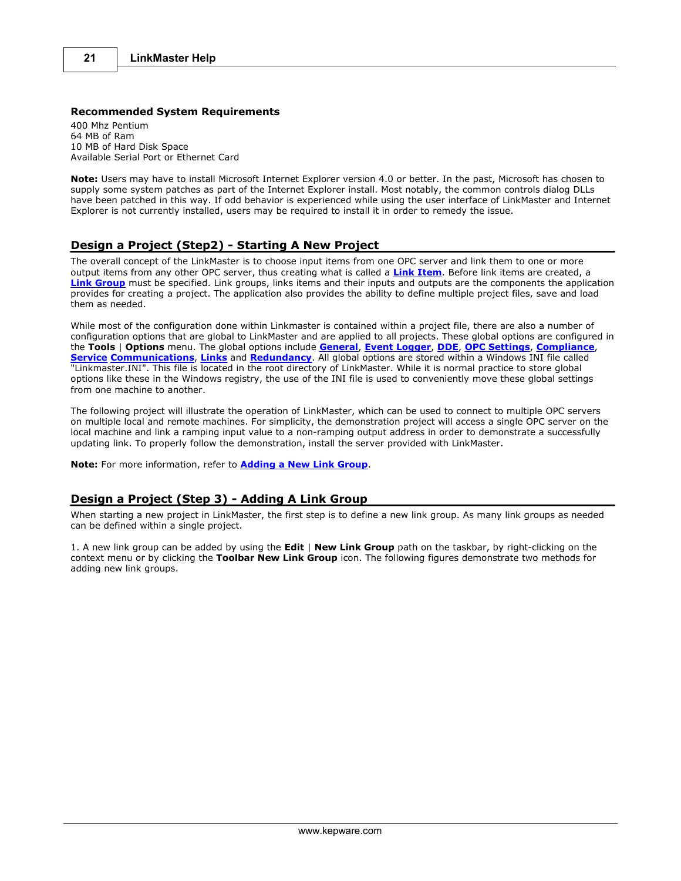### Recommended System Requirements

400 Mhz Pentium
64 MB of Ram
10 MB of Hard Disk Space
Available Serial Port or Ethernet Card

**Note:** Users may have to install Microsoft Internet Explorer version 4.0 or better. In the past, Microsoft has chosen to supply some system patches as part of the Internet Explorer install. Most notably, the common controls dialog DLLs have been patched in this way. If odd behavior is experienced while using the user interface of LinkMaster and Internet Explorer is not currently installed, users may be required to install it in order to remedy the issue.

## Design a Project (Step2) - Starting A New Project

The overall concept of the LinkMaster is to choose input items from one OPC server and link them to one or more output items from any other OPC server, thus creating what is called a **Link Item**. Before link items are created, a **Link Group** must be specified. Link groups, links items and their inputs and outputs are the components the application provides for creating a project. The application also provides the ability to define multiple project files, save and load them as needed.

While most of the configuration done within Linkmaster is contained within a project file, there are also a number of configuration options that are global to LinkMaster and are applied to all projects. These global options are configured in the **Tools** | **Options** menu. The global options include **General**, **Event Logger**, **DDE**, **OPC Settings**, **Compliance**, **Service** **Communications**, **Links** and **Redundancy**. All global options are stored within a Windows INI file called "Linkmaster.INI". This file is located in the root directory of LinkMaster. While it is normal practice to store global options like these in the Windows registry, the use of the INI file is used to conveniently move these global settings from one machine to another.

The following project will illustrate the operation of LinkMaster, which can be used to connect to multiple OPC servers on multiple local and remote machines. For simplicity, the demonstration project will access a single OPC server on the local machine and link a ramping input value to a non-ramping output address in order to demonstrate a successfully updating link. To properly follow the demonstration, install the server provided with LinkMaster.

**Note:** For more information, refer to **Adding a New Link Group**.

## Design a Project (Step 3) - Adding A Link Group

When starting a new project in LinkMaster, the first step is to define a new link group. As many link groups as needed can be defined within a single project.

1. A new link group can be added by using the **Edit** | **New Link Group** path on the taskbar, by right-clicking on the context menu or by clicking the **Toolbar New Link Group** icon. The following figures demonstrate two methods for adding new link groups.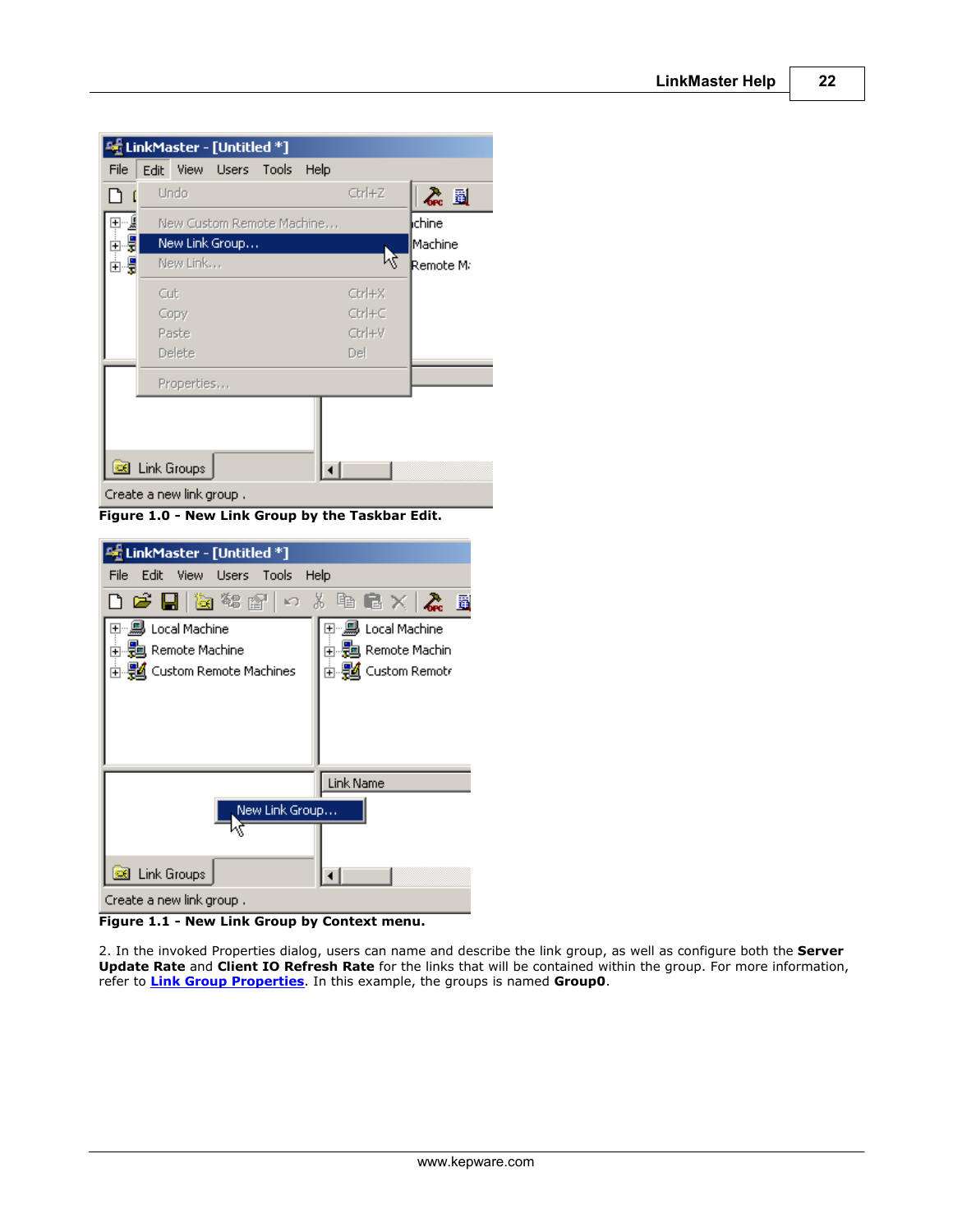**Figure 1.0 - New Link Group by the Taskbar Edit.**

**Figure 1.1 - New Link Group by Context menu.**

2. In the invoked Properties dialog, users can name and describe the link group, as well as configure both the **Server Update Rate** and **Client IO Refresh Rate** for the links that will be contained within the group. For more information, refer to **Link Group Properties**. In this example, the groups is named **Group0**.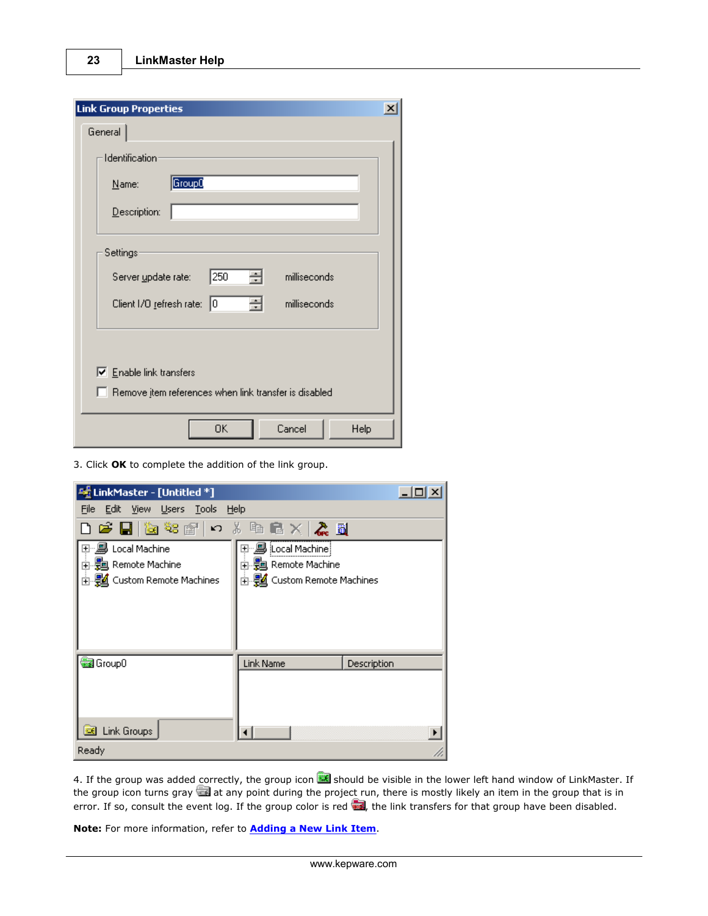3. Click **OK** to complete the addition of the link group.

4. If the group was added correctly, the group icon should be visible in the lower left hand window of LinkMaster. If the group icon turns gray at any point during the project run, there is mostly likely an item in the group that is in error. If so, consult the event log. If the group color is red, the link transfers for that group have been disabled.

**Note:** For more information, refer to **Adding a New Link Item**.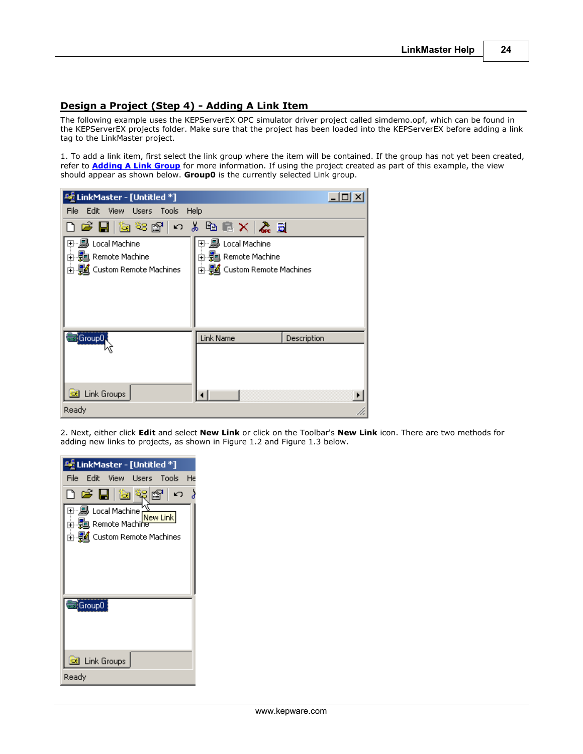## Design a Project (Step 4) - Adding A Link Item

The following example uses the KEPServerEX OPC simulator driver project called simdemo.opf, which can be found in the KEPServerEX projects folder. Make sure that the project has been loaded into the KEPServerEX before adding a link tag to the LinkMaster project.

1. To add a link item, first select the link group where the item will be contained. If the group has not yet been created, refer to **Adding A Link Group** for more information. If using the project created as part of this example, the view should appear as shown below. **Group0** is the currently selected Link group.

2. Next, either click **Edit** and select **New Link** or click on the Toolbar's **New Link** icon. There are two methods for adding new links to projects, as shown in Figure 1.2 and Figure 1.3 below.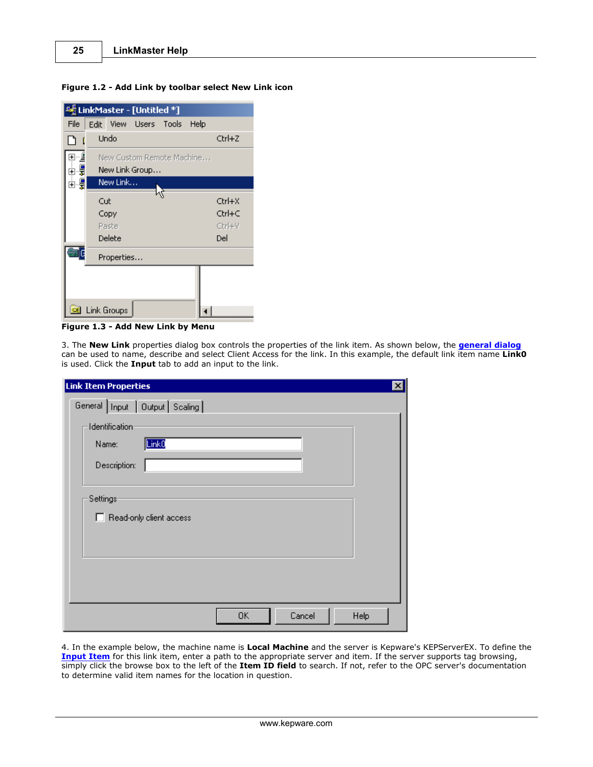**Figure 1.2 - Add Link by toolbar select New Link icon**

**Figure 1.3 - Add New Link by Menu**

3. The **New Link** properties dialog box controls the properties of the link item. As shown below, the **general dialog** can be used to name, describe and select Client Access for the link. In this example, the default link item name **Link0** is used. Click the **Input** tab to add an input to the link.

4. In the example below, the machine name is **Local Machine** and the server is Kepware's KEPServerEX. To define the **Input Item** for this link item, enter a path to the appropriate server and item. If the server supports tag browsing, simply click the browse box to the left of the **Item ID field** to search. If not, refer to the OPC server's documentation to determine valid item names for the location in question.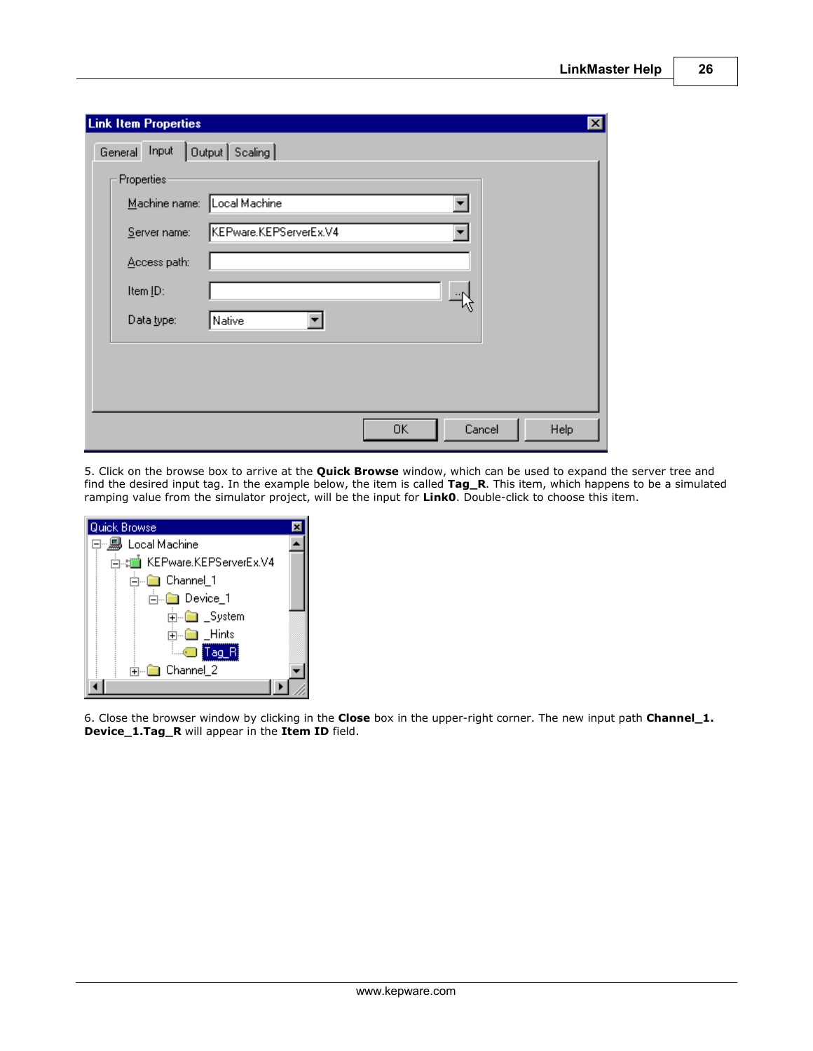5. Click on the browse box to arrive at the **Quick Browse** window, which can be used to expand the server tree and find the desired input tag. In the example below, the item is called **Tag_R**. This item, which happens to be a simulated ramping value from the simulator project, will be the input for **Link0**. Double-click to choose this item.

6. Close the browser window by clicking in the **Close** box in the upper-right corner. The new input path **Channel_1. Device_1.Tag_R** will appear in the **Item ID** field.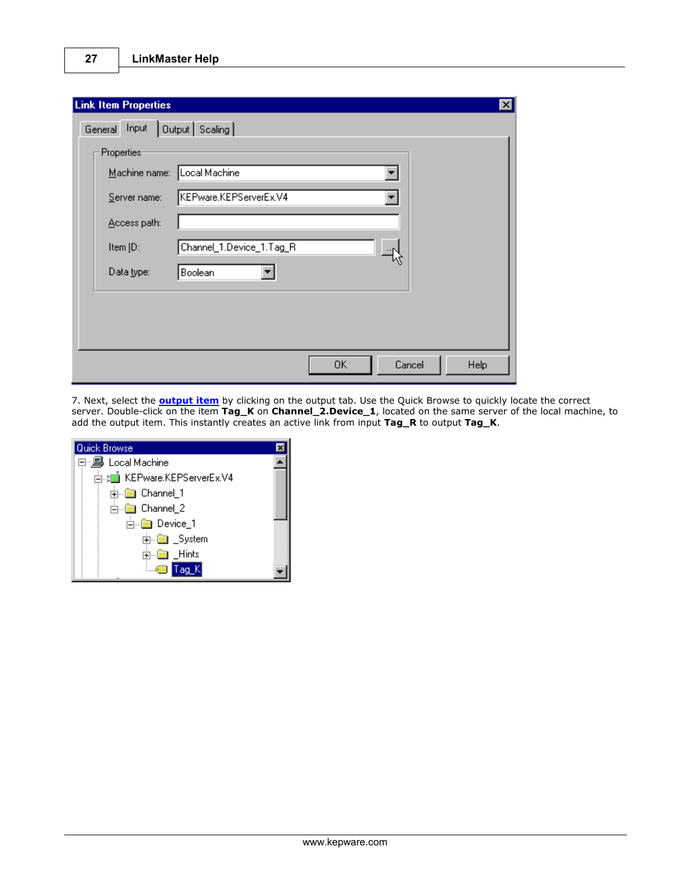7. Next, select the **output item** by clicking on the output tab. Use the Quick Browse to quickly locate the correct server. Double-click on the item **Tag_K** on **Channel_2.Device_1**, located on the same server of the local machine, to add the output item. This instantly creates an active link from input **Tag_R** to output **Tag_K**.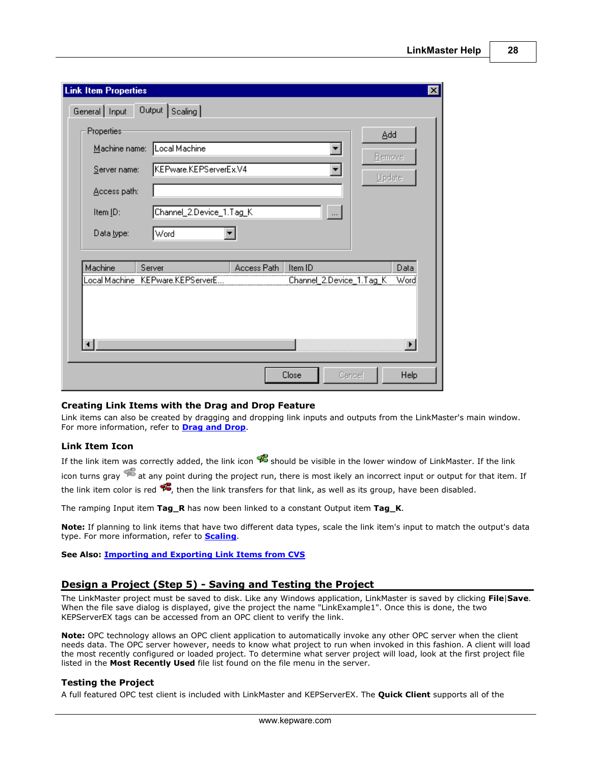### Creating Link Items with the Drag and Drop Feature

Link items can also be created by dragging and dropping link inputs and outputs from the LinkMaster's main window. For more information, refer to **Drag and Drop**.

### Link Item Icon

If the link item was correctly added, the link icon should be visible in the lower window of LinkMaster. If the link icon turns gray at any point during the project run, there is most ikely an incorrect input or output for that item. If the link item color is red, then the link transfers for that link, as well as its group, have been disabled.

The ramping Input item **Tag_R** has now been linked to a constant Output item **Tag_K**.

**Note:** If planning to link items that have two different data types, scale the link item's input to match the output's data type. For more information, refer to **Scaling**.

**See Also: Importing and Exporting Link Items from CVS**

## Design a Project (Step 5) - Saving and Testing the Project

The LinkMaster project must be saved to disk. Like any Windows application, LinkMaster is saved by clicking **File**|**Save**. When the file save dialog is displayed, give the project the name "LinkExample1". Once this is done, the two KEPServerEX tags can be accessed from an OPC client to verify the link.

**Note:** OPC technology allows an OPC client application to automatically invoke any other OPC server when the client needs data. The OPC server however, needs to know what project to run when invoked in this fashion. A client will load the most recently configured or loaded project. To determine what server project will load, look at the first project file listed in the **Most Recently Used** file list found on the file menu in the server.

### Testing the Project

A full featured OPC test client is included with LinkMaster and KEPServerEX. The **Quick Client** supports all of the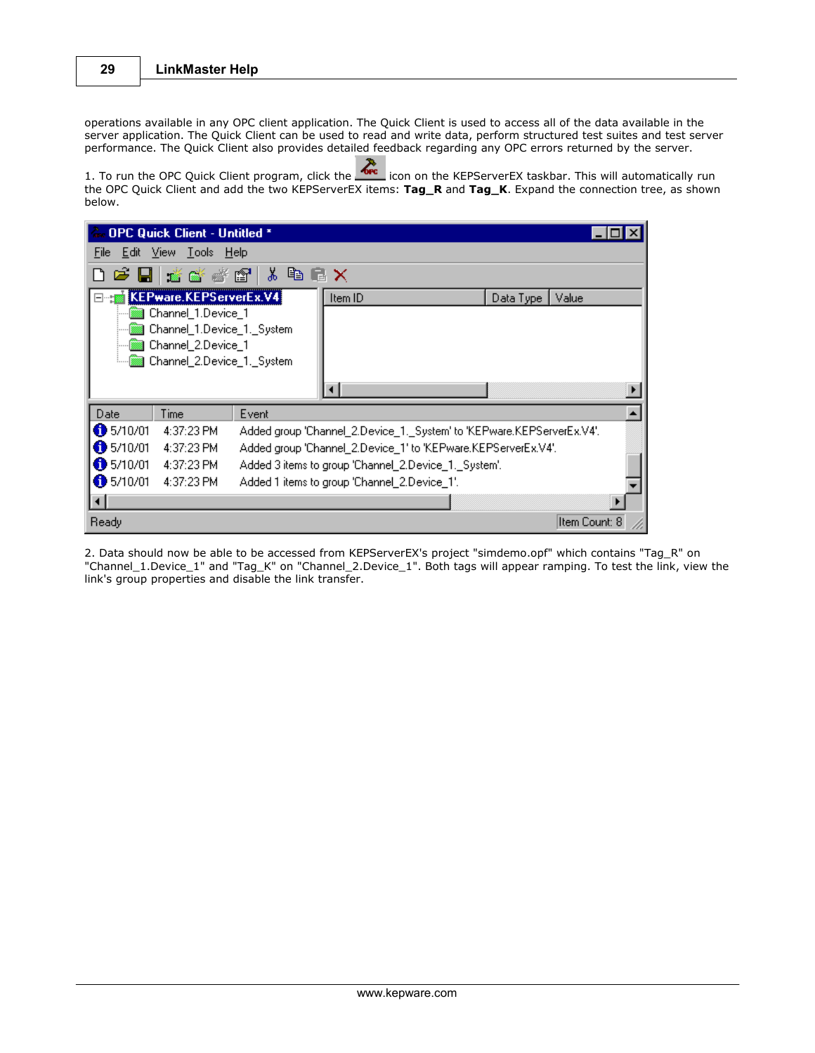operations available in any OPC client application. The Quick Client is used to access all of the data available in the server application. The Quick Client can be used to read and write data, perform structured test suites and test server performance. The Quick Client also provides detailed feedback regarding any OPC errors returned by the server.

1. To run the OPC Quick Client program, click the icon on the KEPServerEX taskbar. This will automatically run the OPC Quick Client and add the two KEPServerEX items: **Tag_R** and **Tag_K**. Expand the connection tree, as shown below.

2. Data should now be able to be accessed from KEPServerEX's project "simdemo.opf" which contains "Tag_R" on "Channel_1.Device_1" and "Tag_K" on "Channel_2.Device_1". Both tags will appear ramping. To test the link, view the link's group properties and disable the link transfer.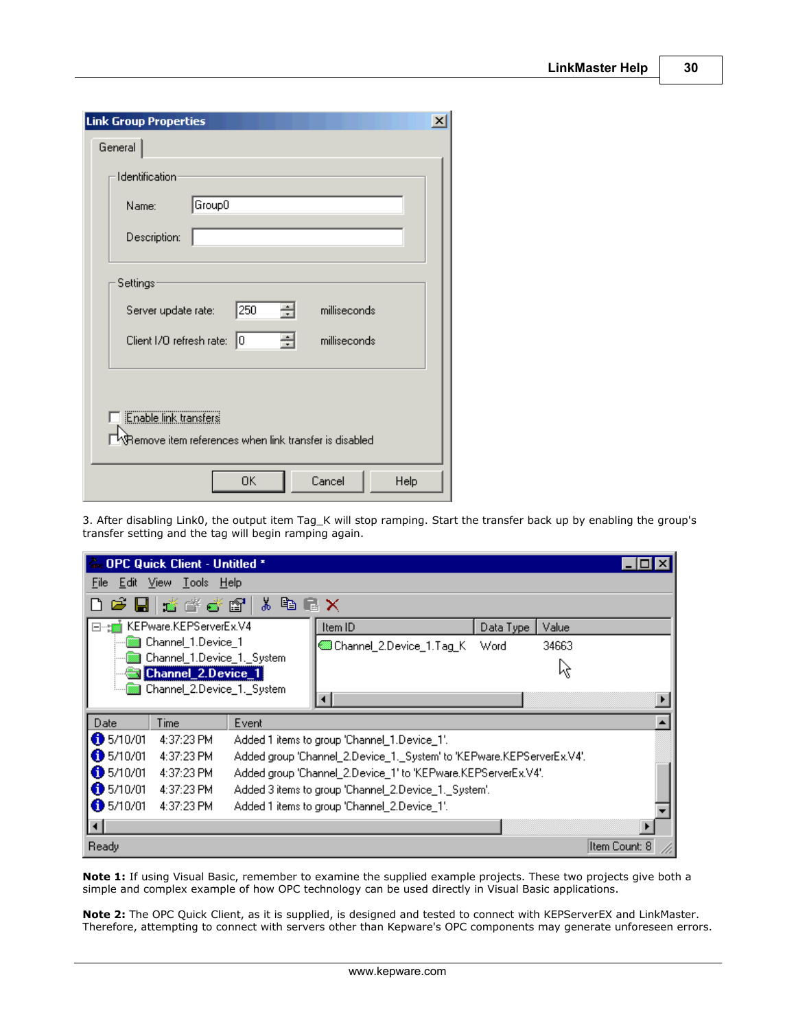3. After disabling Link0, the output item Tag_K will stop ramping. Start the transfer back up by enabling the group's transfer setting and the tag will begin ramping again.

**Note 1:** If using Visual Basic, remember to examine the supplied example projects. These two projects give both a simple and complex example of how OPC technology can be used directly in Visual Basic applications.

**Note 2:** The OPC Quick Client, as it is supplied, is designed and tested to connect with KEPServerEX and LinkMaster. Therefore, attempting to connect with servers other than Kepware's OPC components may generate unforeseen errors.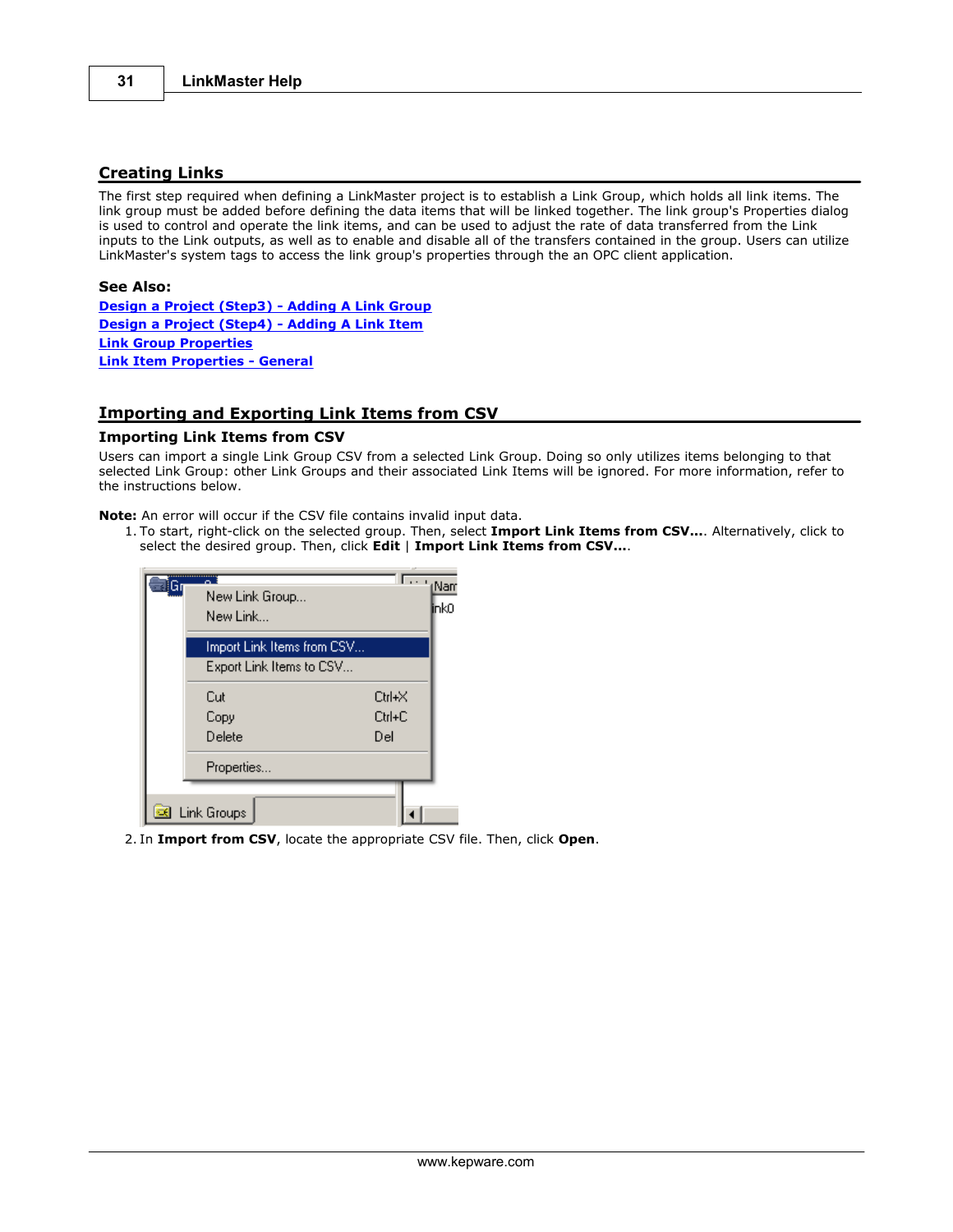## Creating Links

The first step required when defining a LinkMaster project is to establish a Link Group, which holds all link items. The link group must be added before defining the data items that will be linked together. The link group's Properties dialog is used to control and operate the link items, and can be used to adjust the rate of data transferred from the Link inputs to the Link outputs, as well as to enable and disable all of the transfers contained in the group. Users can utilize LinkMaster's system tags to access the link group's properties through the an OPC client application.

**See Also:**

Design a Project (Step3) - Adding A Link Group
Design a Project (Step4) - Adding A Link Item
Link Group Properties
Link Item Properties - General

## Importing and Exporting Link Items from CSV

### Importing Link Items from CSV

Users can import a single Link Group CSV from a selected Link Group. Doing so only utilizes items belonging to that selected Link Group: other Link Groups and their associated Link Items will be ignored. For more information, refer to the instructions below.

**Note:** An error will occur if the CSV file contains invalid input data.

1. To start, right-click on the selected group. Then, select **Import Link Items from CSV...**. Alternatively, click to select the desired group. Then, click **Edit** | **Import Link Items from CSV...**.
2. In **Import from CSV**, locate the appropriate CSV file. Then, click **Open**.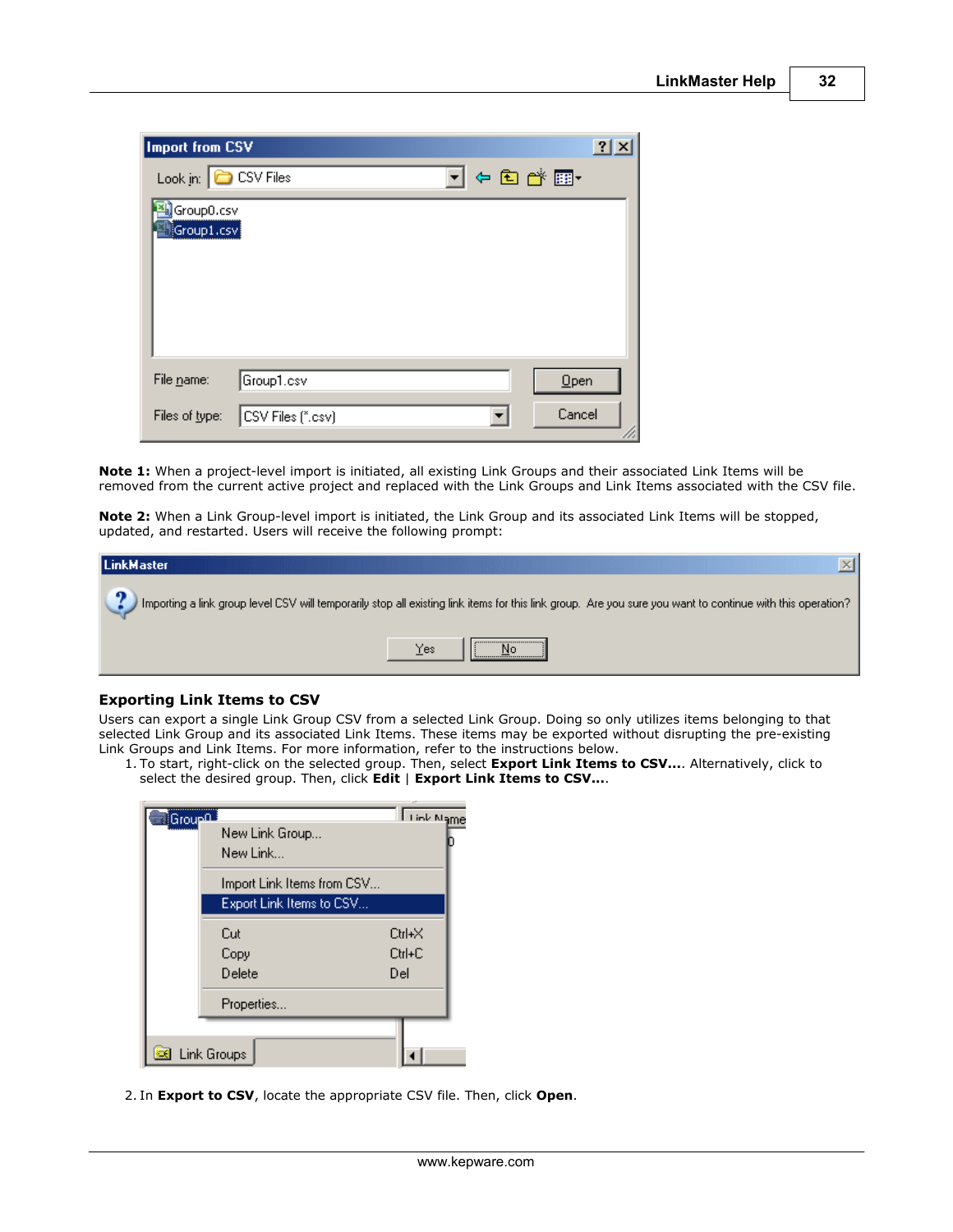**Note 1:** When a project-level import is initiated, all existing Link Groups and their associated Link Items will be removed from the current active project and replaced with the Link Groups and Link Items associated with the CSV file.

**Note 2:** When a Link Group-level import is initiated, the Link Group and its associated Link Items will be stopped, updated, and restarted. Users will receive the following prompt:

### Exporting Link Items to CSV

Users can export a single Link Group CSV from a selected Link Group. Doing so only utilizes items belonging to that selected Link Group and its associated Link Items. These items may be exported without disrupting the pre-existing Link Groups and Link Items. For more information, refer to the instructions below.

1. To start, right-click on the selected group. Then, select **Export Link Items to CSV...**. Alternatively, click to select the desired group. Then, click **Edit** | **Export Link Items to CSV...**.

2. In **Export to CSV**, locate the appropriate CSV file. Then, click **Open**.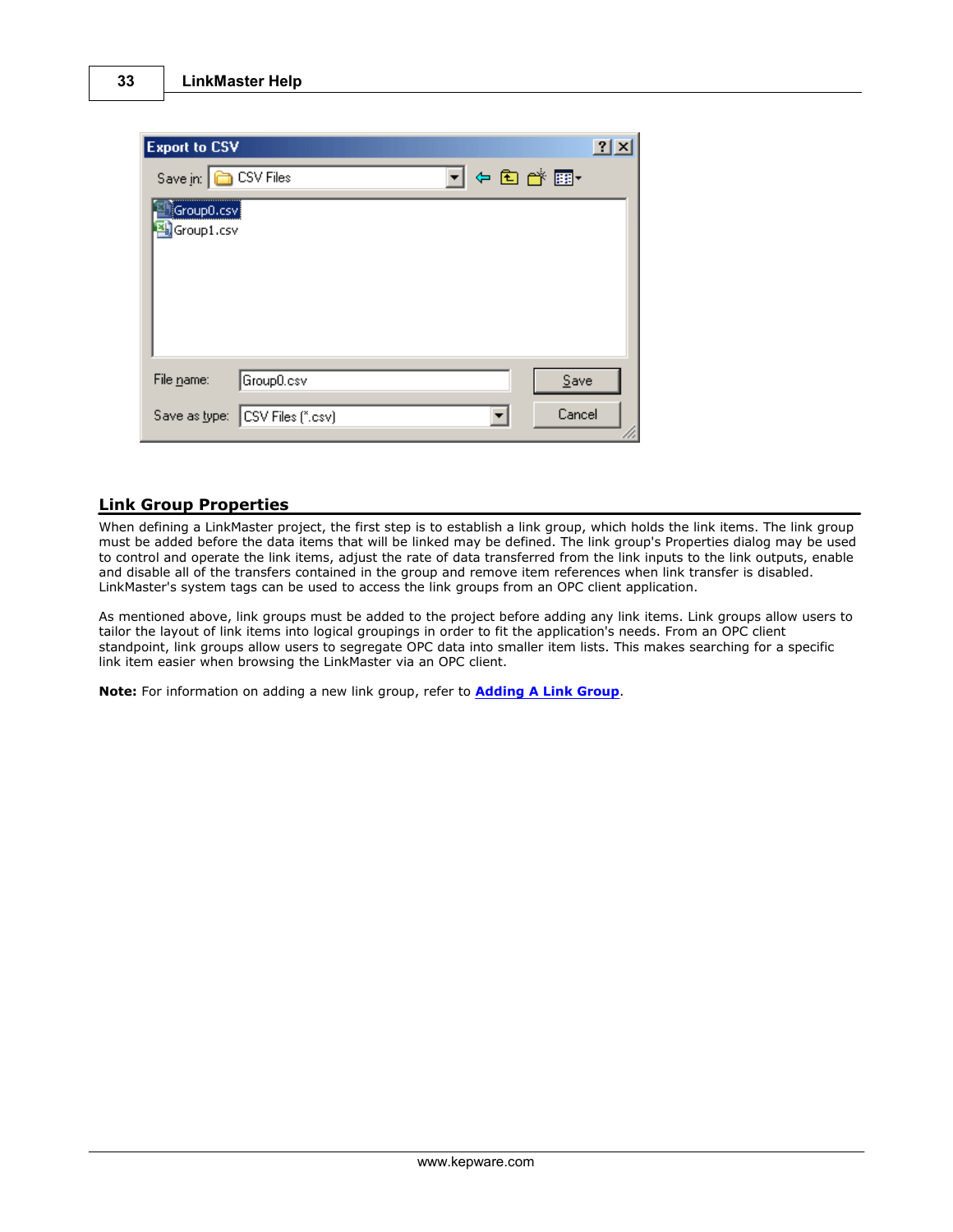## Link Group Properties

When defining a LinkMaster project, the first step is to establish a link group, which holds the link items. The link group must be added before the data items that will be linked may be defined. The link group's Properties dialog may be used to control and operate the link items, adjust the rate of data transferred from the link inputs to the link outputs, enable and disable all of the transfers contained in the group and remove item references when link transfer is disabled. LinkMaster's system tags can be used to access the link groups from an OPC client application.

As mentioned above, link groups must be added to the project before adding any link items. Link groups allow users to tailor the layout of link items into logical groupings in order to fit the application's needs. From an OPC client standpoint, link groups allow users to segregate OPC data into smaller item lists. This makes searching for a specific link item easier when browsing the LinkMaster via an OPC client.

**Note:** For information on adding a new link group, refer to **Adding A Link Group**.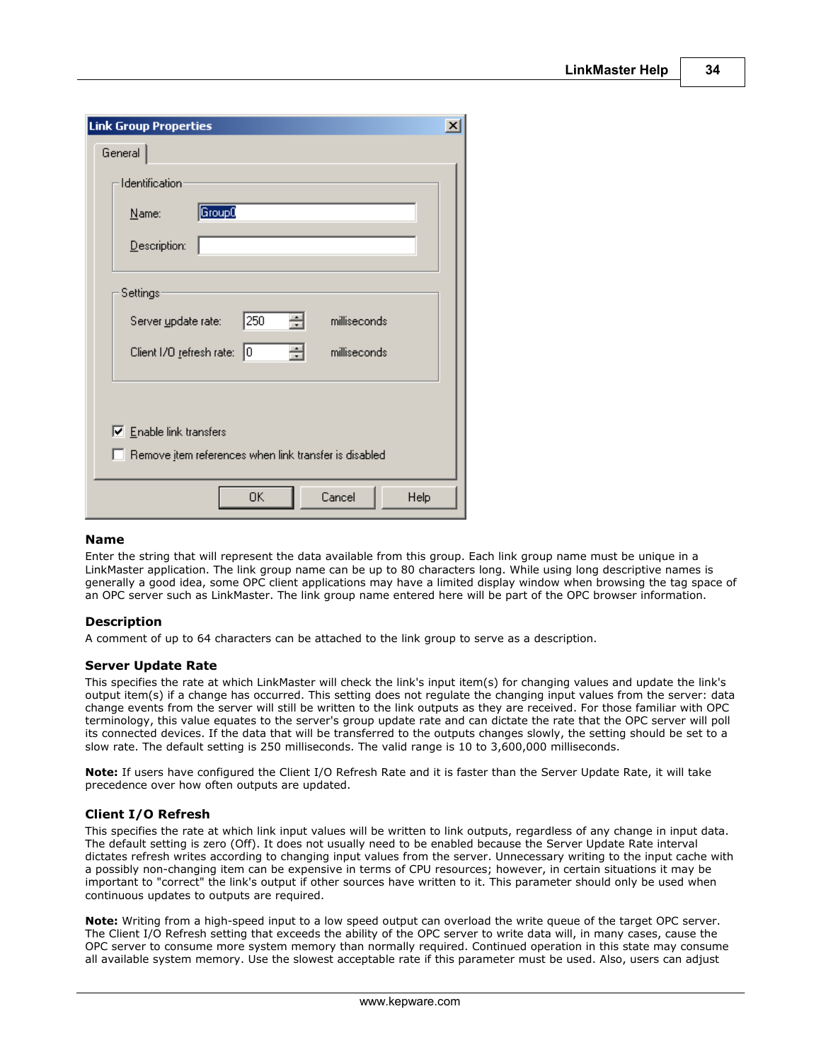### Name

Enter the string that will represent the data available from this group. Each link group name must be unique in a LinkMaster application. The link group name can be up to 80 characters long. While using long descriptive names is generally a good idea, some OPC client applications may have a limited display window when browsing the tag space of an OPC server such as LinkMaster. The link group name entered here will be part of the OPC browser information.

### Description

A comment of up to 64 characters can be attached to the link group to serve as a description.

### Server Update Rate

This specifies the rate at which LinkMaster will check the link's input item(s) for changing values and update the link's output item(s) if a change has occurred. This setting does not regulate the changing input values from the server: data change events from the server will still be written to the link outputs as they are received. For those familiar with OPC terminology, this value equates to the server's group update rate and can dictate the rate that the OPC server will poll its connected devices. If the data that will be transferred to the outputs changes slowly, the setting should be set to a slow rate. The default setting is 250 milliseconds. The valid range is 10 to 3,600,000 milliseconds.

**Note:** If users have configured the Client I/O Refresh Rate and it is faster than the Server Update Rate, it will take precedence over how often outputs are updated.

### Client I/O Refresh

This specifies the rate at which link input values will be written to link outputs, regardless of any change in input data. The default setting is zero (Off). It does not usually need to be enabled because the Server Update Rate interval dictates refresh writes according to changing input values from the server. Unnecessary writing to the input cache with a possibly non-changing item can be expensive in terms of CPU resources; however, in certain situations it may be important to "correct" the link's output if other sources have written to it. This parameter should only be used when continuous updates to outputs are required.

**Note:** Writing from a high-speed input to a low speed output can overload the write queue of the target OPC server. The Client I/O Refresh setting that exceeds the ability of the OPC server to write data will, in many cases, cause the OPC server to consume more system memory than normally required. Continued operation in this state may consume all available system memory. Use the slowest acceptable rate if this parameter must be used. Also, users can adjust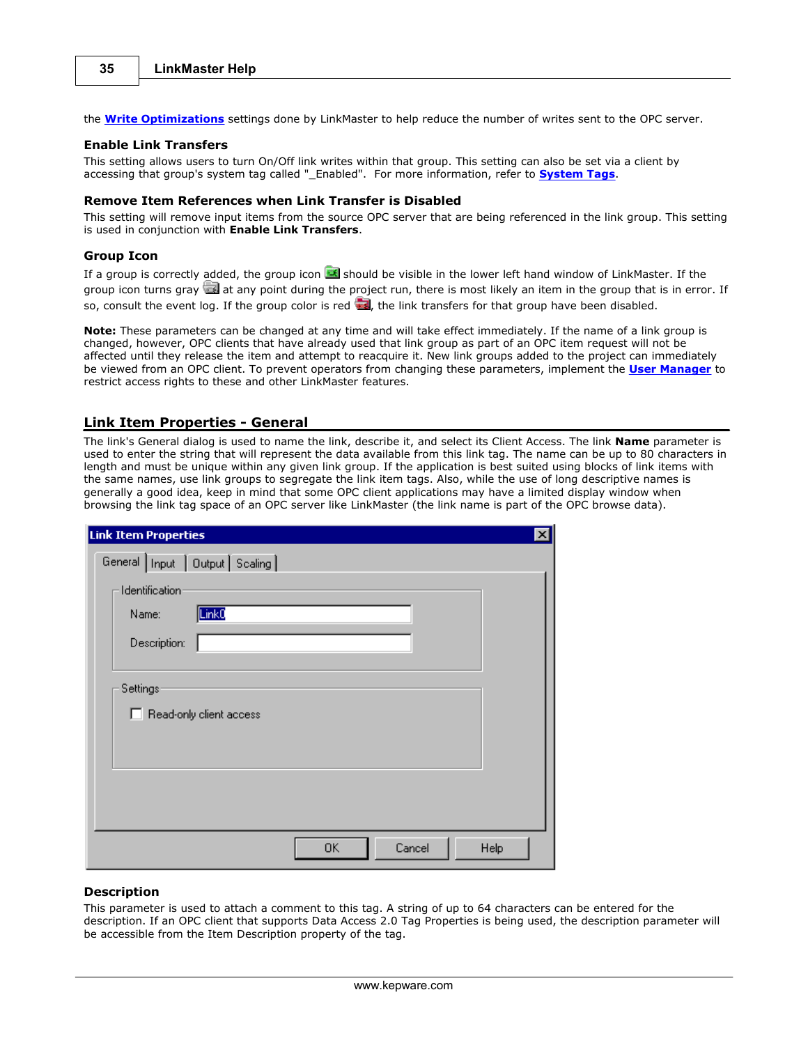the **Write Optimizations** settings done by LinkMaster to help reduce the number of writes sent to the OPC server.

### Enable Link Transfers

This setting allows users to turn On/Off link writes within that group. This setting can also be set via a client by accessing that group's system tag called "_Enabled". For more information, refer to **System Tags**.

### Remove Item References when Link Transfer is Disabled

This setting will remove input items from the source OPC server that are being referenced in the link group. This setting is used in conjunction with **Enable Link Transfers**.

### Group Icon

If a group is correctly added, the group icon should be visible in the lower left hand window of LinkMaster. If the group icon turns gray at any point during the project run, there is most likely an item in the group that is in error. If so, consult the event log. If the group color is red, the link transfers for that group have been disabled.

**Note:** These parameters can be changed at any time and will take effect immediately. If the name of a link group is changed, however, OPC clients that have already used that link group as part of an OPC item request will not be affected until they release the item and attempt to reacquire it. New link groups added to the project can immediately be viewed from an OPC client. To prevent operators from changing these parameters, implement the **User Manager** to restrict access rights to these and other LinkMaster features.

## Link Item Properties - General

The link's General dialog is used to name the link, describe it, and select its Client Access. The link **Name** parameter is used to enter the string that will represent the data available from this link tag. The name can be up to 80 characters in length and must be unique within any given link group. If the application is best suited using blocks of link items with the same names, use link groups to segregate the link item tags. Also, while the use of long descriptive names is generally a good idea, keep in mind that some OPC client applications may have a limited display window when browsing the link tag space of an OPC server like LinkMaster (the link name is part of the OPC browse data).

### Description

This parameter is used to attach a comment to this tag. A string of up to 64 characters can be entered for the description. If an OPC client that supports Data Access 2.0 Tag Properties is being used, the description parameter will be accessible from the Item Description property of the tag.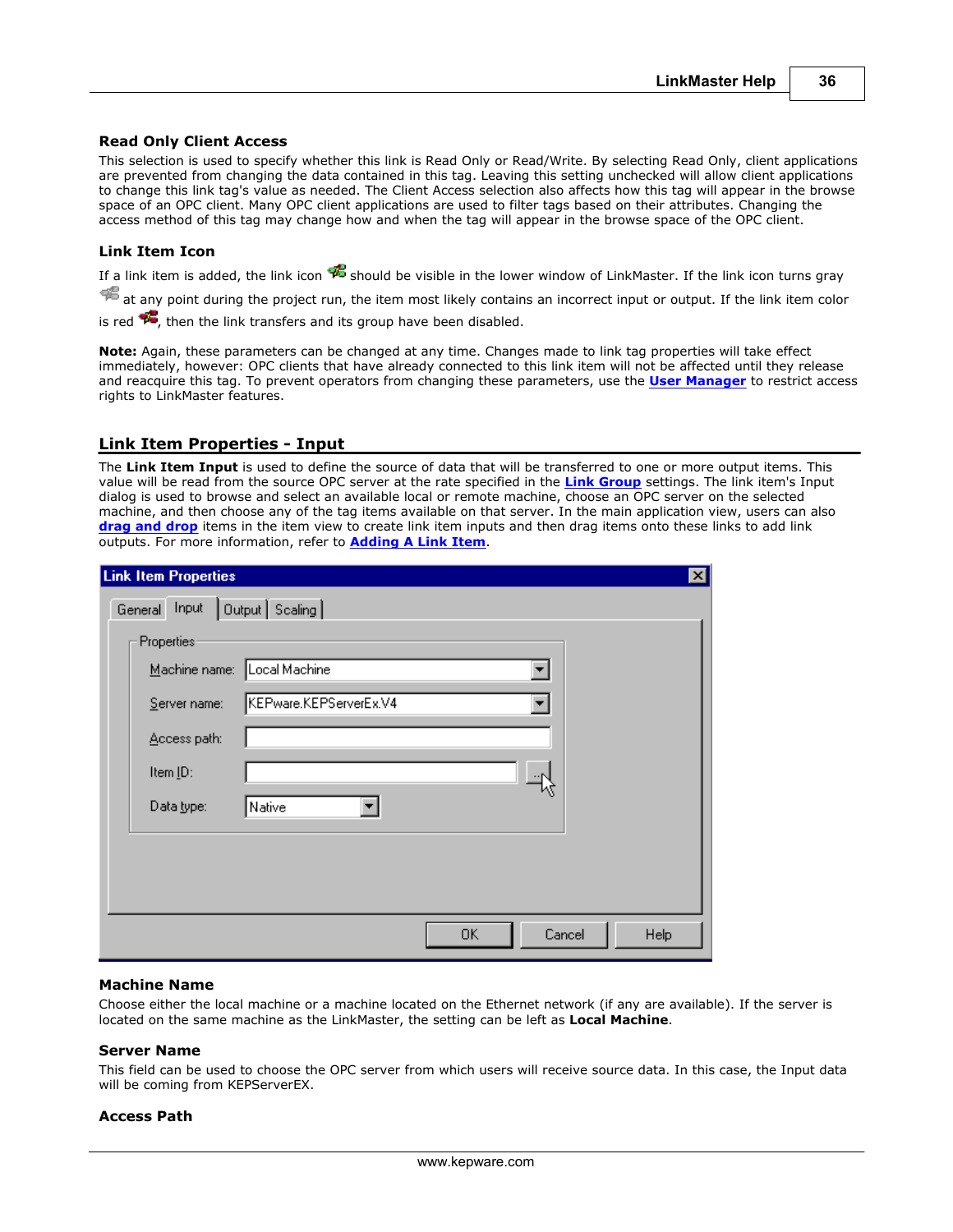### Read Only Client Access

This selection is used to specify whether this link is Read Only or Read/Write. By selecting Read Only, client applications are prevented from changing the data contained in this tag. Leaving this setting unchecked will allow client applications to change this link tag's value as needed. The Client Access selection also affects how this tag will appear in the browse space of an OPC client. Many OPC client applications are used to filter tags based on their attributes. Changing the access method of this tag may change how and when the tag will appear in the browse space of the OPC client.

### Link Item Icon

If a link item is added, the link icon should be visible in the lower window of LinkMaster. If the link icon turns gray at any point during the project run, the item most likely contains an incorrect input or output. If the link item color is red, then the link transfers and its group have been disabled.

**Note:** Again, these parameters can be changed at any time. Changes made to link tag properties will take effect immediately, however: OPC clients that have already connected to this link item will not be affected until they release and reacquire this tag. To prevent operators from changing these parameters, use the **User Manager** to restrict access rights to LinkMaster features.

## Link Item Properties - Input

The **Link Item Input** is used to define the source of data that will be transferred to one or more output items. This value will be read from the source OPC server at the rate specified in the **Link Group** settings. The link item's Input dialog is used to browse and select an available local or remote machine, choose an OPC server on the selected machine, and then choose any of the tag items available on that server. In the main application view, users can also **drag and drop** items in the item view to create link item inputs and then drag items onto these links to add link outputs. For more information, refer to **Adding A Link Item**.

### Machine Name

Choose either the local machine or a machine located on the Ethernet network (if any are available). If the server is located on the same machine as the LinkMaster, the setting can be left as **Local Machine**.

### Server Name

This field can be used to choose the OPC server from which users will receive source data. In this case, the Input data will be coming from KEPServerEX.

### Access Path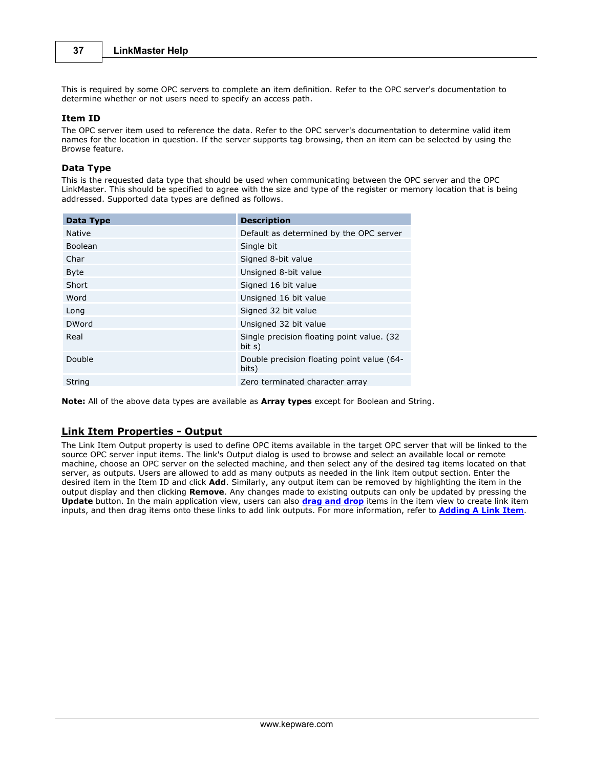This is required by some OPC servers to complete an item definition. Refer to the OPC server's documentation to determine whether or not users need to specify an access path.

### Item ID

The OPC server item used to reference the data. Refer to the OPC server's documentation to determine valid item names for the location in question. If the server supports tag browsing, then an item can be selected by using the Browse feature.

### Data Type

This is the requested data type that should be used when communicating between the OPC server and the OPC LinkMaster. This should be specified to agree with the size and type of the register or memory location that is being addressed. Supported data types are defined as follows.

| Data Type | Description |
| --- | --- |
| Native | Default as determined by the OPC server |
| Boolean | Single bit |
| Char | Signed 8-bit value |
| Byte | Unsigned 8-bit value |
| Short | Signed 16 bit value |
| Word | Unsigned 16 bit value |
| Long | Signed 32 bit value |
| DWord | Unsigned 32 bit value |
| Real | Single precision floating point value. (32 bit s) |
| Double | Double precision floating point value (64-bits) |
| String | Zero terminated character array |

**Note:** All of the above data types are available as **Array types** except for Boolean and String.

## Link Item Properties - Output

The Link Item Output property is used to define OPC items available in the target OPC server that will be linked to the source OPC server input items. The link's Output dialog is used to browse and select an available local or remote machine, choose an OPC server on the selected machine, and then select any of the desired tag items located on that server, as outputs. Users are allowed to add as many outputs as needed in the link item output section. Enter the desired item in the Item ID and click **Add**. Similarly, any output item can be removed by highlighting the item in the output display and then clicking **Remove**. Any changes made to existing outputs can only be updated by pressing the **Update** button. In the main application view, users can also **drag and drop** items in the item view to create link item inputs, and then drag items onto these links to add link outputs. For more information, refer to **Adding A Link Item**.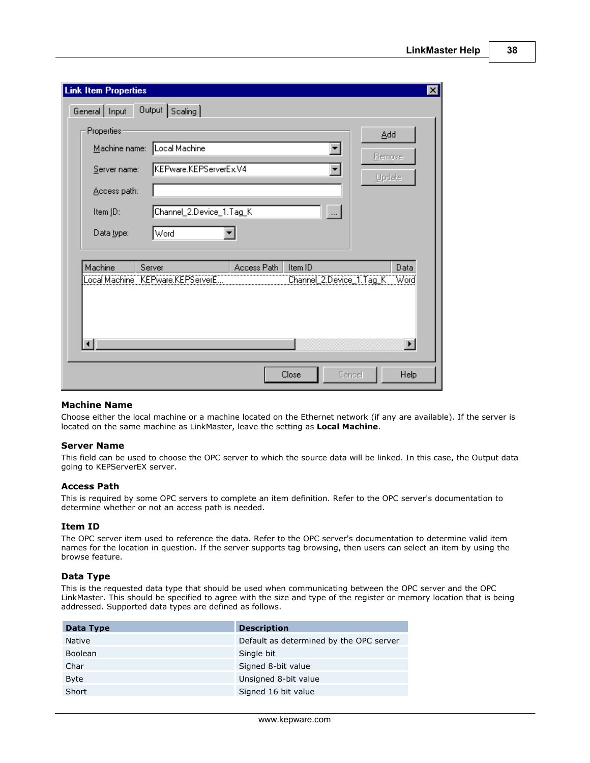### Machine Name

Choose either the local machine or a machine located on the Ethernet network (if any are available). If the server is located on the same machine as LinkMaster, leave the setting as **Local Machine**.

### Server Name

This field can be used to choose the OPC server to which the source data will be linked. In this case, the Output data going to KEPServerEX server.

### Access Path

This is required by some OPC servers to complete an item definition. Refer to the OPC server's documentation to determine whether or not an access path is needed.

### Item ID

The OPC server item used to reference the data. Refer to the OPC server's documentation to determine valid item names for the location in question. If the server supports tag browsing, then users can select an item by using the browse feature.

### Data Type

This is the requested data type that should be used when communicating between the OPC server and the OPC LinkMaster. This should be specified to agree with the size and type of the register or memory location that is being addressed. Supported data types are defined as follows.

| Data Type | Description |
|---|---|
| Native | Default as determined by the OPC server |
| Boolean | Single bit |
| Char | Signed 8-bit value |
| Byte | Unsigned 8-bit value |
| Short | Signed 16 bit value |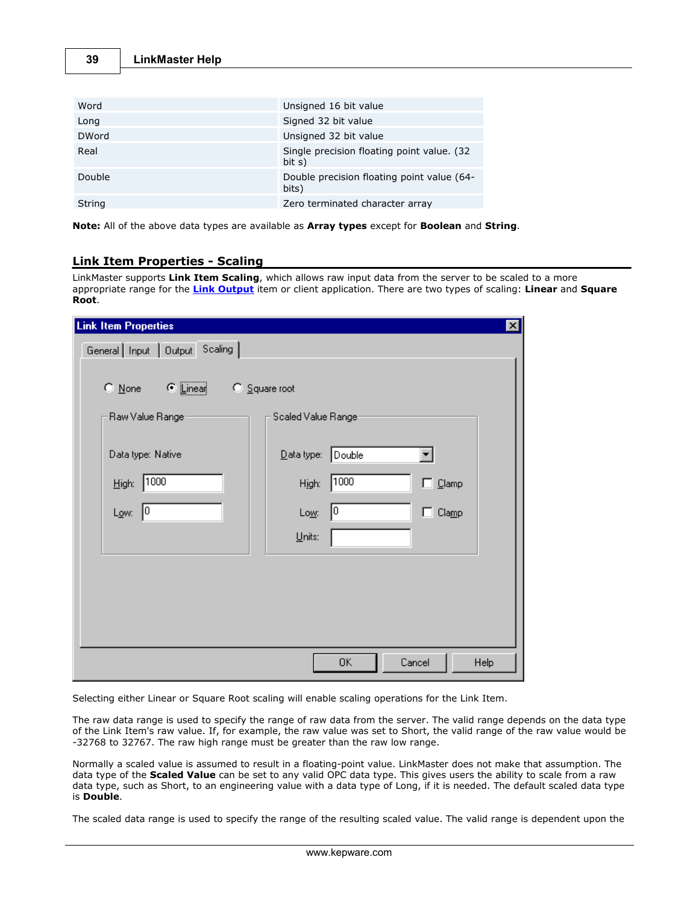| | |
|---|---|
| Word | Unsigned 16 bit value |
| Long | Signed 32 bit value |
| DWord | Unsigned 32 bit value |
| Real | Single precision floating point value. (32 bit s) |
| Double | Double precision floating point value (64-bits) |
| String | Zero terminated character array |

**Note:** All of the above data types are available as **Array types** except for **Boolean** and **String**.

## Link Item Properties - Scaling

LinkMaster supports **Link Item Scaling**, which allows raw input data from the server to be scaled to a more appropriate range for the **Link Output** item or client application. There are two types of scaling: **Linear** and **Square Root**.

Selecting either Linear or Square Root scaling will enable scaling operations for the Link Item.

The raw data range is used to specify the range of raw data from the server. The valid range depends on the data type of the Link Item's raw value. If, for example, the raw value was set to Short, the valid range of the raw value would be -32768 to 32767. The raw high range must be greater than the raw low range.

Normally a scaled value is assumed to result in a floating-point value. LinkMaster does not make that assumption. The data type of the **Scaled Value** can be set to any valid OPC data type. This gives users the ability to scale from a raw data type, such as Short, to an engineering value with a data type of Long, if it is needed. The default scaled data type is **Double**.

The scaled data range is used to specify the range of the resulting scaled value. The valid range is dependent upon the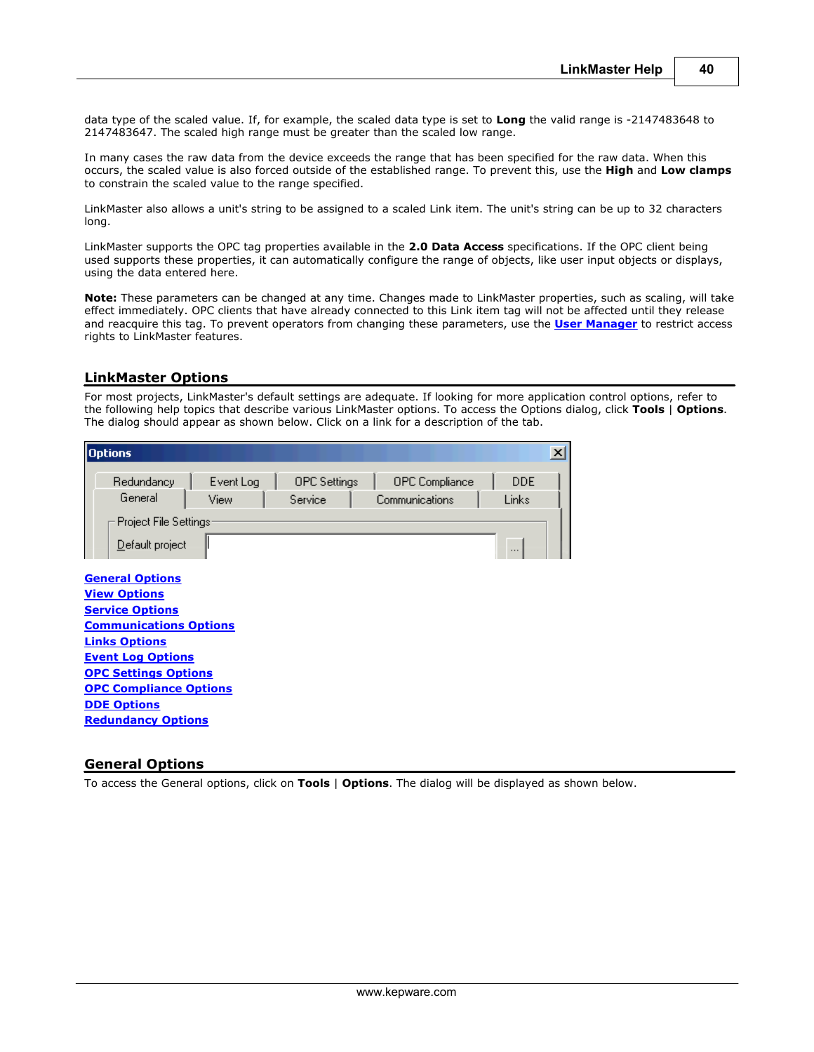data type of the scaled value. If, for example, the scaled data type is set to **Long** the valid range is -2147483648 to 2147483647. The scaled high range must be greater than the scaled low range.

In many cases the raw data from the device exceeds the range that has been specified for the raw data. When this occurs, the scaled value is also forced outside of the established range. To prevent this, use the **High** and **Low clamps** to constrain the scaled value to the range specified.

LinkMaster also allows a unit's string to be assigned to a scaled Link item. The unit's string can be up to 32 characters long.

LinkMaster supports the OPC tag properties available in the **2.0 Data Access** specifications. If the OPC client being used supports these properties, it can automatically configure the range of objects, like user input objects or displays, using the data entered here.

**Note:** These parameters can be changed at any time. Changes made to LinkMaster properties, such as scaling, will take effect immediately. OPC clients that have already connected to this Link item tag will not be affected until they release and reacquire this tag. To prevent operators from changing these parameters, use the **User Manager** to restrict access rights to LinkMaster features.

## LinkMaster Options

For most projects, LinkMaster's default settings are adequate. If looking for more application control options, refer to the following help topics that describe various LinkMaster options. To access the Options dialog, click **Tools** | **Options**. The dialog should appear as shown below. Click on a link for a description of the tab.

**General Options**
**View Options**
**Service Options**
**Communications Options**
**Links Options**
**Event Log Options**
**OPC Settings Options**
**OPC Compliance Options**
**DDE Options**
**Redundancy Options**

## General Options

To access the General options, click on **Tools** | **Options**. The dialog will be displayed as shown below.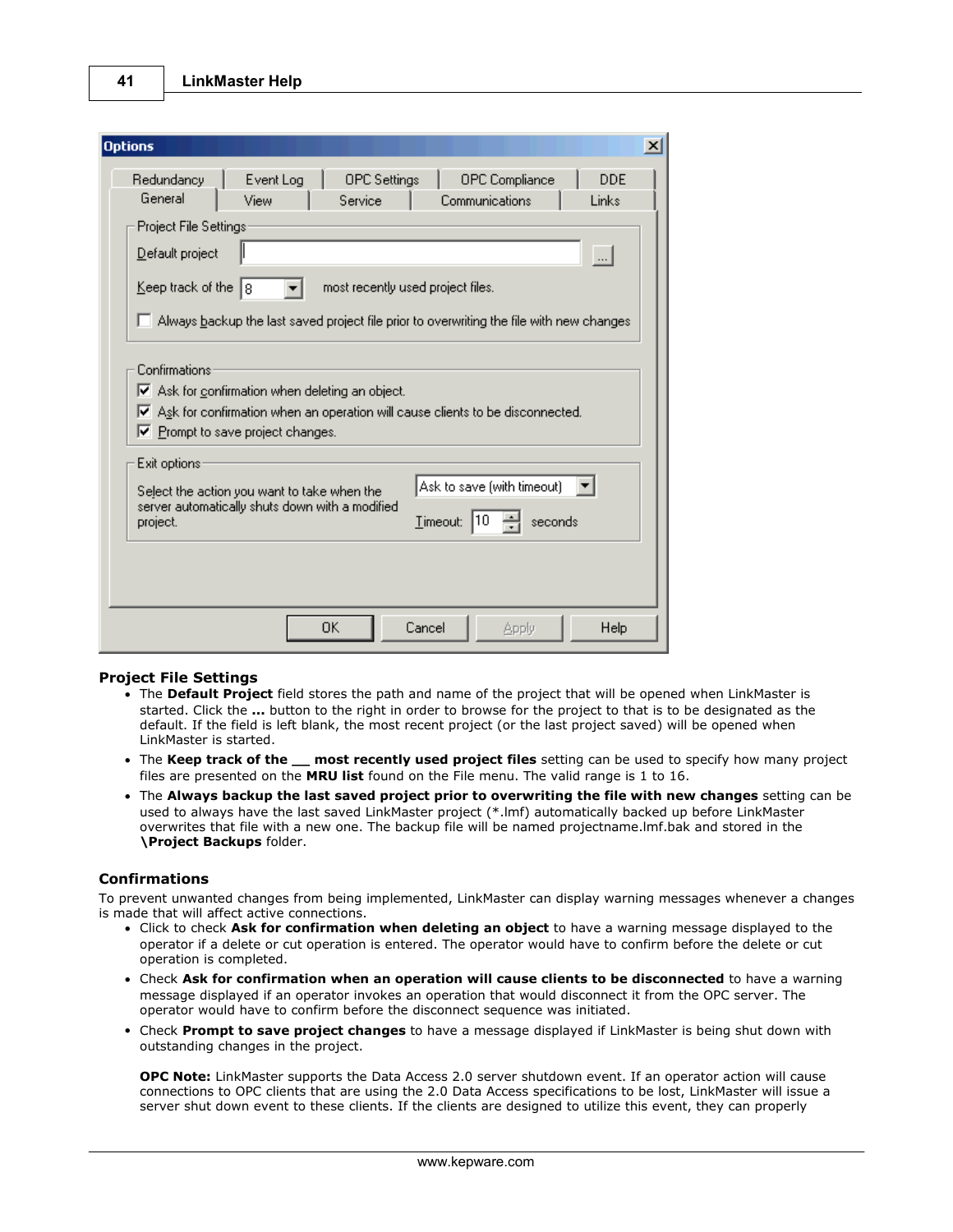## Project File Settings

- The **Default Project** field stores the path and name of the project that will be opened when LinkMaster is started. Click the **...** button to the right in order to browse for the project to that is to be designated as the default. If the field is left blank, the most recent project (or the last project saved) will be opened when LinkMaster is started.
- The **Keep track of the __ most recently used project files** setting can be used to specify how many project files are presented on the **MRU list** found on the File menu. The valid range is 1 to 16.
- The **Always backup the last saved project prior to overwriting the file with new changes** setting can be used to always have the last saved LinkMaster project (*.lmf) automatically backed up before LinkMaster overwrites that file with a new one. The backup file will be named projectname.lmf.bak and stored in the **\Project Backups** folder.

## Confirmations

To prevent unwanted changes from being implemented, LinkMaster can display warning messages whenever a changes is made that will affect active connections.

- Click to check **Ask for confirmation when deleting an object** to have a warning message displayed to the operator if a delete or cut operation is entered. The operator would have to confirm before the delete or cut operation is completed.
- Check **Ask for confirmation when an operation will cause clients to be disconnected** to have a warning message displayed if an operator invokes an operation that would disconnect it from the OPC server. The operator would have to confirm before the disconnect sequence was initiated.
- Check **Prompt to save project changes** to have a message displayed if LinkMaster is being shut down with outstanding changes in the project.

  **OPC Note:** LinkMaster supports the Data Access 2.0 server shutdown event. If an operator action will cause connections to OPC clients that are using the 2.0 Data Access specifications to be lost, LinkMaster will issue a server shut down event to these clients. If the clients are designed to utilize this event, they can properly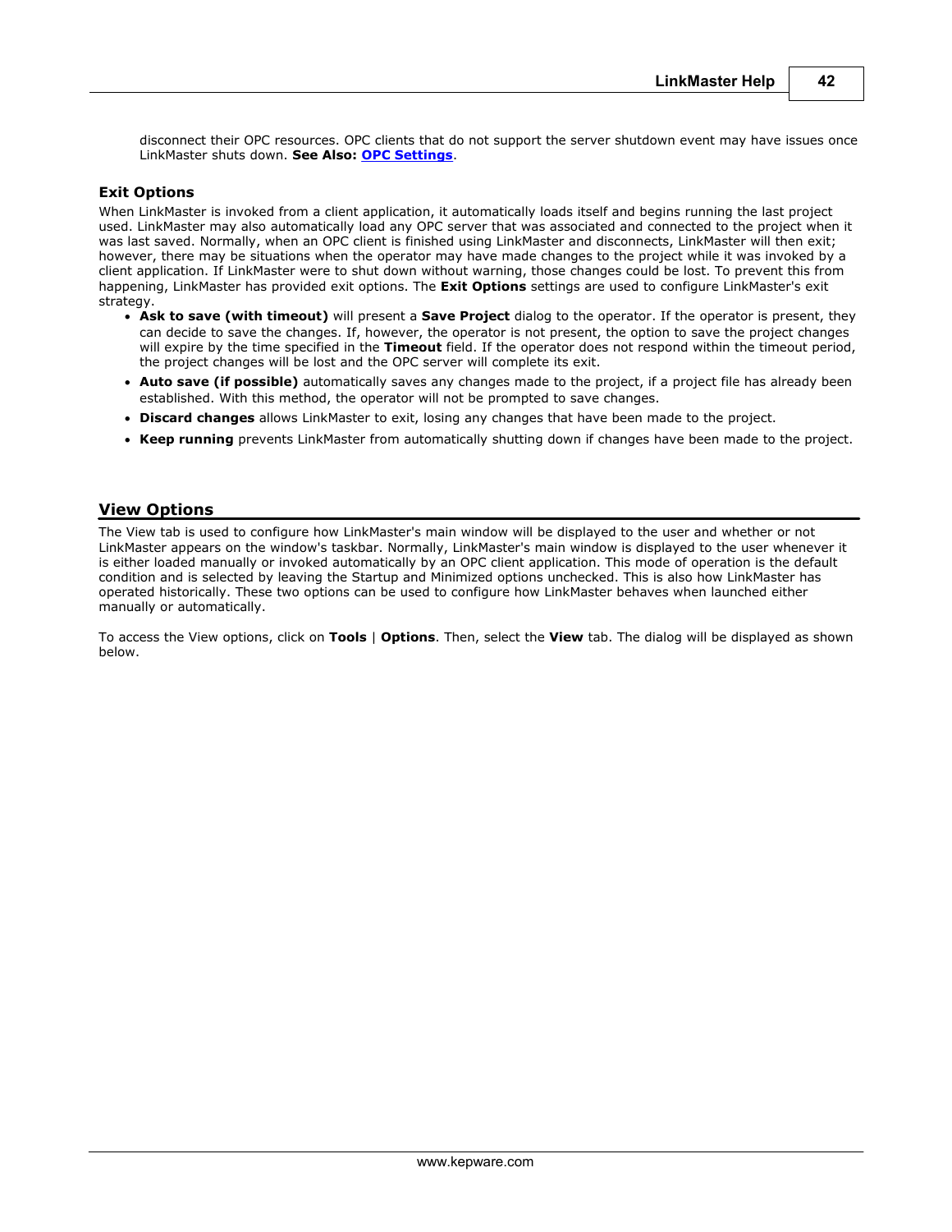disconnect their OPC resources. OPC clients that do not support the server shutdown event may have issues once LinkMaster shuts down. **See Also: OPC Settings**.

### Exit Options

When LinkMaster is invoked from a client application, it automatically loads itself and begins running the last project used. LinkMaster may also automatically load any OPC server that was associated and connected to the project when it was last saved. Normally, when an OPC client is finished using LinkMaster and disconnects, LinkMaster will then exit; however, there may be situations when the operator may have made changes to the project while it was invoked by a client application. If LinkMaster were to shut down without warning, those changes could be lost. To prevent this from happening, LinkMaster has provided exit options. The **Exit Options** settings are used to configure LinkMaster's exit strategy.

- **Ask to save (with timeout)** will present a **Save Project** dialog to the operator. If the operator is present, they can decide to save the changes. If, however, the operator is not present, the option to save the project changes will expire by the time specified in the **Timeout** field. If the operator does not respond within the timeout period, the project changes will be lost and the OPC server will complete its exit.
- **Auto save (if possible)** automatically saves any changes made to the project, if a project file has already been established. With this method, the operator will not be prompted to save changes.
- **Discard changes** allows LinkMaster to exit, losing any changes that have been made to the project.
- **Keep running** prevents LinkMaster from automatically shutting down if changes have been made to the project.

## View Options

The View tab is used to configure how LinkMaster's main window will be displayed to the user and whether or not LinkMaster appears on the window's taskbar. Normally, LinkMaster's main window is displayed to the user whenever it is either loaded manually or invoked automatically by an OPC client application. This mode of operation is the default condition and is selected by leaving the Startup and Minimized options unchecked. This is also how LinkMaster has operated historically. These two options can be used to configure how LinkMaster behaves when launched either manually or automatically.

To access the View options, click on **Tools** | **Options**. Then, select the **View** tab. The dialog will be displayed as shown below.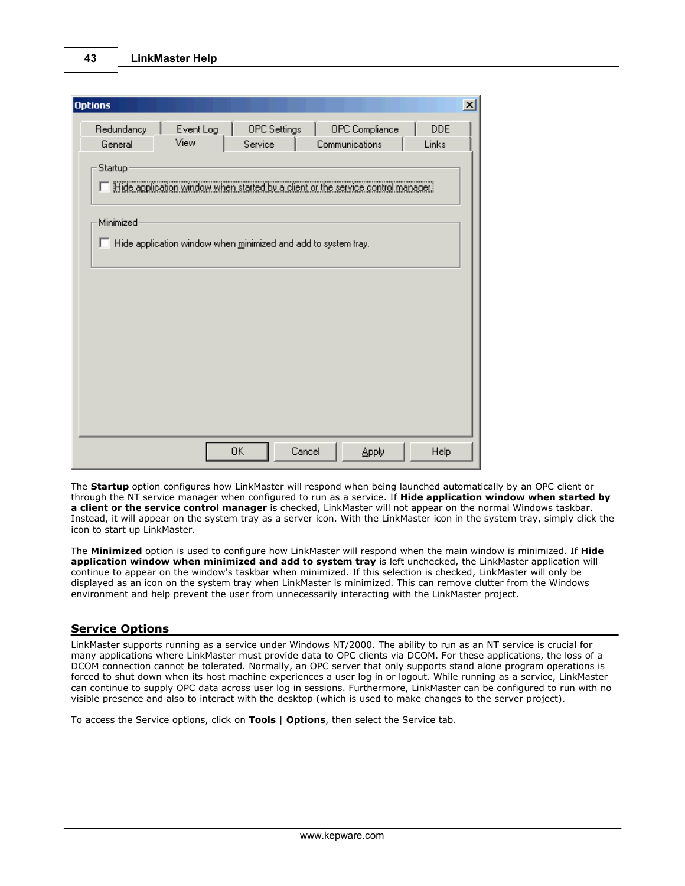The **Startup** option configures how LinkMaster will respond when being launched automatically by an OPC client or through the NT service manager when configured to run as a service. If **Hide application window when started by a client or the service control manager** is checked, LinkMaster will not appear on the normal Windows taskbar. Instead, it will appear on the system tray as a server icon. With the LinkMaster icon in the system tray, simply click the icon to start up LinkMaster.

The **Minimized** option is used to configure how LinkMaster will respond when the main window is minimized. If **Hide application window when minimized and add to system tray** is left unchecked, the LinkMaster application will continue to appear on the window's taskbar when minimized. If this selection is checked, LinkMaster will only be displayed as an icon on the system tray when LinkMaster is minimized. This can remove clutter from the Windows environment and help prevent the user from unnecessarily interacting with the LinkMaster project.

## Service Options

LinkMaster supports running as a service under Windows NT/2000. The ability to run as an NT service is crucial for many applications where LinkMaster must provide data to OPC clients via DCOM. For these applications, the loss of a DCOM connection cannot be tolerated. Normally, an OPC server that only supports stand alone program operations is forced to shut down when its host machine experiences a user log in or logout. While running as a service, LinkMaster can continue to supply OPC data across user log in sessions. Furthermore, LinkMaster can be configured to run with no visible presence and also to interact with the desktop (which is used to make changes to the server project).

To access the Service options, click on **Tools** | **Options**, then select the Service tab.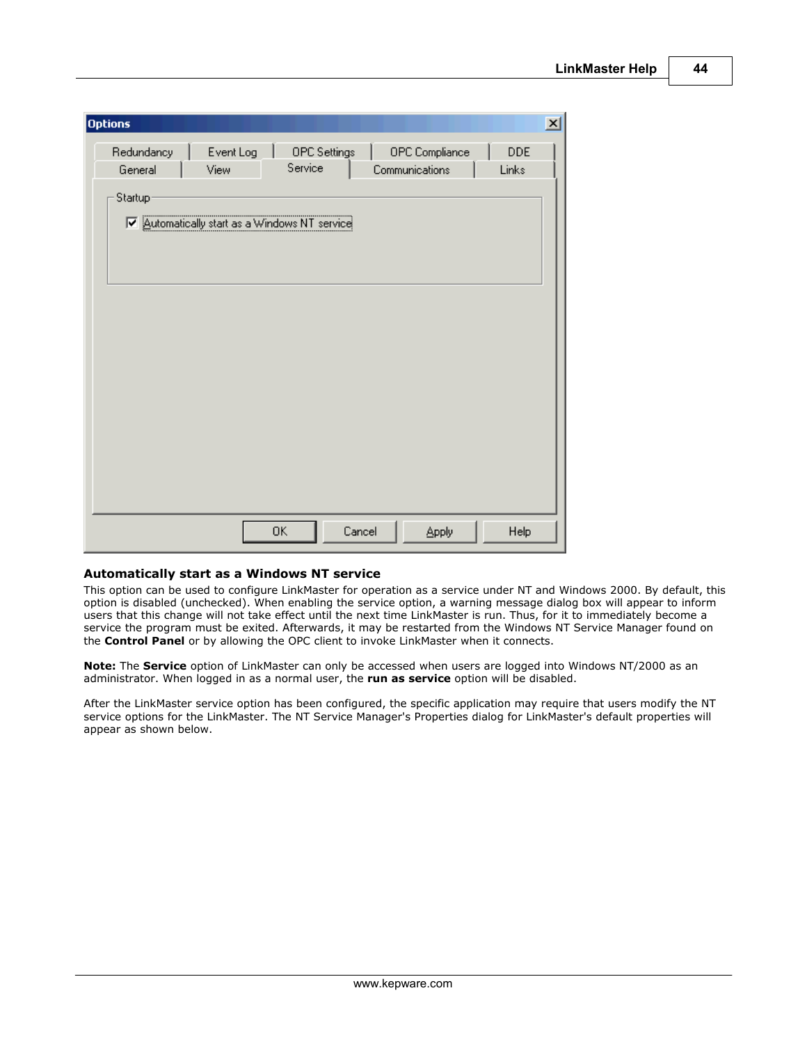## Automatically start as a Windows NT service

This option can be used to configure LinkMaster for operation as a service under NT and Windows 2000. By default, this option is disabled (unchecked). When enabling the service option, a warning message dialog box will appear to inform users that this change will not take effect until the next time LinkMaster is run. Thus, for it to immediately become a service the program must be exited. Afterwards, it may be restarted from the Windows NT Service Manager found on the **Control Panel** or by allowing the OPC client to invoke LinkMaster when it connects.

**Note:** The **Service** option of LinkMaster can only be accessed when users are logged into Windows NT/2000 as an administrator. When logged in as a normal user, the **run as service** option will be disabled.

After the LinkMaster service option has been configured, the specific application may require that users modify the NT service options for the LinkMaster. The NT Service Manager's Properties dialog for LinkMaster's default properties will appear as shown below.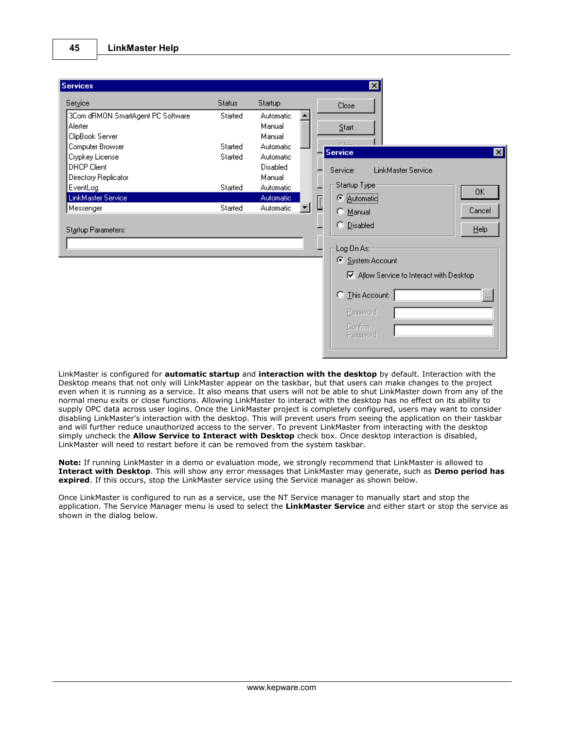LinkMaster is configured for **automatic startup** and **interaction with the desktop** by default. Interaction with the Desktop means that not only will LinkMaster appear on the taskbar, but that users can make changes to the project even when it is running as a service. It also means that users will not be able to shut LinkMaster down from any of the normal menu exits or close functions. Allowing LinkMaster to interact with the desktop has no effect on its ability to supply OPC data across user logins. Once the LinkMaster project is completely configured, users may want to consider disabling LinkMaster's interaction with the desktop. This will prevent users from seeing the application on their taskbar and will further reduce unauthorized access to the server. To prevent LinkMaster from interacting with the desktop simply uncheck the **Allow Service to Interact with Desktop** check box. Once desktop interaction is disabled, LinkMaster will need to restart before it can be removed from the system taskbar.

**Note:** If running LinkMaster in a demo or evaluation mode, we strongly recommend that LinkMaster is allowed to **Interact with Desktop**. This will show any error messages that LinkMaster may generate, such as **Demo period has expired**. If this occurs, stop the LinkMaster service using the Service manager as shown below.

Once LinkMaster is configured to run as a service, use the NT Service manager to manually start and stop the application. The Service Manager menu is used to select the **LinkMaster Service** and either start or stop the service as shown in the dialog below.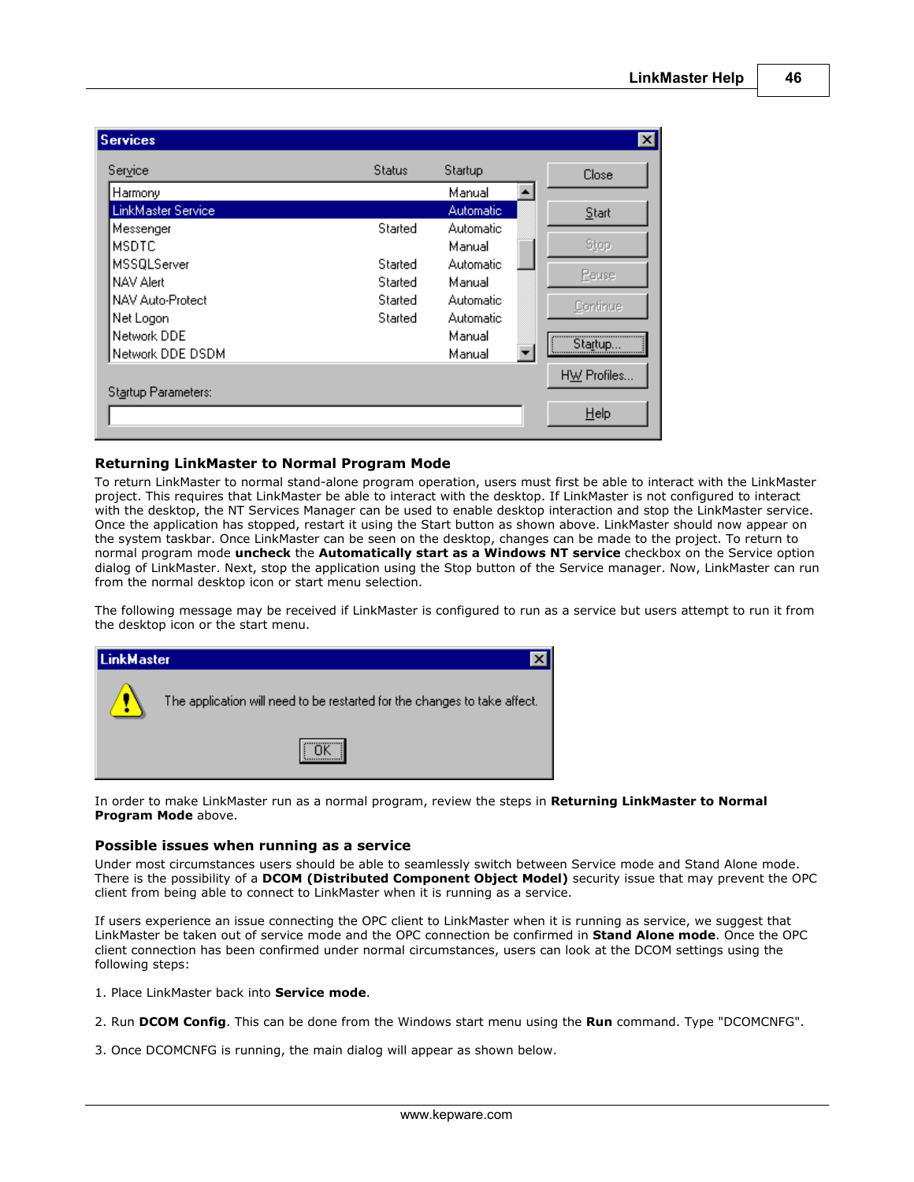### Returning LinkMaster to Normal Program Mode

To return LinkMaster to normal stand-alone program operation, users must first be able to interact with the LinkMaster project. This requires that LinkMaster be able to interact with the desktop. If LinkMaster is not configured to interact with the desktop, the NT Services Manager can be used to enable desktop interaction and stop the LinkMaster service. Once the application has stopped, restart it using the Start button as shown above. LinkMaster should now appear on the system taskbar. Once LinkMaster can be seen on the desktop, changes can be made to the project. To return to normal program mode **uncheck** the **Automatically start as a Windows NT service** checkbox on the Service option dialog of LinkMaster. Next, stop the application using the Stop button of the Service manager. Now, LinkMaster can run from the normal desktop icon or start menu selection.

The following message may be received if LinkMaster is configured to run as a service but users attempt to run it from the desktop icon or the start menu.

In order to make LinkMaster run as a normal program, review the steps in **Returning LinkMaster to Normal Program Mode** above.

### Possible issues when running as a service

Under most circumstances users should be able to seamlessly switch between Service mode and Stand Alone mode. There is the possibility of a **DCOM (Distributed Component Object Model)** security issue that may prevent the OPC client from being able to connect to LinkMaster when it is running as a service.

If users experience an issue connecting the OPC client to LinkMaster when it is running as service, we suggest that LinkMaster be taken out of service mode and the OPC connection be confirmed in **Stand Alone mode**. Once the OPC client connection has been confirmed under normal circumstances, users can look at the DCOM settings using the following steps:

1. Place LinkMaster back into **Service mode**.

2. Run **DCOM Config**. This can be done from the Windows start menu using the **Run** command. Type "DCOMCNFG".

3. Once DCOMCNFG is running, the main dialog will appear as shown below.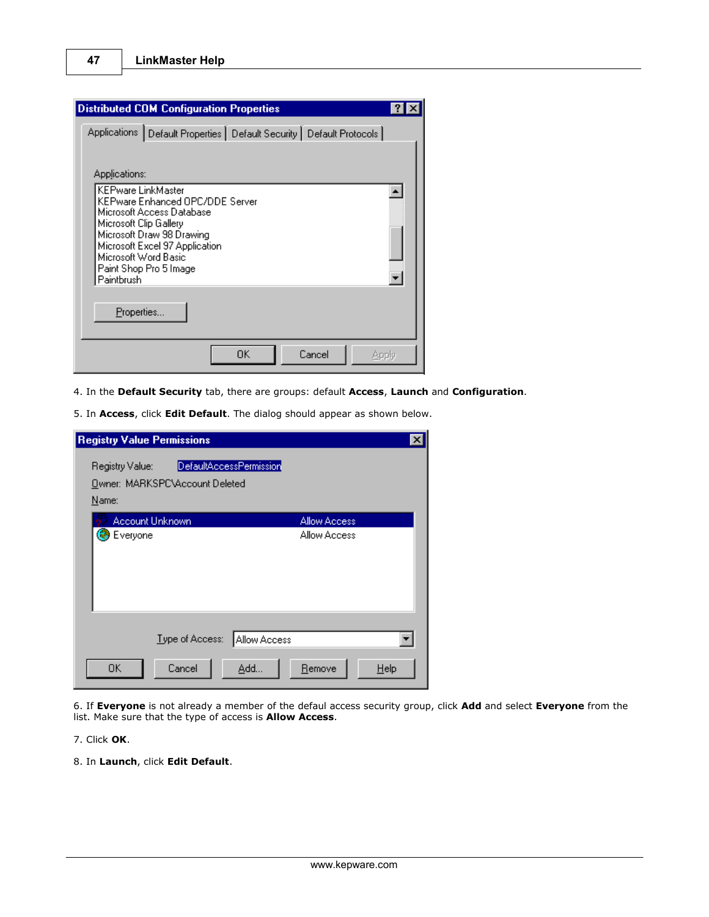4. In the **Default Security** tab, there are groups: default **Access**, **Launch** and **Configuration**.

5. In **Access**, click **Edit Default**. The dialog should appear as shown below.

6. If **Everyone** is not already a member of the defaul access security group, click **Add** and select **Everyone** from the list. Make sure that the type of access is **Allow Access**.

7. Click **OK**.

8. In **Launch**, click **Edit Default**.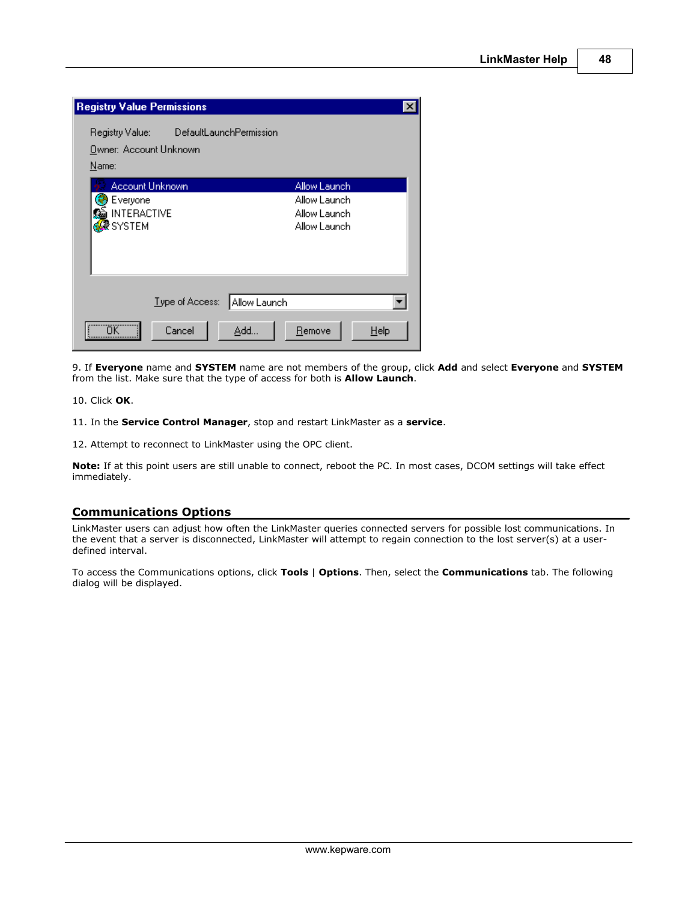9. If **Everyone** name and **SYSTEM** name are not members of the group, click **Add** and select **Everyone** and **SYSTEM** from the list. Make sure that the type of access for both is **Allow Launch**.

10. Click **OK**.

11. In the **Service Control Manager**, stop and restart LinkMaster as a **service**.

12. Attempt to reconnect to LinkMaster using the OPC client.

**Note:** If at this point users are still unable to connect, reboot the PC. In most cases, DCOM settings will take effect immediately.

## Communications Options

LinkMaster users can adjust how often the LinkMaster queries connected servers for possible lost communications. In the event that a server is disconnected, LinkMaster will attempt to regain connection to the lost server(s) at a user-defined interval.

To access the Communications options, click **Tools** | **Options**. Then, select the **Communications** tab. The following dialog will be displayed.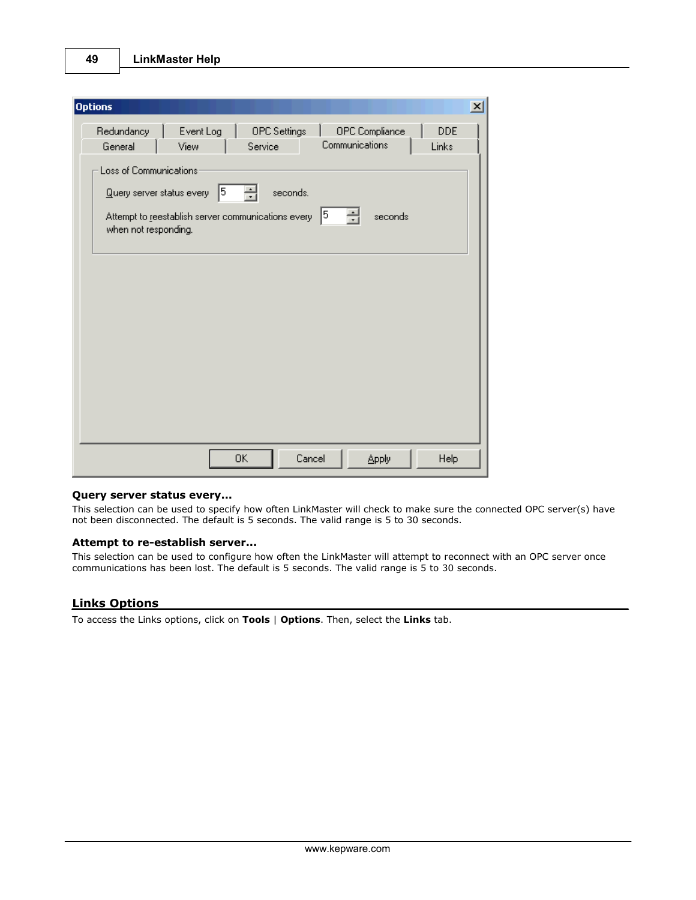### Query server status every...

This selection can be used to specify how often LinkMaster will check to make sure the connected OPC server(s) have not been disconnected. The default is 5 seconds. The valid range is 5 to 30 seconds.

### Attempt to re-establish server...

This selection can be used to configure how often the LinkMaster will attempt to reconnect with an OPC server once communications has been lost. The default is 5 seconds. The valid range is 5 to 30 seconds.

## Links Options

To access the Links options, click on **Tools** | **Options**. Then, select the **Links** tab.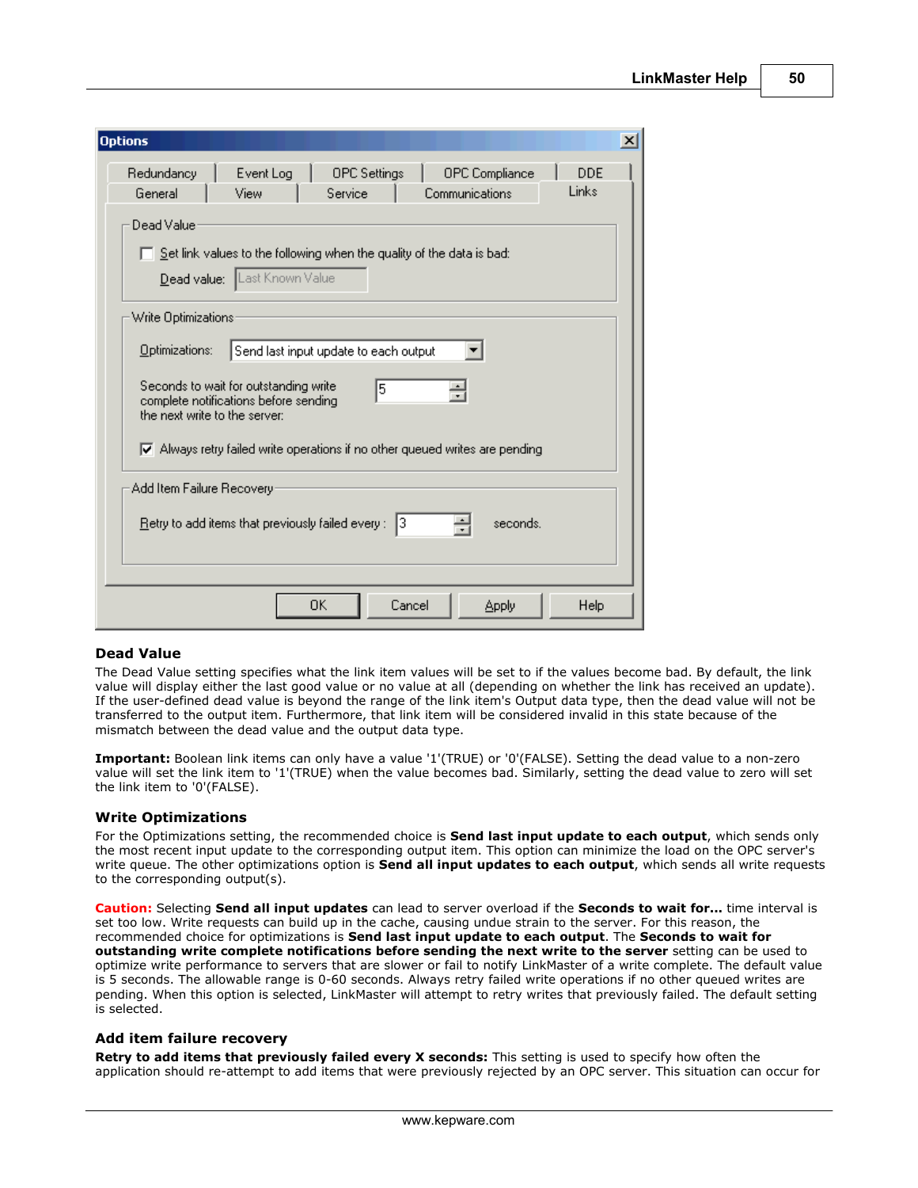### Dead Value

The Dead Value setting specifies what the link item values will be set to if the values become bad. By default, the link value will display either the last good value or no value at all (depending on whether the link has received an update). If the user-defined dead value is beyond the range of the link item's Output data type, then the dead value will not be transferred to the output item. Furthermore, that link item will be considered invalid in this state because of the mismatch between the dead value and the output data type.

**Important:** Boolean link items can only have a value '1'(TRUE) or '0'(FALSE). Setting the dead value to a non-zero value will set the link item to '1'(TRUE) when the value becomes bad. Similarly, setting the dead value to zero will set the link item to '0'(FALSE).

### Write Optimizations

For the Optimizations setting, the recommended choice is **Send last input update to each output**, which sends only the most recent input update to the corresponding output item. This option can minimize the load on the OPC server's write queue. The other optimizations option is **Send all input updates to each output**, which sends all write requests to the corresponding output(s).

**Caution:** Selecting **Send all input updates** can lead to server overload if the **Seconds to wait for...** time interval is set too low. Write requests can build up in the cache, causing undue strain to the server. For this reason, the recommended choice for optimizations is **Send last input update to each output**. The **Seconds to wait for outstanding write complete notifications before sending the next write to the server** setting can be used to optimize write performance to servers that are slower or fail to notify LinkMaster of a write complete. The default value is 5 seconds. The allowable range is 0-60 seconds. Always retry failed write operations if no other queued writes are pending. When this option is selected, LinkMaster will attempt to retry writes that previously failed. The default setting is selected.

### Add item failure recovery

**Retry to add items that previously failed every X seconds:** This setting is used to specify how often the application should re-attempt to add items that were previously rejected by an OPC server. This situation can occur for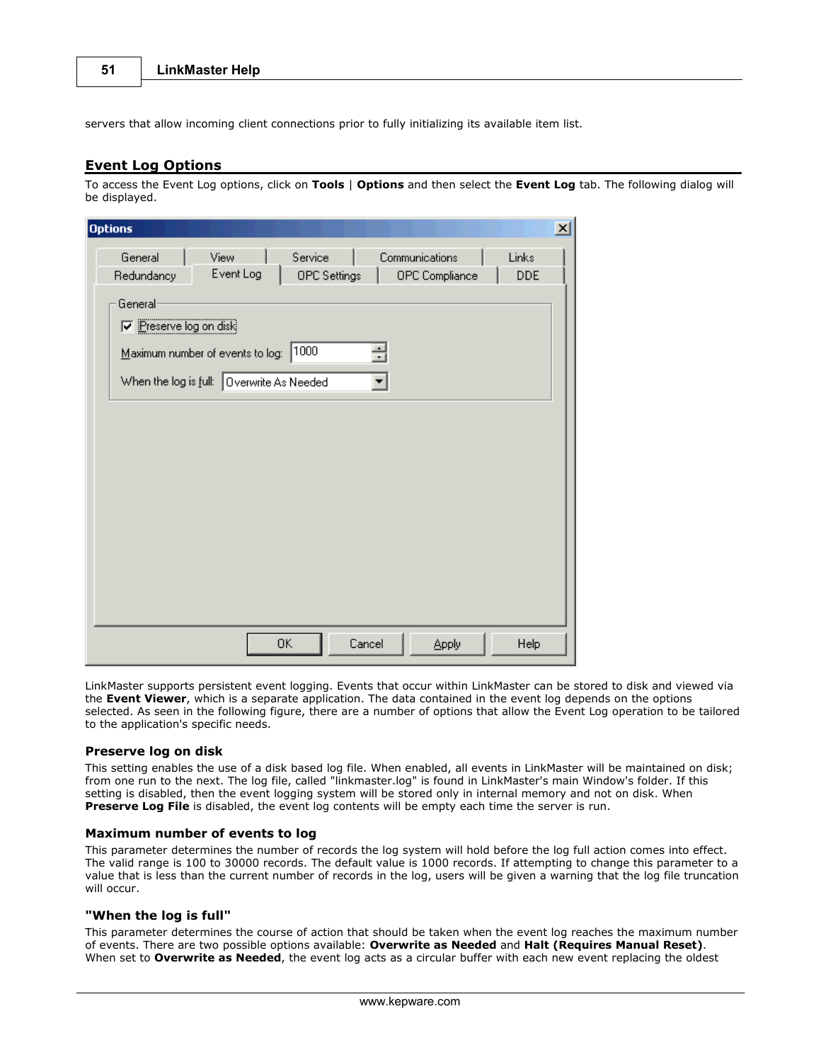servers that allow incoming client connections prior to fully initializing its available item list.

## Event Log Options

To access the Event Log options, click on **Tools** | **Options** and then select the **Event Log** tab. The following dialog will be displayed.

LinkMaster supports persistent event logging. Events that occur within LinkMaster can be stored to disk and viewed via the **Event Viewer**, which is a separate application. The data contained in the event log depends on the options selected. As seen in the following figure, there are a number of options that allow the Event Log operation to be tailored to the application's specific needs.

### Preserve log on disk

This setting enables the use of a disk based log file. When enabled, all events in LinkMaster will be maintained on disk; from one run to the next. The log file, called "linkmaster.log" is found in LinkMaster's main Window's folder. If this setting is disabled, then the event logging system will be stored only in internal memory and not on disk. When **Preserve Log File** is disabled, the event log contents will be empty each time the server is run.

### Maximum number of events to log

This parameter determines the number of records the log system will hold before the log full action comes into effect. The valid range is 100 to 30000 records. The default value is 1000 records. If attempting to change this parameter to a value that is less than the current number of records in the log, users will be given a warning that the log file truncation will occur.

### "When the log is full"

This parameter determines the course of action that should be taken when the event log reaches the maximum number of events. There are two possible options available: **Overwrite as Needed** and **Halt (Requires Manual Reset)**. When set to **Overwrite as Needed**, the event log acts as a circular buffer with each new event replacing the oldest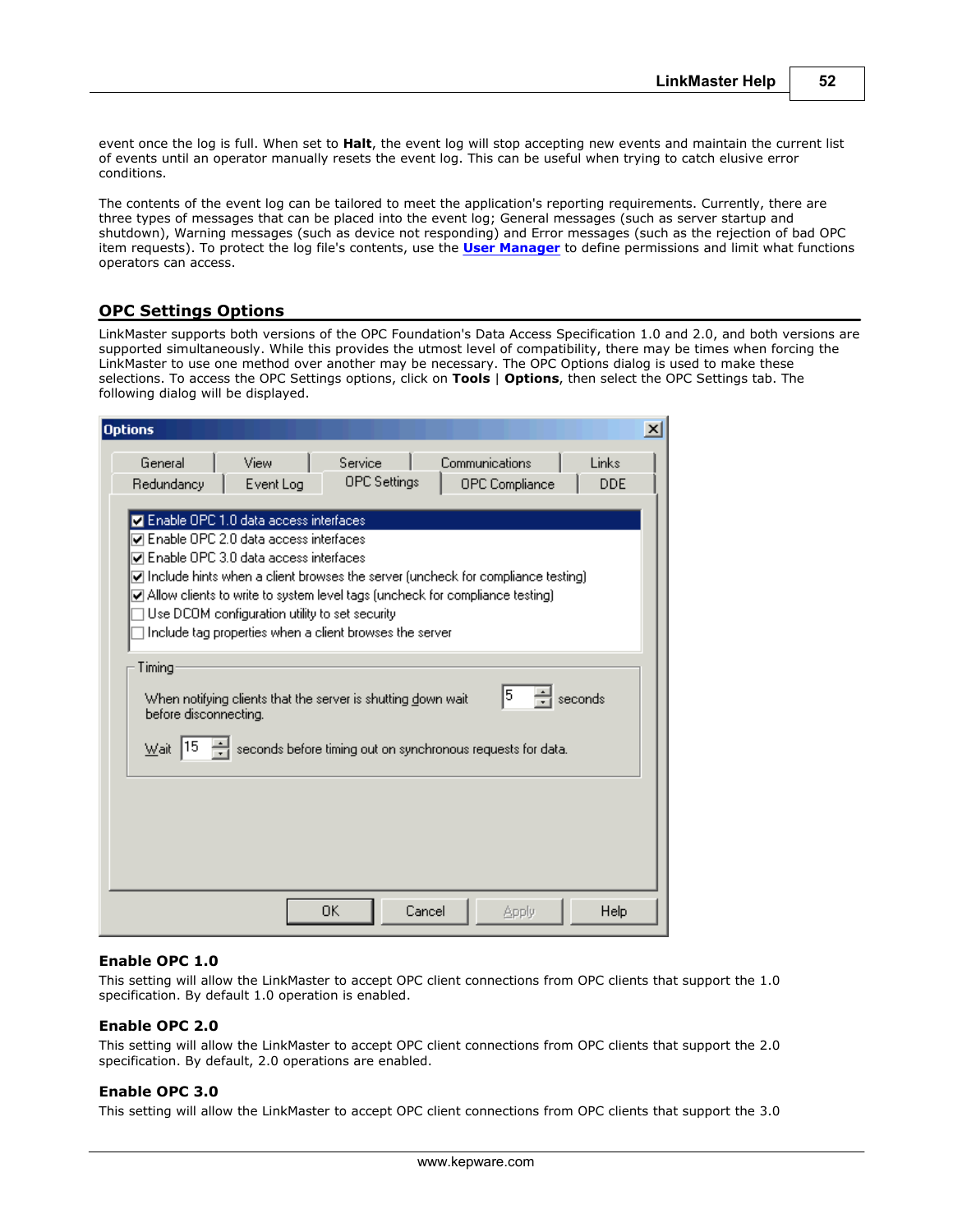event once the log is full. When set to **Halt**, the event log will stop accepting new events and maintain the current list of events until an operator manually resets the event log. This can be useful when trying to catch elusive error conditions.

The contents of the event log can be tailored to meet the application's reporting requirements. Currently, there are three types of messages that can be placed into the event log; General messages (such as server startup and shutdown), Warning messages (such as device not responding) and Error messages (such as the rejection of bad OPC item requests). To protect the log file's contents, use the **User Manager** to define permissions and limit what functions operators can access.

## OPC Settings Options

LinkMaster supports both versions of the OPC Foundation's Data Access Specification 1.0 and 2.0, and both versions are supported simultaneously. While this provides the utmost level of compatibility, there may be times when forcing the LinkMaster to use one method over another may be necessary. The OPC Options dialog is used to make these selections. To access the OPC Settings options, click on **Tools** | **Options**, then select the OPC Settings tab. The following dialog will be displayed.

### Enable OPC 1.0

This setting will allow the LinkMaster to accept OPC client connections from OPC clients that support the 1.0 specification. By default 1.0 operation is enabled.

### Enable OPC 2.0

This setting will allow the LinkMaster to accept OPC client connections from OPC clients that support the 2.0 specification. By default, 2.0 operations are enabled.

### Enable OPC 3.0

This setting will allow the LinkMaster to accept OPC client connections from OPC clients that support the 3.0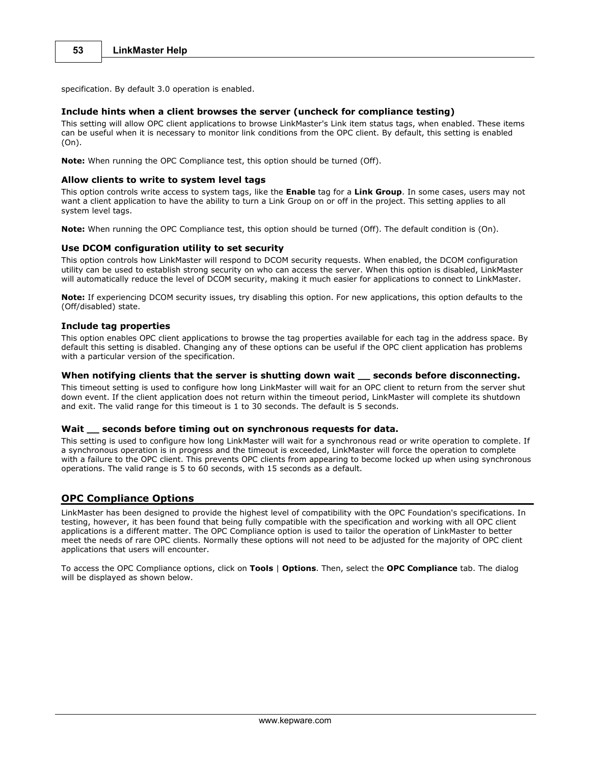specification. By default 3.0 operation is enabled.

### Include hints when a client browses the server (uncheck for compliance testing)

This setting will allow OPC client applications to browse LinkMaster's Link item status tags, when enabled. These items can be useful when it is necessary to monitor link conditions from the OPC client. By default, this setting is enabled (On).

**Note:** When running the OPC Compliance test, this option should be turned (Off).

### Allow clients to write to system level tags

This option controls write access to system tags, like the **Enable** tag for a **Link Group**. In some cases, users may not want a client application to have the ability to turn a Link Group on or off in the project. This setting applies to all system level tags.

**Note:** When running the OPC Compliance test, this option should be turned (Off). The default condition is (On).

### Use DCOM configuration utility to set security

This option controls how LinkMaster will respond to DCOM security requests. When enabled, the DCOM configuration utility can be used to establish strong security on who can access the server. When this option is disabled, LinkMaster will automatically reduce the level of DCOM security, making it much easier for applications to connect to LinkMaster.

**Note:** If experiencing DCOM security issues, try disabling this option. For new applications, this option defaults to the (Off/disabled) state.

### Include tag properties

This option enables OPC client applications to browse the tag properties available for each tag in the address space. By default this setting is disabled. Changing any of these options can be useful if the OPC client application has problems with a particular version of the specification.

### When notifying clients that the server is shutting down wait __ seconds before disconnecting.

This timeout setting is used to configure how long LinkMaster will wait for an OPC client to return from the server shut down event. If the client application does not return within the timeout period, LinkMaster will complete its shutdown and exit. The valid range for this timeout is 1 to 30 seconds. The default is 5 seconds.

### Wait __ seconds before timing out on synchronous requests for data.

This setting is used to configure how long LinkMaster will wait for a synchronous read or write operation to complete. If a synchronous operation is in progress and the timeout is exceeded, LinkMaster will force the operation to complete with a failure to the OPC client. This prevents OPC clients from appearing to become locked up when using synchronous operations. The valid range is 5 to 60 seconds, with 15 seconds as a default.

## OPC Compliance Options

LinkMaster has been designed to provide the highest level of compatibility with the OPC Foundation's specifications. In testing, however, it has been found that being fully compatible with the specification and working with all OPC client applications is a different matter. The OPC Compliance option is used to tailor the operation of LinkMaster to better meet the needs of rare OPC clients. Normally these options will not need to be adjusted for the majority of OPC client applications that users will encounter.

To access the OPC Compliance options, click on **Tools** | **Options**. Then, select the **OPC Compliance** tab. The dialog will be displayed as shown below.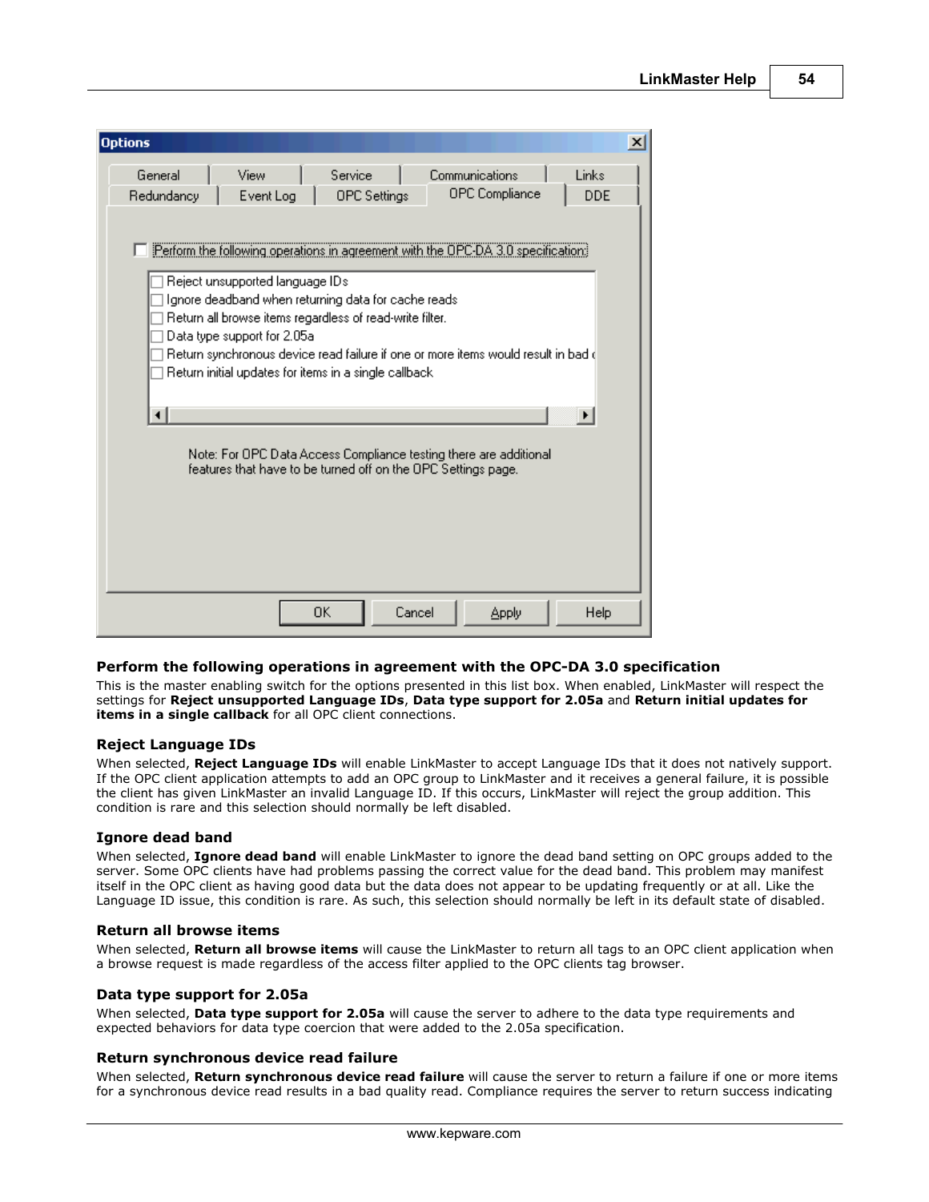### Perform the following operations in agreement with the OPC-DA 3.0 specification

This is the master enabling switch for the options presented in this list box. When enabled, LinkMaster will respect the settings for **Reject unsupported Language IDs**, **Data type support for 2.05a** and **Return initial updates for items in a single callback** for all OPC client connections.

### Reject Language IDs

When selected, **Reject Language IDs** will enable LinkMaster to accept Language IDs that it does not natively support. If the OPC client application attempts to add an OPC group to LinkMaster and it receives a general failure, it is possible the client has given LinkMaster an invalid Language ID. If this occurs, LinkMaster will reject the group addition. This condition is rare and this selection should normally be left disabled.

### Ignore dead band

When selected, **Ignore dead band** will enable LinkMaster to ignore the dead band setting on OPC groups added to the server. Some OPC clients have had problems passing the correct value for the dead band. This problem may manifest itself in the OPC client as having good data but the data does not appear to be updating frequently or at all. Like the Language ID issue, this condition is rare. As such, this selection should normally be left in its default state of disabled.

### Return all browse items

When selected, **Return all browse items** will cause the LinkMaster to return all tags to an OPC client application when a browse request is made regardless of the access filter applied to the OPC clients tag browser.

### Data type support for 2.05a

When selected, **Data type support for 2.05a** will cause the server to adhere to the data type requirements and expected behaviors for data type coercion that were added to the 2.05a specification.

### Return synchronous device read failure

When selected, **Return synchronous device read failure** will cause the server to return a failure if one or more items for a synchronous device read results in a bad quality read. Compliance requires the server to return success indicating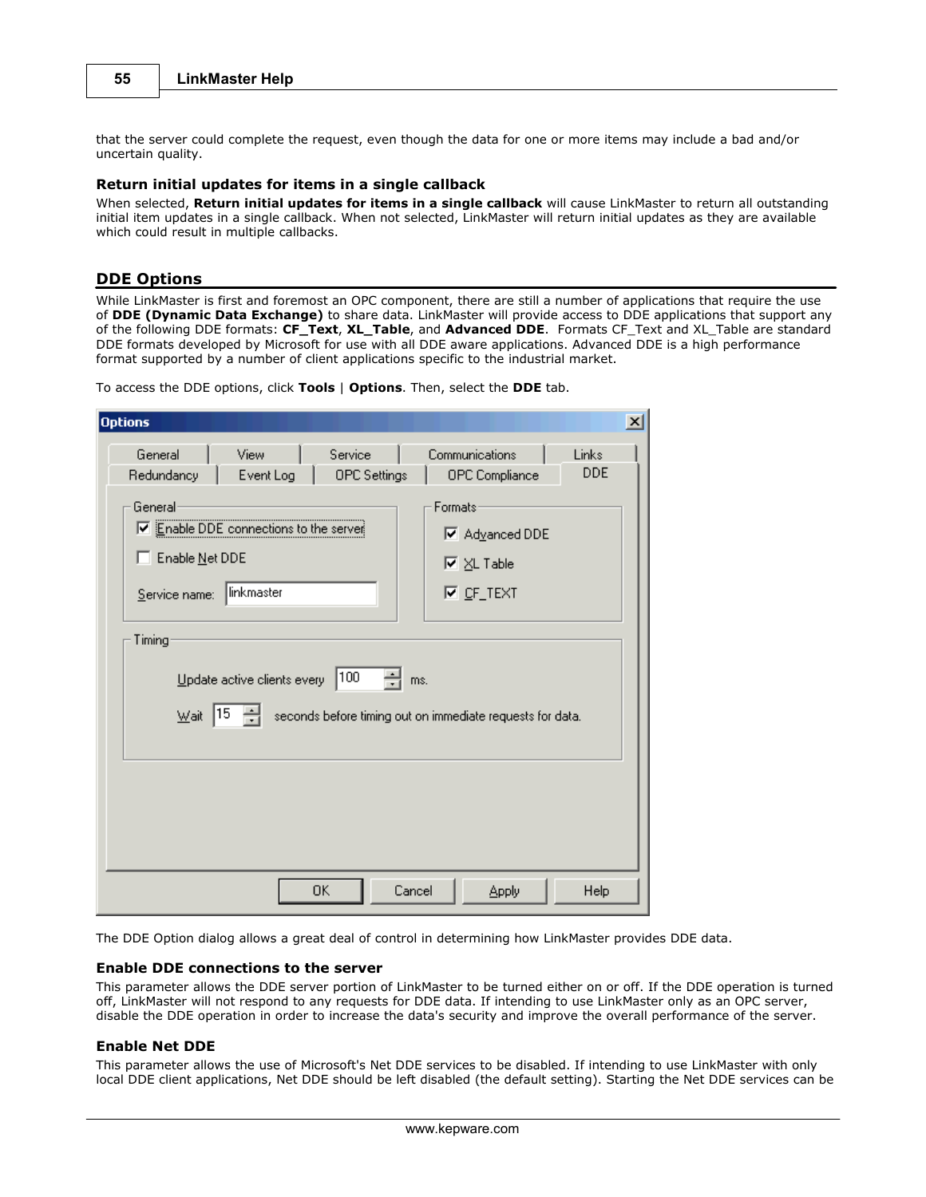that the server could complete the request, even though the data for one or more items may include a bad and/or uncertain quality.

### Return initial updates for items in a single callback

When selected, **Return initial updates for items in a single callback** will cause LinkMaster to return all outstanding initial item updates in a single callback. When not selected, LinkMaster will return initial updates as they are available which could result in multiple callbacks.

## DDE Options

While LinkMaster is first and foremost an OPC component, there are still a number of applications that require the use of **DDE (Dynamic Data Exchange)** to share data. LinkMaster will provide access to DDE applications that support any of the following DDE formats: **CF_Text**, **XL_Table**, and **Advanced DDE**. Formats CF_Text and XL_Table are standard DDE formats developed by Microsoft for use with all DDE aware applications. Advanced DDE is a high performance format supported by a number of client applications specific to the industrial market.

To access the DDE options, click **Tools** | **Options**. Then, select the **DDE** tab.

The DDE Option dialog allows a great deal of control in determining how LinkMaster provides DDE data.

### Enable DDE connections to the server

This parameter allows the DDE server portion of LinkMaster to be turned either on or off. If the DDE operation is turned off, LinkMaster will not respond to any requests for DDE data. If intending to use LinkMaster only as an OPC server, disable the DDE operation in order to increase the data's security and improve the overall performance of the server.

### Enable Net DDE

This parameter allows the use of Microsoft's Net DDE services to be disabled. If intending to use LinkMaster with only local DDE client applications, Net DDE should be left disabled (the default setting). Starting the Net DDE services can be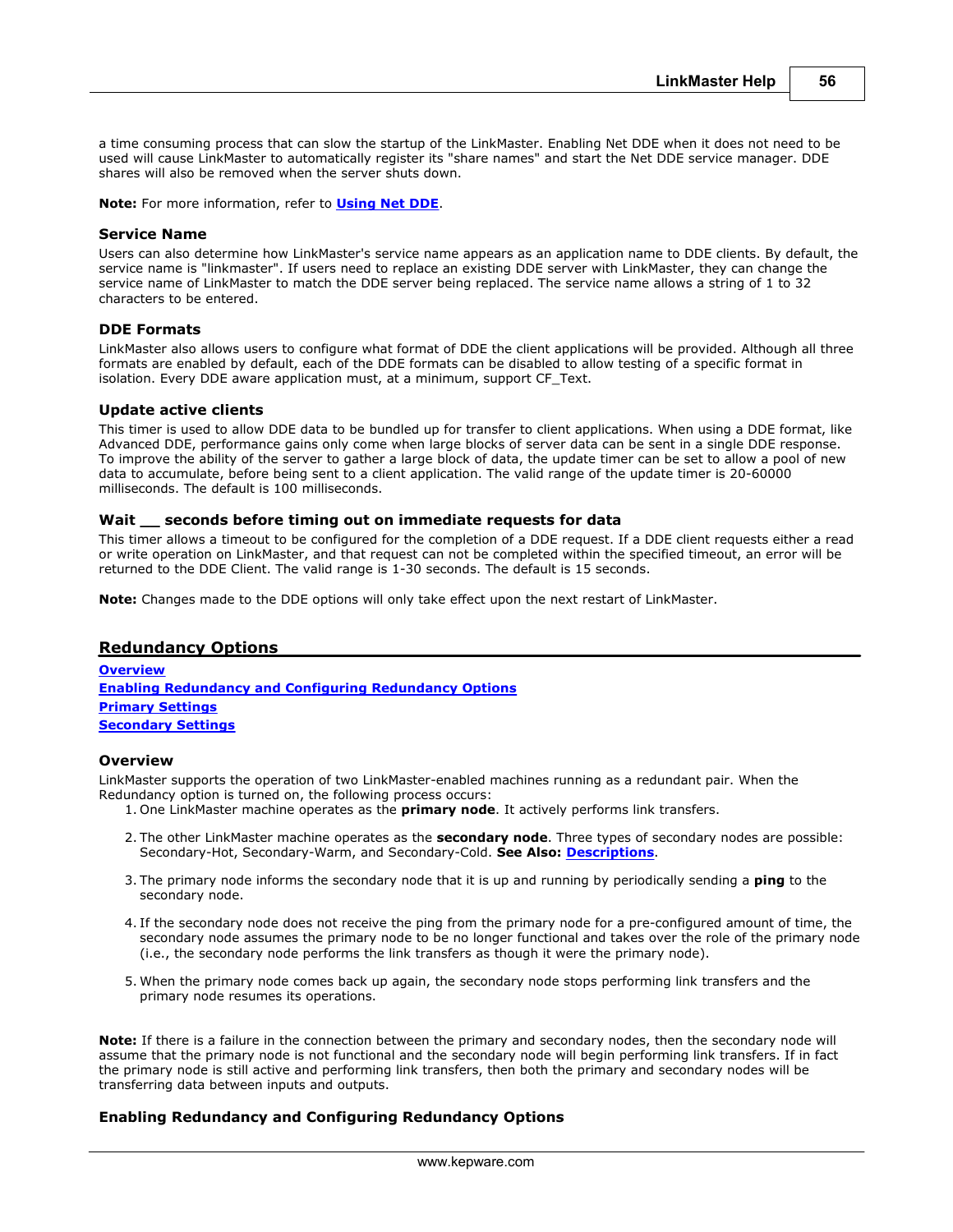a time consuming process that can slow the startup of the LinkMaster. Enabling Net DDE when it does not need to be used will cause LinkMaster to automatically register its "share names" and start the Net DDE service manager. DDE shares will also be removed when the server shuts down.

**Note:** For more information, refer to **Using Net DDE**.

### Service Name

Users can also determine how LinkMaster's service name appears as an application name to DDE clients. By default, the service name is "linkmaster". If users need to replace an existing DDE server with LinkMaster, they can change the service name of LinkMaster to match the DDE server being replaced. The service name allows a string of 1 to 32 characters to be entered.

### DDE Formats

LinkMaster also allows users to configure what format of DDE the client applications will be provided. Although all three formats are enabled by default, each of the DDE formats can be disabled to allow testing of a specific format in isolation. Every DDE aware application must, at a minimum, support CF_Text.

### Update active clients

This timer is used to allow DDE data to be bundled up for transfer to client applications. When using a DDE format, like Advanced DDE, performance gains only come when large blocks of server data can be sent in a single DDE response. To improve the ability of the server to gather a large block of data, the update timer can be set to allow a pool of new data to accumulate, before being sent to a client application. The valid range of the update timer is 20-60000 milliseconds. The default is 100 milliseconds.

### Wait __ seconds before timing out on immediate requests for data

This timer allows a timeout to be configured for the completion of a DDE request. If a DDE client requests either a read or write operation on LinkMaster, and that request can not be completed within the specified timeout, an error will be returned to the DDE Client. The valid range is 1-30 seconds. The default is 15 seconds.

**Note:** Changes made to the DDE options will only take effect upon the next restart of LinkMaster.

## Redundancy Options

**Overview**
**Enabling Redundancy and Configuring Redundancy Options**
**Primary Settings**
**Secondary Settings**

### Overview

LinkMaster supports the operation of two LinkMaster-enabled machines running as a redundant pair. When the Redundancy option is turned on, the following process occurs:

1. One LinkMaster machine operates as the **primary node**. It actively performs link transfers.
2. The other LinkMaster machine operates as the **secondary node**. Three types of secondary nodes are possible: Secondary-Hot, Secondary-Warm, and Secondary-Cold. **See Also: Descriptions**.
3. The primary node informs the secondary node that it is up and running by periodically sending a **ping** to the secondary node.
4. If the secondary node does not receive the ping from the primary node for a pre-configured amount of time, the secondary node assumes the primary node to be no longer functional and takes over the role of the primary node (i.e., the secondary node performs the link transfers as though it were the primary node).
5. When the primary node comes back up again, the secondary node stops performing link transfers and the primary node resumes its operations.

**Note:** If there is a failure in the connection between the primary and secondary nodes, then the secondary node will assume that the primary node is not functional and the secondary node will begin performing link transfers. If in fact the primary node is still active and performing link transfers, then both the primary and secondary nodes will be transferring data between inputs and outputs.

### Enabling Redundancy and Configuring Redundancy Options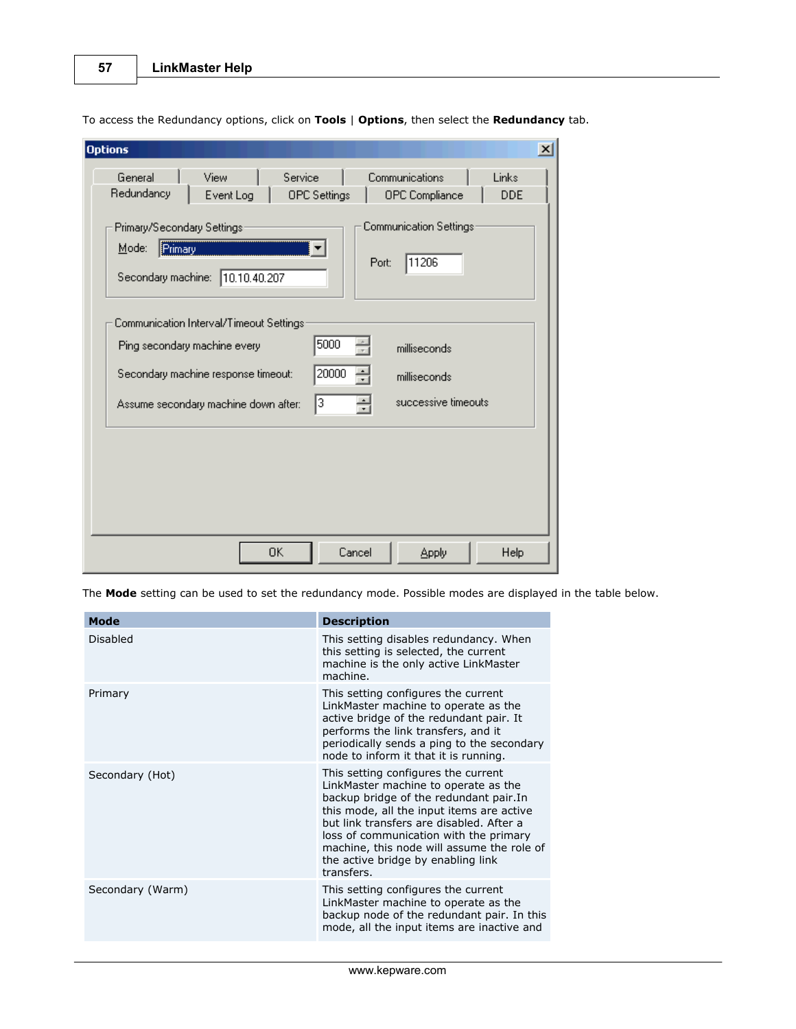To access the Redundancy options, click on **Tools** | **Options**, then select the **Redundancy** tab.

The **Mode** setting can be used to set the redundancy mode. Possible modes are displayed in the table below.

| Mode | Description |
|---|---|
| Disabled | This setting disables redundancy. When this setting is selected, the current machine is the only active LinkMaster machine. |
| Primary | This setting configures the current LinkMaster machine to operate as the active bridge of the redundant pair. It performs the link transfers, and it periodically sends a ping to the secondary node to inform it that it is running. |
| Secondary (Hot) | This setting configures the current LinkMaster machine to operate as the backup bridge of the redundant pair.In this mode, all the input items are active but link transfers are disabled. After a loss of communication with the primary machine, this node will assume the role of the active bridge by enabling link transfers. |
| Secondary (Warm) | This setting configures the current LinkMaster machine to operate as the backup node of the redundant pair. In this mode, all the input items are inactive and |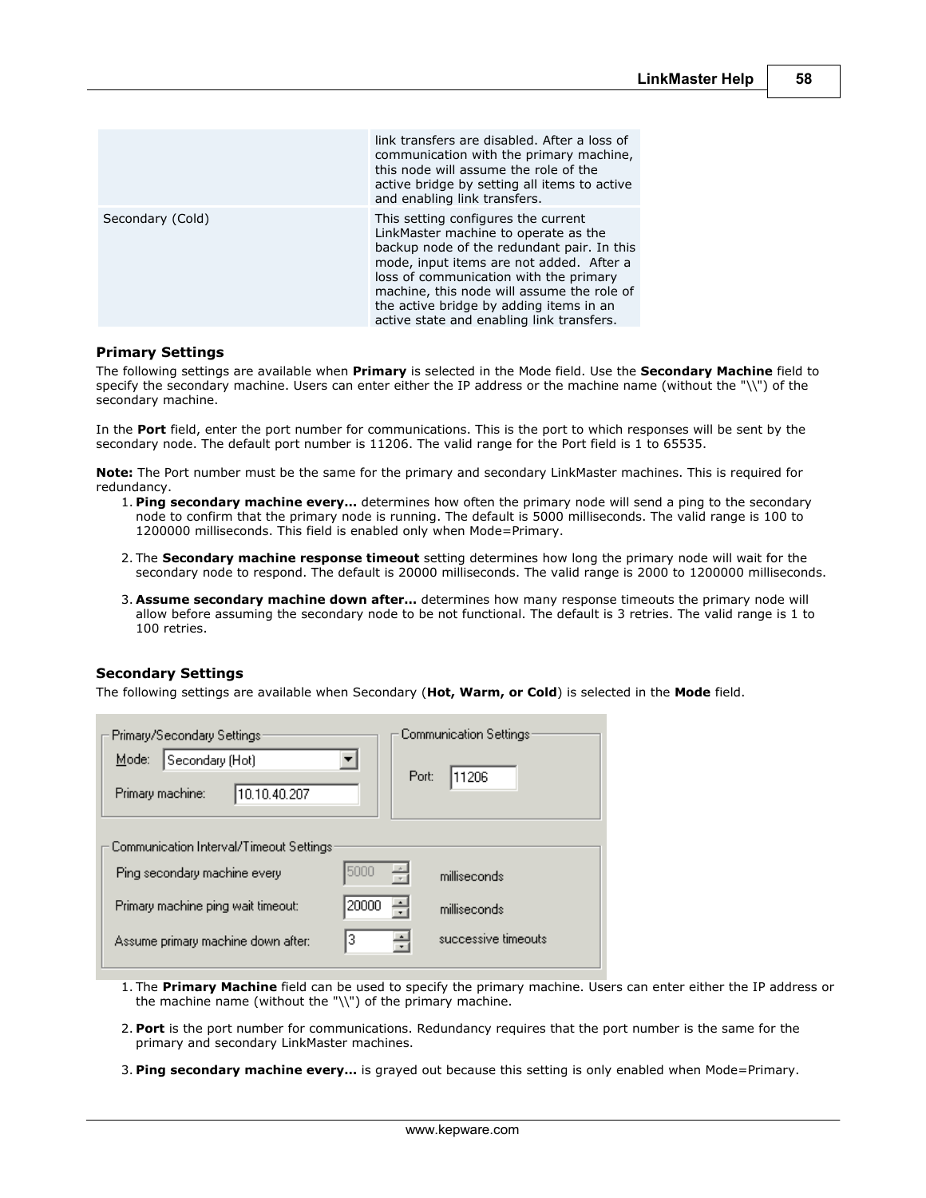| | |
|---|---|
| | link transfers are disabled. After a loss of communication with the primary machine, this node will assume the role of the active bridge by setting all items to active and enabling link transfers. |
| Secondary (Cold) | This setting configures the current LinkMaster machine to operate as the backup node of the redundant pair. In this mode, input items are not added. After a loss of communication with the primary machine, this node will assume the role of the active bridge by adding items in an active state and enabling link transfers. |

### Primary Settings

The following settings are available when **Primary** is selected in the Mode field. Use the **Secondary Machine** field to specify the secondary machine. Users can enter either the IP address or the machine name (without the "\\") of the secondary machine.

In the **Port** field, enter the port number for communications. This is the port to which responses will be sent by the secondary node. The default port number is 11206. The valid range for the Port field is 1 to 65535.

**Note:** The Port number must be the same for the primary and secondary LinkMaster machines. This is required for redundancy.

1. **Ping secondary machine every...** determines how often the primary node will send a ping to the secondary node to confirm that the primary node is running. The default is 5000 milliseconds. The valid range is 100 to 1200000 milliseconds. This field is enabled only when Mode=Primary.
2. The **Secondary machine response timeout** setting determines how long the primary node will wait for the secondary node to respond. The default is 20000 milliseconds. The valid range is 2000 to 1200000 milliseconds.
3. **Assume secondary machine down after...** determines how many response timeouts the primary node will allow before assuming the secondary node to be not functional. The default is 3 retries. The valid range is 1 to 100 retries.

### Secondary Settings

The following settings are available when Secondary (**Hot, Warm, or Cold**) is selected in the **Mode** field.

1. The **Primary Machine** field can be used to specify the primary machine. Users can enter either the IP address or the machine name (without the "\\") of the primary machine.
2. **Port** is the port number for communications. Redundancy requires that the port number is the same for the primary and secondary LinkMaster machines.
3. **Ping secondary machine every...** is grayed out because this setting is only enabled when Mode=Primary.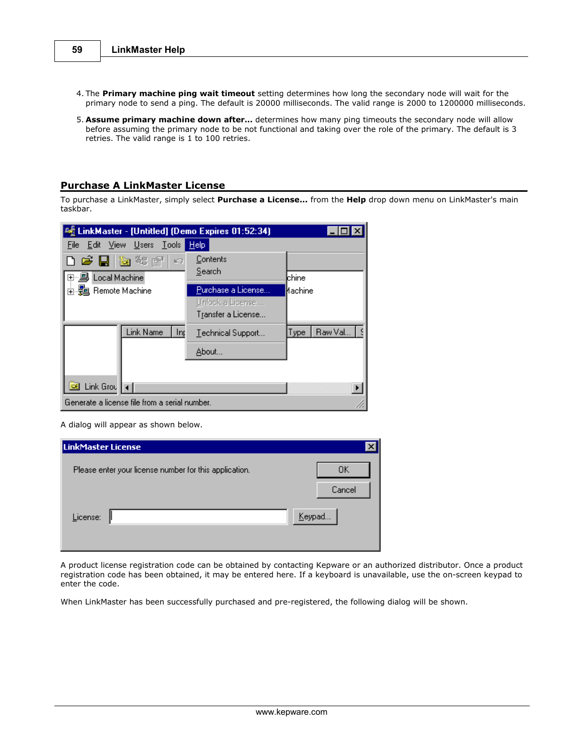4. The **Primary machine ping wait timeout** setting determines how long the secondary node will wait for the primary node to send a ping. The default is 20000 milliseconds. The valid range is 2000 to 1200000 milliseconds.

5. **Assume primary machine down after...** determines how many ping timeouts the secondary node will allow before assuming the primary node to be not functional and taking over the role of the primary. The default is 3 retries. The valid range is 1 to 100 retries.

## Purchase A LinkMaster License

To purchase a LinkMaster, simply select **Purchase a License...** from the **Help** drop down menu on LinkMaster's main taskbar.

A dialog will appear as shown below.

A product license registration code can be obtained by contacting Kepware or an authorized distributor. Once a product registration code has been obtained, it may be entered here. If a keyboard is unavailable, use the on-screen keypad to enter the code.

When LinkMaster has been successfully purchased and pre-registered, the following dialog will be shown.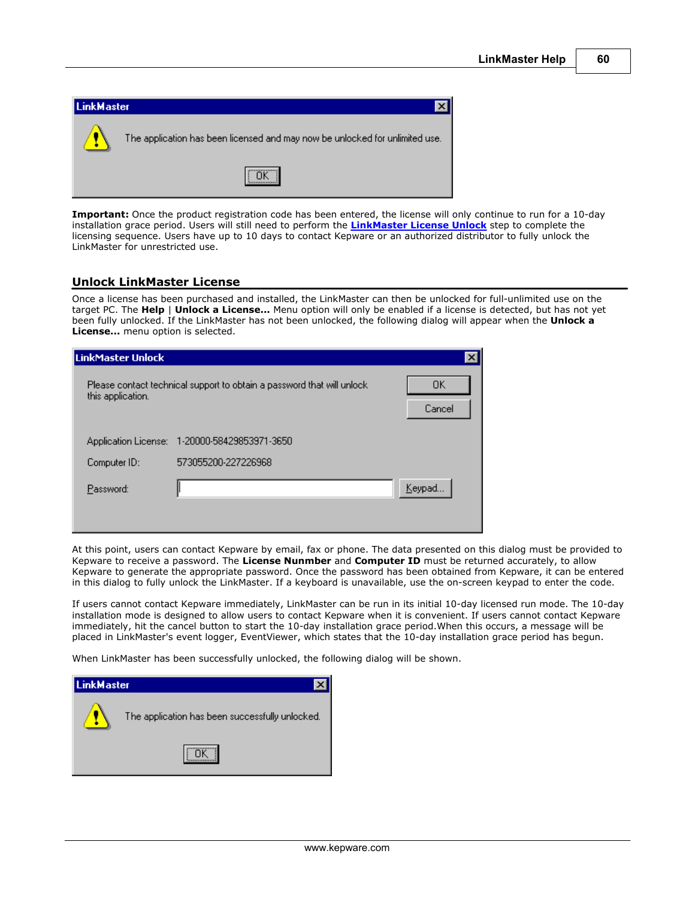**Important:** Once the product registration code has been entered, the license will only continue to run for a 10-day installation grace period. Users will still need to perform the **LinkMaster License Unlock** step to complete the licensing sequence. Users have up to 10 days to contact Kepware or an authorized distributor to fully unlock the LinkMaster for unrestricted use.

## Unlock LinkMaster License

Once a license has been purchased and installed, the LinkMaster can then be unlocked for full-unlimited use on the target PC. The **Help** | **Unlock a License...** Menu option will only be enabled if a license is detected, but has not yet been fully unlocked. If the LinkMaster has not been unlocked, the following dialog will appear when the **Unlock a License...** menu option is selected.

At this point, users can contact Kepware by email, fax or phone. The data presented on this dialog must be provided to Kepware to receive a password. The **License Nunmber** and **Computer ID** must be returned accurately, to allow Kepware to generate the appropriate password. Once the password has been obtained from Kepware, it can be entered in this dialog to fully unlock the LinkMaster. If a keyboard is unavailable, use the on-screen keypad to enter the code.

If users cannot contact Kepware immediately, LinkMaster can be run in its initial 10-day licensed run mode. The 10-day installation mode is designed to allow users to contact Kepware when it is convenient. If users cannot contact Kepware immediately, hit the cancel button to start the 10-day installation grace period.When this occurs, a message will be placed in LinkMaster's event logger, EventViewer, which states that the 10-day installation grace period has begun.

When LinkMaster has been successfully unlocked, the following dialog will be shown.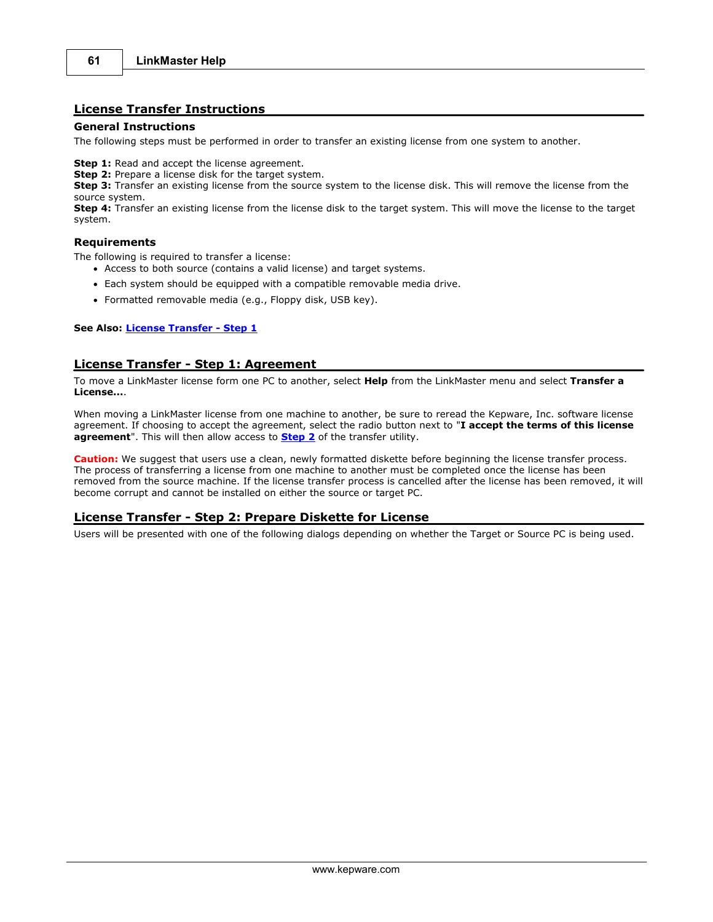## License Transfer Instructions

### General Instructions

The following steps must be performed in order to transfer an existing license from one system to another.

**Step 1:** Read and accept the license agreement.
**Step 2:** Prepare a license disk for the target system.
**Step 3:** Transfer an existing license from the source system to the license disk. This will remove the license from the source system.
**Step 4:** Transfer an existing license from the license disk to the target system. This will move the license to the target system.

### Requirements

The following is required to transfer a license:

- Access to both source (contains a valid license) and target systems.
- Each system should be equipped with a compatible removable media drive.
- Formatted removable media (e.g., Floppy disk, USB key).

**See Also: License Transfer - Step 1**

## License Transfer - Step 1: Agreement

To move a LinkMaster license form one PC to another, select **Help** from the LinkMaster menu and select **Transfer a License...**.

When moving a LinkMaster license from one machine to another, be sure to reread the Kepware, Inc. software license agreement. If choosing to accept the agreement, select the radio button next to "**I accept the terms of this license agreement**". This will then allow access to **Step 2** of the transfer utility.

**Caution:** We suggest that users use a clean, newly formatted diskette before beginning the license transfer process. The process of transferring a license from one machine to another must be completed once the license has been removed from the source machine. If the license transfer process is cancelled after the license has been removed, it will become corrupt and cannot be installed on either the source or target PC.

## License Transfer - Step 2: Prepare Diskette for License

Users will be presented with one of the following dialogs depending on whether the Target or Source PC is being used.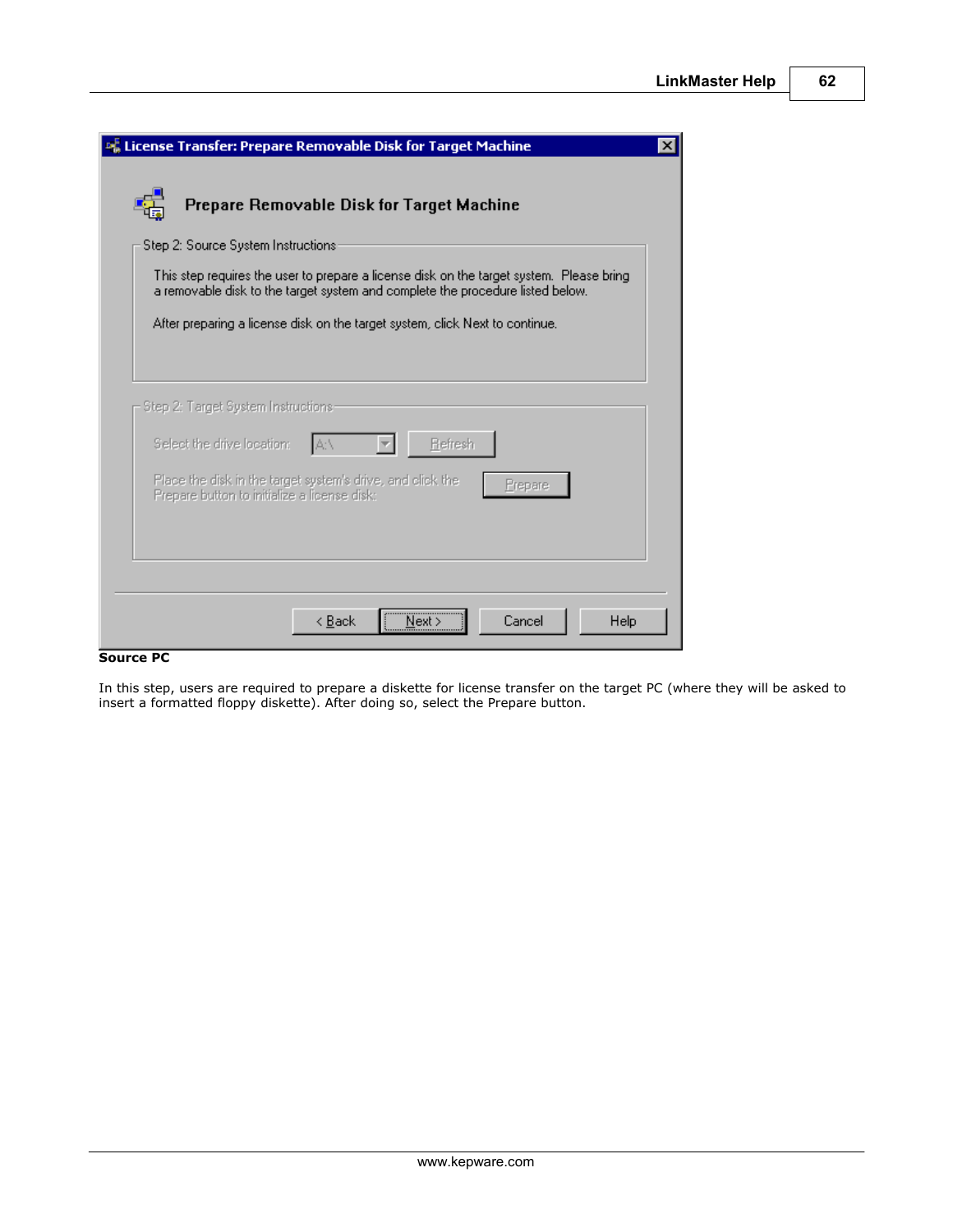**Source PC**

In this step, users are required to prepare a diskette for license transfer on the target PC (where they will be asked to insert a formatted floppy diskette). After doing so, select the Prepare button.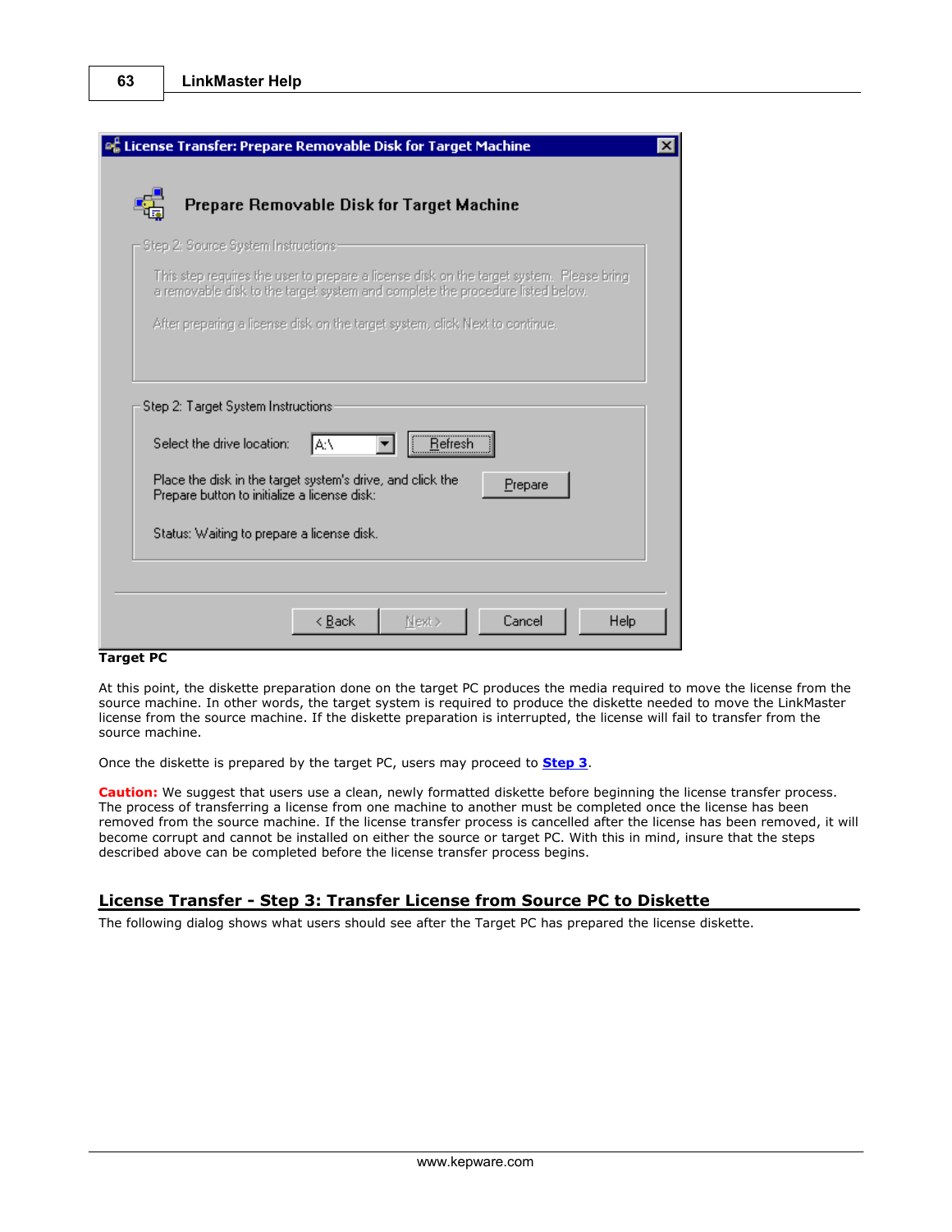**Target PC**

At this point, the diskette preparation done on the target PC produces the media required to move the license from the source machine. In other words, the target system is required to produce the diskette needed to move the LinkMaster license from the source machine. If the diskette preparation is interrupted, the license will fail to transfer from the source machine.

Once the diskette is prepared by the target PC, users may proceed to **Step 3**.

**Caution:** We suggest that users use a clean, newly formatted diskette before beginning the license transfer process. The process of transferring a license from one machine to another must be completed once the license has been removed from the source machine. If the license transfer process is cancelled after the license has been removed, it will become corrupt and cannot be installed on either the source or target PC. With this in mind, insure that the steps described above can be completed before the license transfer process begins.

## License Transfer - Step 3: Transfer License from Source PC to Diskette

The following dialog shows what users should see after the Target PC has prepared the license diskette.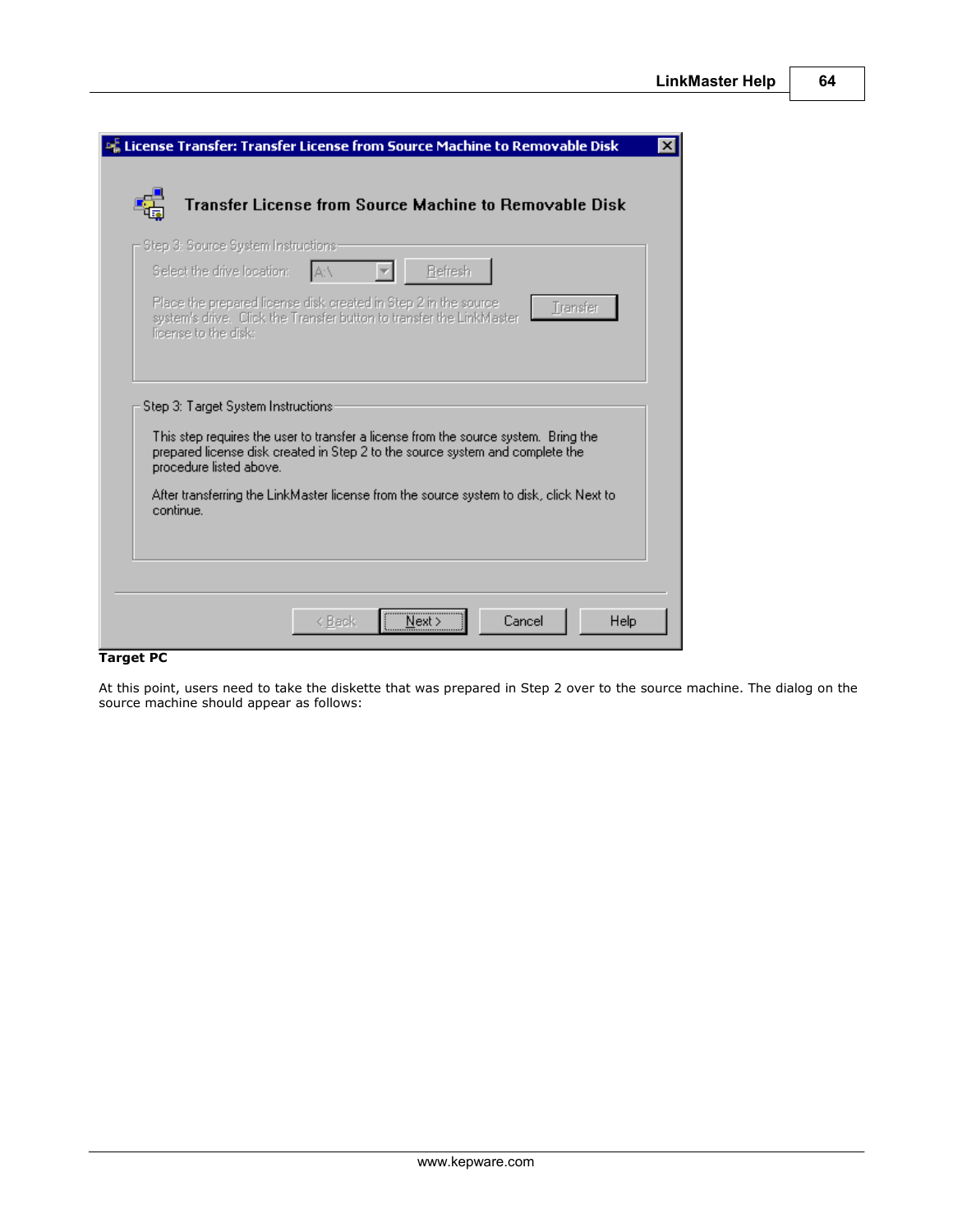**License Transfer: Transfer License from Source Machine to Removable Disk**

**Transfer License from Source Machine to Removable Disk**

Step 3: Source System Instructions

Select the drive location: A:\ Refresh

Place the prepared license disk created in Step 2 in the source system's drive. Click the Transfer button to transfer the LinkMaster license to the disk. Transfer

Step 3: Target System Instructions

This step requires the user to transfer a license from the source system. Bring the prepared license disk created in Step 2 to the source system and complete the procedure listed above.

After transferring the LinkMaster license from the source system to disk, click Next to continue.

< Back | Next > | Cancel | Help

**Target PC**

At this point, users need to take the diskette that was prepared in Step 2 over to the source machine. The dialog on the source machine should appear as follows: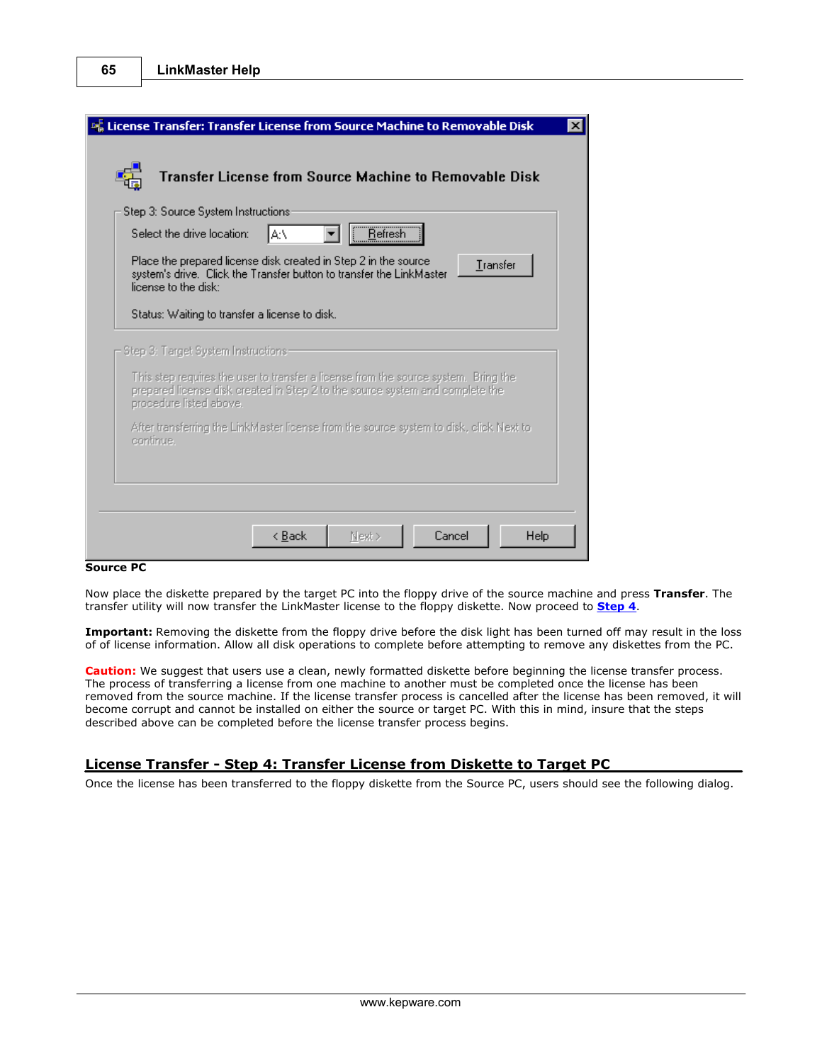**Source PC**

Now place the diskette prepared by the target PC into the floppy drive of the source machine and press **Transfer**. The transfer utility will now transfer the LinkMaster license to the floppy diskette. Now proceed to **Step 4**.

**Important:** Removing the diskette from the floppy drive before the disk light has been turned off may result in the loss of of license information. Allow all disk operations to complete before attempting to remove any diskettes from the PC.

**Caution:** We suggest that users use a clean, newly formatted diskette before beginning the license transfer process. The process of transferring a license from one machine to another must be completed once the license has been removed from the source machine. If the license transfer process is cancelled after the license has been removed, it will become corrupt and cannot be installed on either the source or target PC. With this in mind, insure that the steps described above can be completed before the license transfer process begins.

## License Transfer - Step 4: Transfer License from Diskette to Target PC

Once the license has been transferred to the floppy diskette from the Source PC, users should see the following dialog.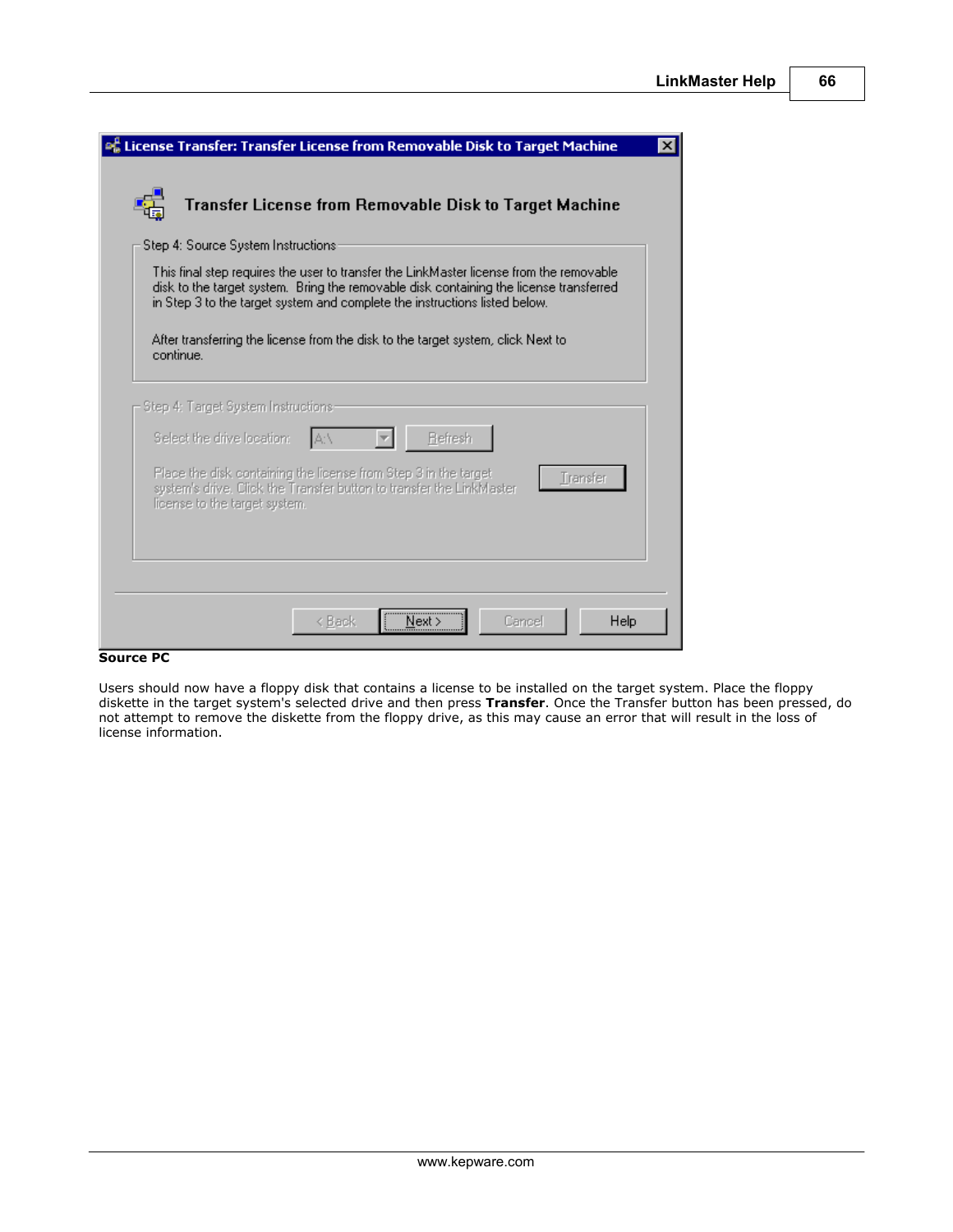**License Transfer: Transfer License from Removable Disk to Target Machine**

**Transfer License from Removable Disk to Target Machine**

Step 4: Source System Instructions

This final step requires the user to transfer the LinkMaster license from the removable disk to the target system. Bring the removable disk containing the license transferred in Step 3 to the target system and complete the instructions listed below.

After transferring the license from the disk to the target system, click Next to continue.

Step 4: Target System Instructions

Select the drive location: A:\ Refresh

Place the disk containing the license from Step 3 in the target system's drive. Click the Transfer button to transfer the LinkMaster license to the target system. Transfer

< Back | Next > | Cancel | Help

**Source PC**

Users should now have a floppy disk that contains a license to be installed on the target system. Place the floppy diskette in the target system's selected drive and then press **Transfer**. Once the Transfer button has been pressed, do not attempt to remove the diskette from the floppy drive, as this may cause an error that will result in the loss of license information.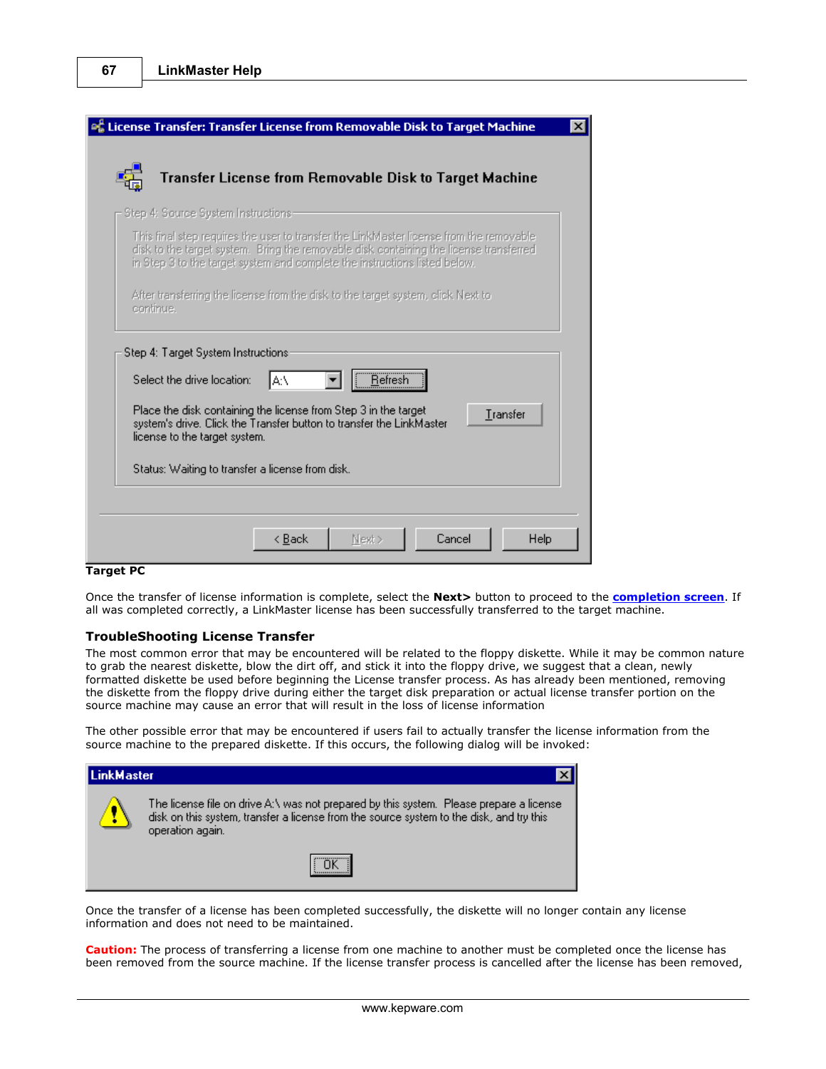**Target PC**

Once the transfer of license information is complete, select the **Next>** button to proceed to the **completion screen**. If all was completed correctly, a LinkMaster license has been successfully transferred to the target machine.

### TroubleShooting License Transfer

The most common error that may be encountered will be related to the floppy diskette. While it may be common nature to grab the nearest diskette, blow the dirt off, and stick it into the floppy drive, we suggest that a clean, newly formatted diskette be used before beginning the License transfer process. As has already been mentioned, removing the diskette from the floppy drive during either the target disk preparation or actual license transfer portion on the source machine may cause an error that will result in the loss of license information

The other possible error that may be encountered if users fail to actually transfer the license information from the source machine to the prepared diskette. If this occurs, the following dialog will be invoked:

Once the transfer of a license has been completed successfully, the diskette will no longer contain any license information and does not need to be maintained.

**Caution:** The process of transferring a license from one machine to another must be completed once the license has been removed from the source machine. If the license transfer process is cancelled after the license has been removed,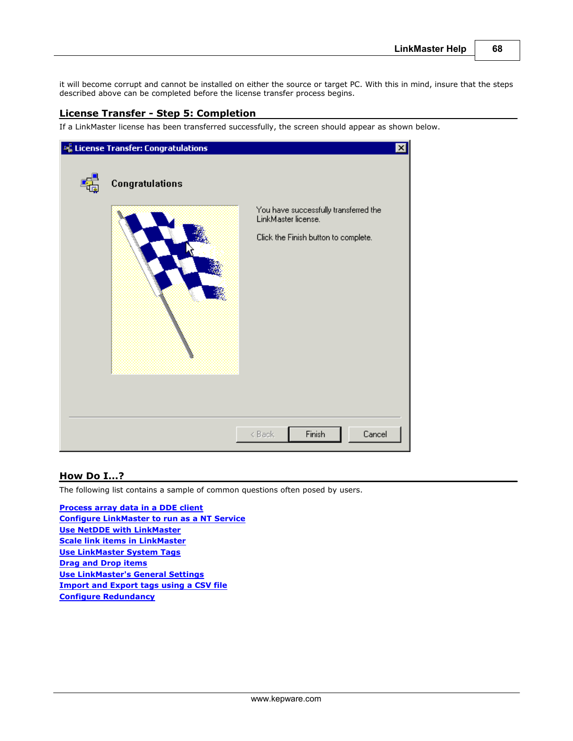it will become corrupt and cannot be installed on either the source or target PC. With this in mind, insure that the steps described above can be completed before the license transfer process begins.

## License Transfer - Step 5: Completion

If a LinkMaster license has been transferred successfully, the screen should appear as shown below.

## How Do I...?

The following list contains a sample of common questions often posed by users.

[Process array data in a DDE client]
[Configure LinkMaster to run as a NT Service]
[Use NetDDE with LinkMaster]
[Scale link items in LinkMaster]
[Use LinkMaster System Tags]
[Drag and Drop items]
[Use LinkMaster's General Settings]
[Import and Export tags using a CSV file]
[Configure Redundancy]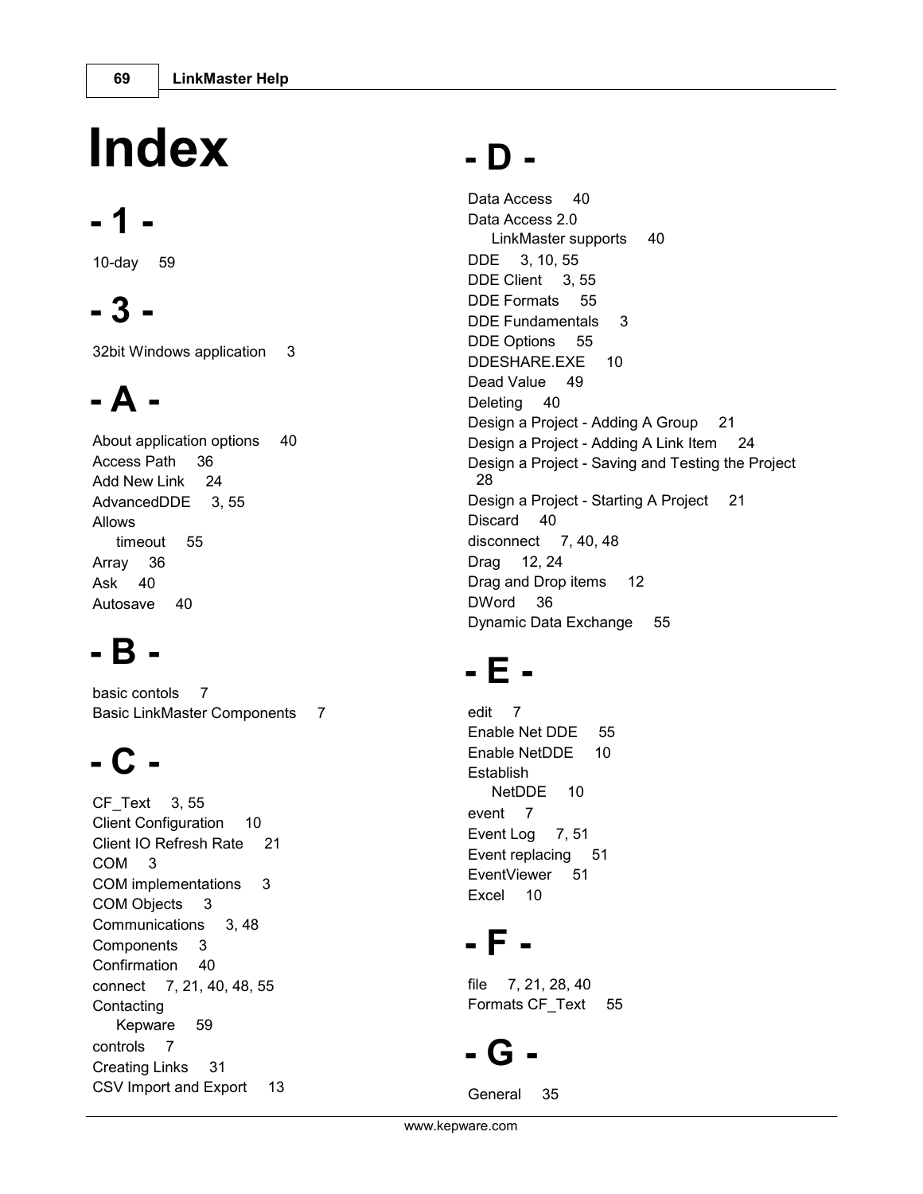# Index

## - 1 -

10-day 59

## - 3 -

32bit Windows application 3

## - A -

About application options 40
Access Path 36
Add New Link 24
AdvancedDDE 3, 55
Allows
  timeout 55
Array 36
Ask 40
Autosave 40

## - B -

basic contols 7
Basic LinkMaster Components 7

## - C -

CF_Text 3, 55
Client Configuration 10
Client IO Refresh Rate 21
COM 3
COM implementations 3
COM Objects 3
Communications 3, 48
Components 3
Confirmation 40
connect 7, 21, 40, 48, 55
Contacting
  Kepware 59
controls 7
Creating Links 31
CSV Import and Export 13

## - D -

Data Access 40
Data Access 2.0
  LinkMaster supports 40
DDE 3, 10, 55
DDE Client 3, 55
DDE Formats 55
DDE Fundamentals 3
DDE Options 55
DDESHARE.EXE 10
Dead Value 49
Deleting 40
Design a Project - Adding A Group 21
Design a Project - Adding A Link Item 24
Design a Project - Saving and Testing the Project 28
Design a Project - Starting A Project 21
Discard 40
disconnect 7, 40, 48
Drag 12, 24
Drag and Drop items 12
DWord 36
Dynamic Data Exchange 55

## - E -

edit 7
Enable Net DDE 55
Enable NetDDE 10
Establish
  NetDDE 10
event 7
Event Log 7, 51
Event replacing 51
EventViewer 51
Excel 10

## - F -

file 7, 21, 28, 40
Formats CF_Text 55

## - G -

General 35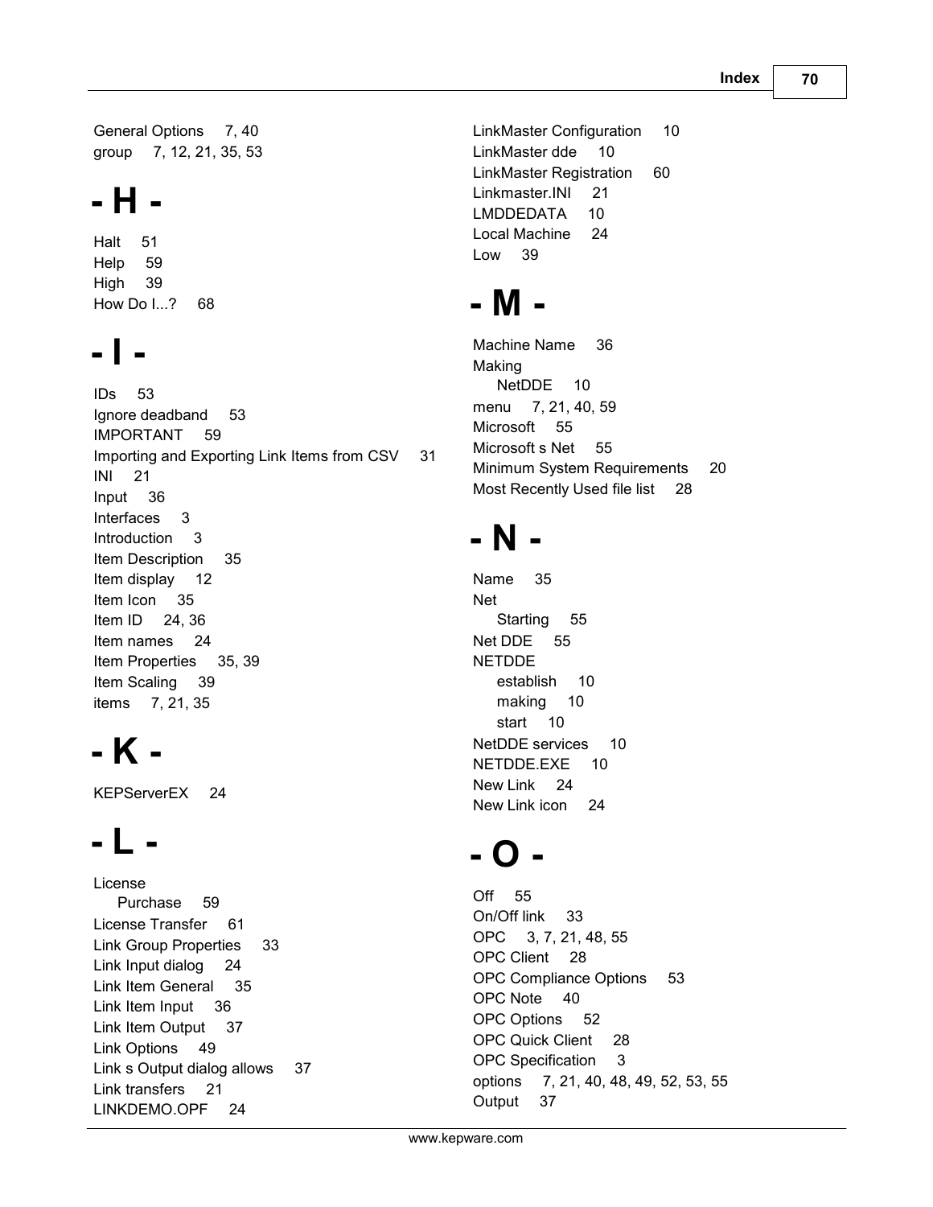General Options 7, 40
group 7, 12, 21, 35, 53

# - H -

Halt 51
Help 59
High 39
How Do I...? 68

# - I -

IDs 53
Ignore deadband 53
IMPORTANT 59
Importing and Exporting Link Items from CSV 31
INI 21
Input 36
Interfaces 3
Introduction 3
Item Description 35
Item display 12
Item Icon 35
Item ID 24, 36
Item names 24
Item Properties 35, 39
Item Scaling 39
items 7, 21, 35

# - K -

KEPServerEX 24

# - L -

License
  Purchase 59
License Transfer 61
Link Group Properties 33
Link Input dialog 24
Link Item General 35
Link Item Input 36
Link Item Output 37
Link Options 49
Link s Output dialog allows 37
Link transfers 21
LINKDEMO.OPF 24
LinkMaster Configuration 10
LinkMaster dde 10
LinkMaster Registration 60
Linkmaster.INI 21
LMDDEDATA 10
Local Machine 24
Low 39

# - M -

Machine Name 36
Making
  NetDDE 10
menu 7, 21, 40, 59
Microsoft 55
Microsoft s Net 55
Minimum System Requirements 20
Most Recently Used file list 28

# - N -

Name 35
Net
  Starting 55
Net DDE 55
NETDDE
  establish 10
  making 10
  start 10
NetDDE services 10
NETDDE.EXE 10
New Link 24
New Link icon 24

# - O -

Off 55
On/Off link 33
OPC 3, 7, 21, 48, 55
OPC Client 28
OPC Compliance Options 53
OPC Note 40
OPC Options 52
OPC Quick Client 28
OPC Specification 3
options 7, 21, 40, 48, 49, 52, 53, 55
Output 37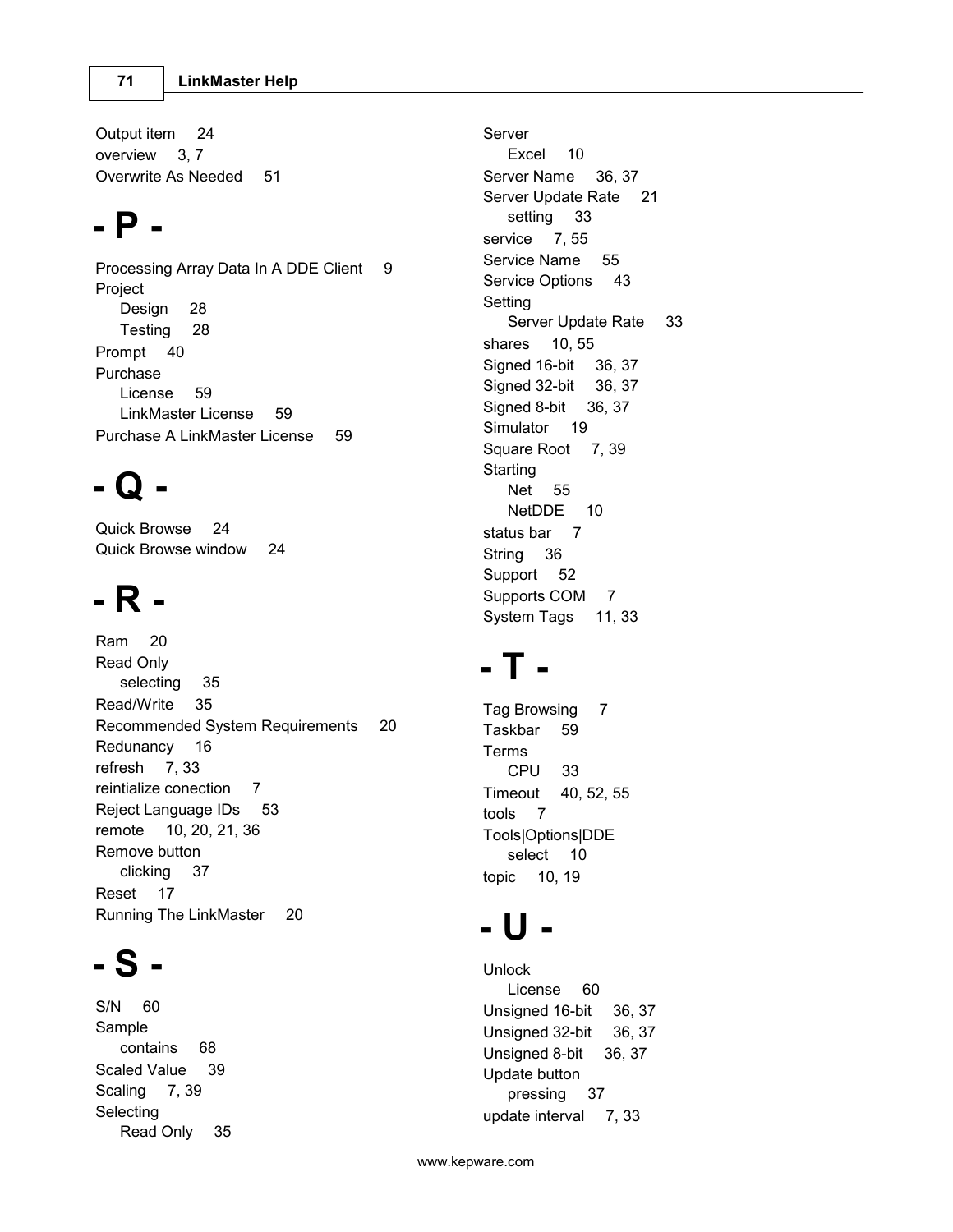Output item 24
overview 3, 7
Overwrite As Needed 51

# - P -

Processing Array Data In A DDE Client 9
Project
- Design 28
- Testing 28

Prompt 40
Purchase
- License 59
- LinkMaster License 59

Purchase A LinkMaster License 59

# - Q -

Quick Browse 24
Quick Browse window 24

# - R -

Ram 20
Read Only
- selecting 35

Read/Write 35
Recommended System Requirements 20
Redunancy 16
refresh 7, 33
reintialize conection 7
Reject Language IDs 53
remote 10, 20, 21, 36
Remove button
- clicking 37

Reset 17
Running The LinkMaster 20

# - S -

S/N 60
Sample
- contains 68

Scaled Value 39
Scaling 7, 39
Selecting
- Read Only 35

Server
- Excel 10

Server Name 36, 37
Server Update Rate 21
- setting 33

service 7, 55
Service Name 55
Service Options 43
Setting
- Server Update Rate 33

shares 10, 55
Signed 16-bit 36, 37
Signed 32-bit 36, 37
Signed 8-bit 36, 37
Simulator 19
Square Root 7, 39
Starting
- Net 55
- NetDDE 10

status bar 7
String 36
Support 52
Supports COM 7
System Tags 11, 33

# - T -

Tag Browsing 7
Taskbar 59
Terms
- CPU 33

Timeout 40, 52, 55
tools 7
Tools|Options|DDE
- select 10

topic 10, 19

# - U -

Unlock
- License 60

Unsigned 16-bit 36, 37
Unsigned 32-bit 36, 37
Unsigned 8-bit 36, 37
Update button
- pressing 37

update interval 7, 33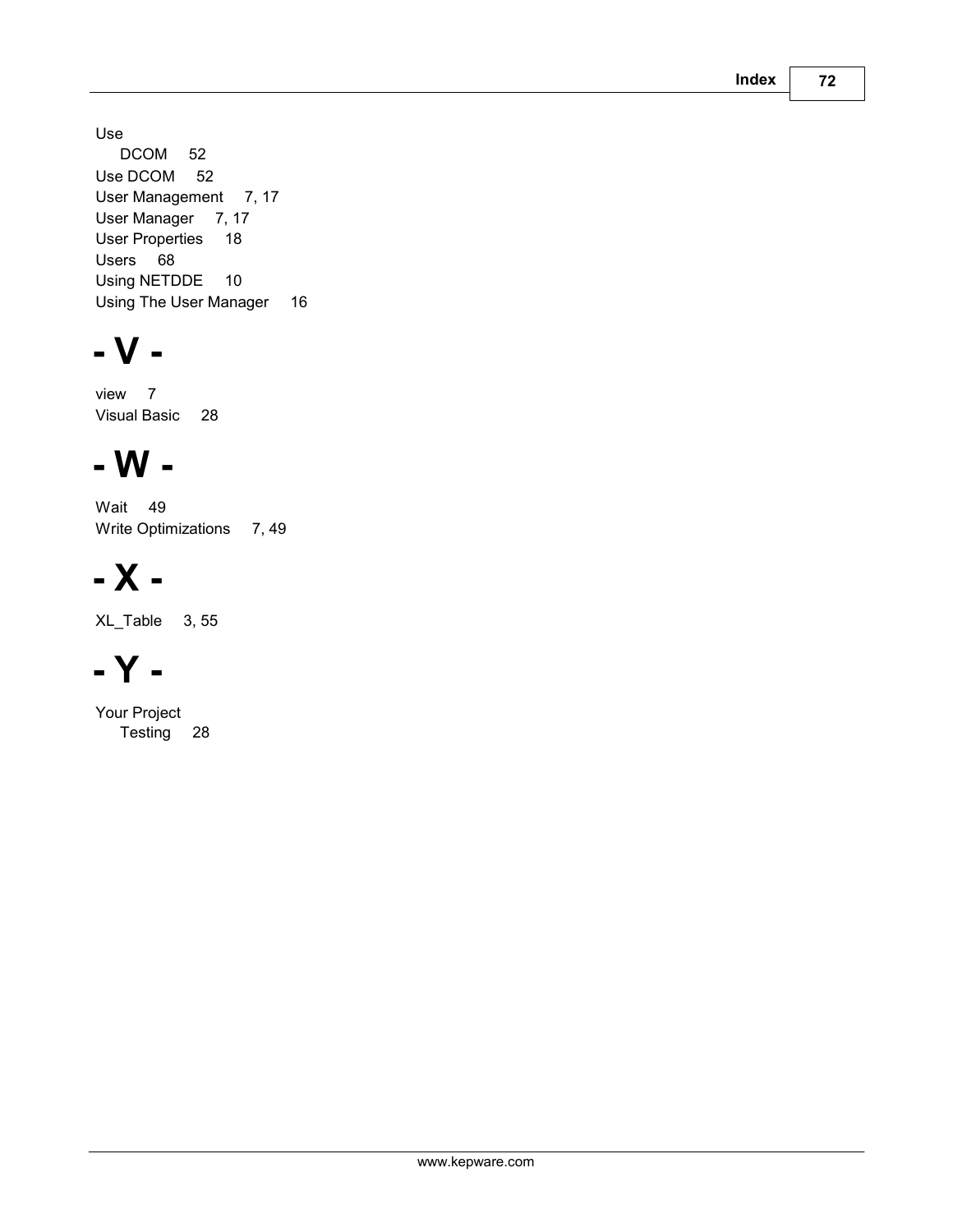Use
    DCOM 52
Use DCOM 52
User Management 7, 17
User Manager 7, 17
User Properties 18
Users 68
Using NETDDE 10
Using The User Manager 16

# - V -

view 7
Visual Basic 28

# - W -

Wait 49
Write Optimizations 7, 49

# - X -

XL_Table 3, 55

# - Y -

Your Project
    Testing 28